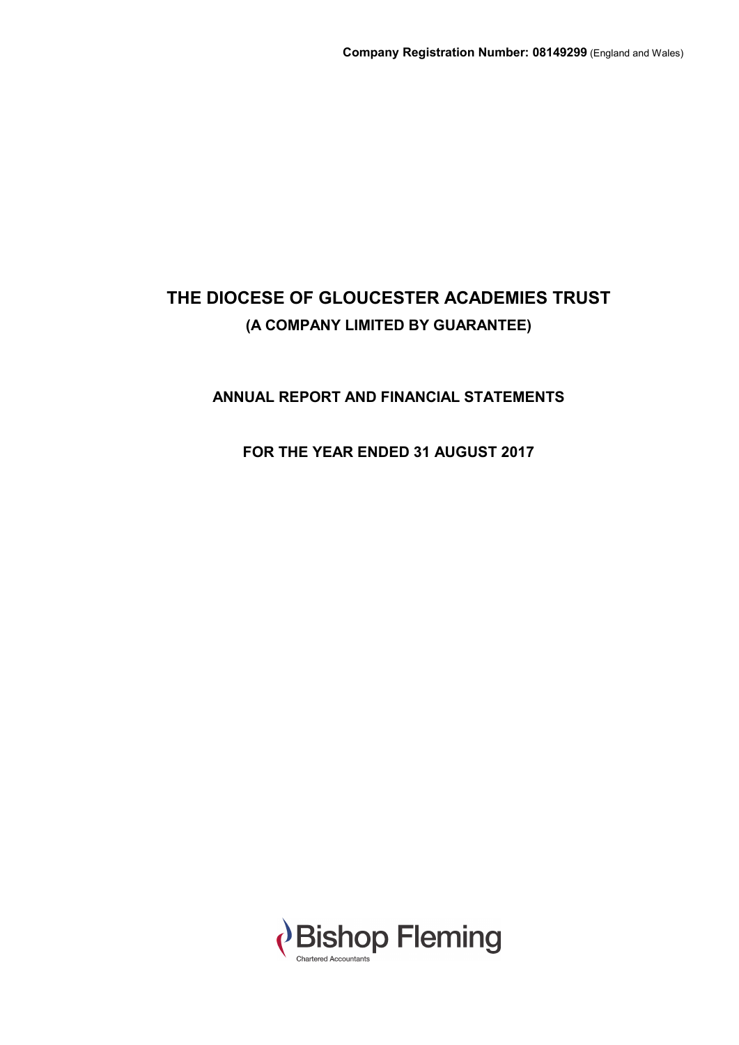**Company Registration Number: 08149299** (England and Wales)

# THE DIOCESE OF GLOUCESTER ACADEMIES TRUST

**(A COMPANY LIMITED BY GUARANTEE)**

**ANNUAL REPORT AND FINANCIAL STATEMENTS**

**FOR THE YEAR ENDED 31 AUGUST 2017**

Bishop Fleming
Chartered Accountants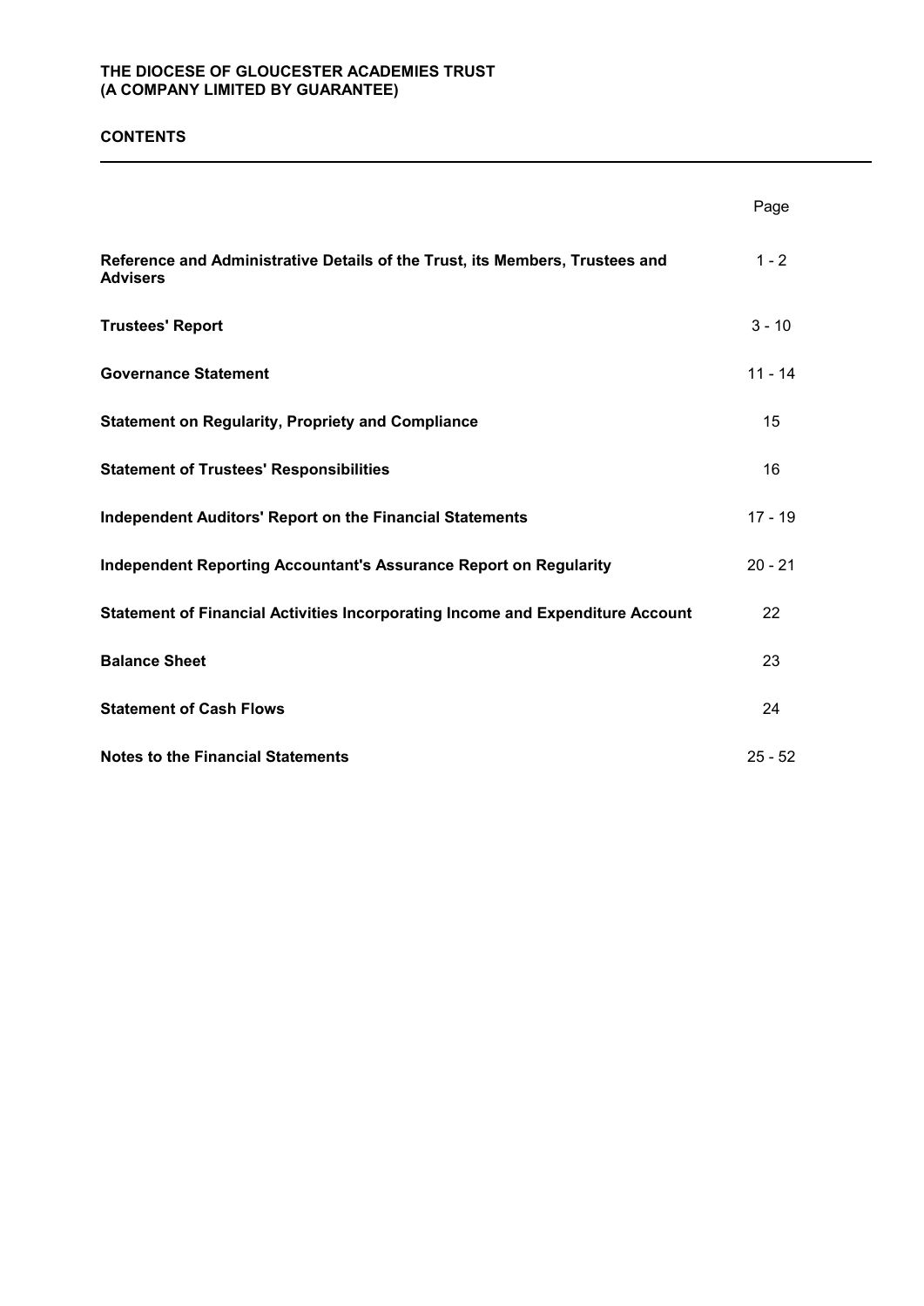# CONTENTS

| | Page |
|---|---|
| **Reference and Administrative Details of the Trust, its Members, Trustees and Advisers** | 1 - 2 |
| **Trustees' Report** | 3 - 10 |
| **Governance Statement** | 11 - 14 |
| **Statement on Regularity, Propriety and Compliance** | 15 |
| **Statement of Trustees' Responsibilities** | 16 |
| **Independent Auditors' Report on the Financial Statements** | 17 - 19 |
| **Independent Reporting Accountant's Assurance Report on Regularity** | 20 - 21 |
| **Statement of Financial Activities Incorporating Income and Expenditure Account** | 22 |
| **Balance Sheet** | 23 |
| **Statement of Cash Flows** | 24 |
| **Notes to the Financial Statements** | 25 - 52 |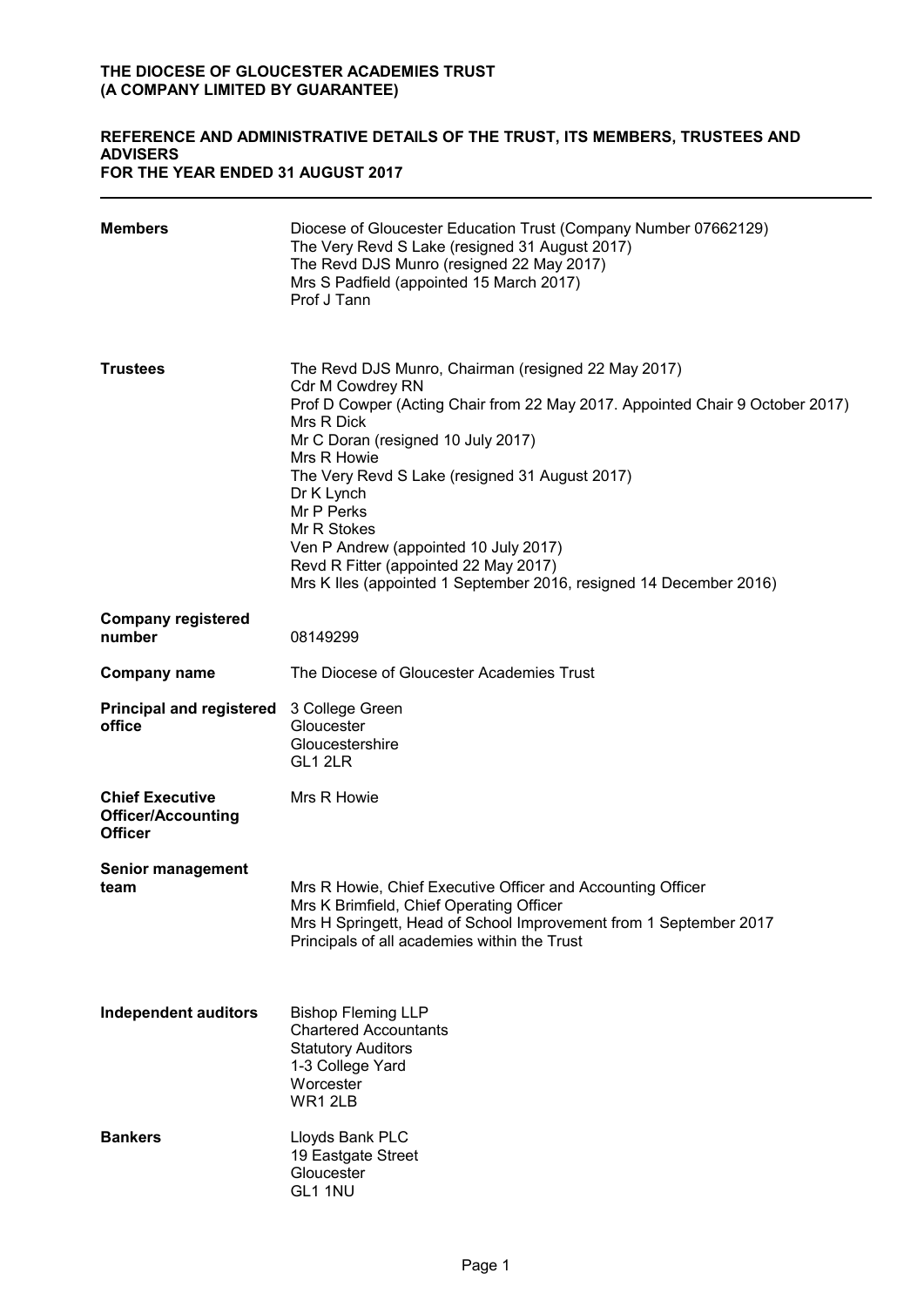**THE DIOCESE OF GLOUCESTER ACADEMIES TRUST**
**(A COMPANY LIMITED BY GUARANTEE)**

# REFERENCE AND ADMINISTRATIVE DETAILS OF THE TRUST, ITS MEMBERS, TRUSTEES AND ADVISERS
## FOR THE YEAR ENDED 31 AUGUST 2017

| | |
|---|---|
| **Members** | Diocese of Gloucester Education Trust (Company Number 07662129)<br>The Very Revd S Lake (resigned 31 August 2017)<br>The Revd DJS Munro (resigned 22 May 2017)<br>Mrs S Padfield (appointed 15 March 2017)<br>Prof J Tann |
| **Trustees** | The Revd DJS Munro, Chairman (resigned 22 May 2017)<br>Cdr M Cowdrey RN<br>Prof D Cowper (Acting Chair from 22 May 2017. Appointed Chair 9 October 2017)<br>Mrs R Dick<br>Mr C Doran (resigned 10 July 2017)<br>Mrs R Howie<br>The Very Revd S Lake (resigned 31 August 2017)<br>Dr K Lynch<br>Mr P Perks<br>Mr R Stokes<br>Ven P Andrew (appointed 10 July 2017)<br>Revd R Fitter (appointed 22 May 2017)<br>Mrs K Iles (appointed 1 September 2016, resigned 14 December 2016) |
| **Company registered number** | 08149299 |
| **Company name** | The Diocese of Gloucester Academies Trust |
| **Principal and registered office** | 3 College Green<br>Gloucester<br>Gloucestershire<br>GL1 2LR |
| **Chief Executive Officer/Accounting Officer** | Mrs R Howie |
| **Senior management team** | Mrs R Howie, Chief Executive Officer and Accounting Officer<br>Mrs K Brimfield, Chief Operating Officer<br>Mrs H Springett, Head of School Improvement from 1 September 2017<br>Principals of all academies within the Trust |
| **Independent auditors** | Bishop Fleming LLP<br>Chartered Accountants<br>Statutory Auditors<br>1-3 College Yard<br>Worcester<br>WR1 2LB |
| **Bankers** | Lloyds Bank PLC<br>19 Eastgate Street<br>Gloucester<br>GL1 1NU |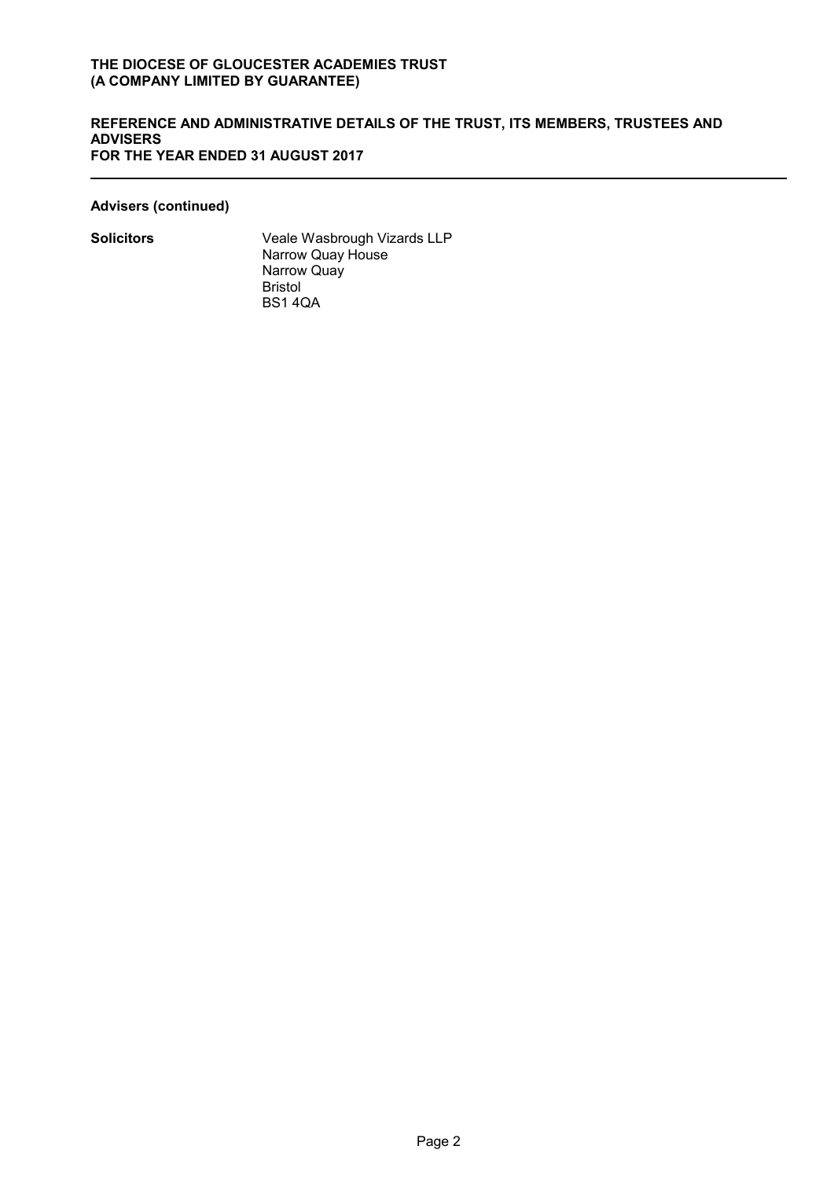**Advisers (continued)**

**Solicitors**

Veale Wasbrough Vizards LLP
Narrow Quay House
Narrow Quay
Bristol
BS1 4QA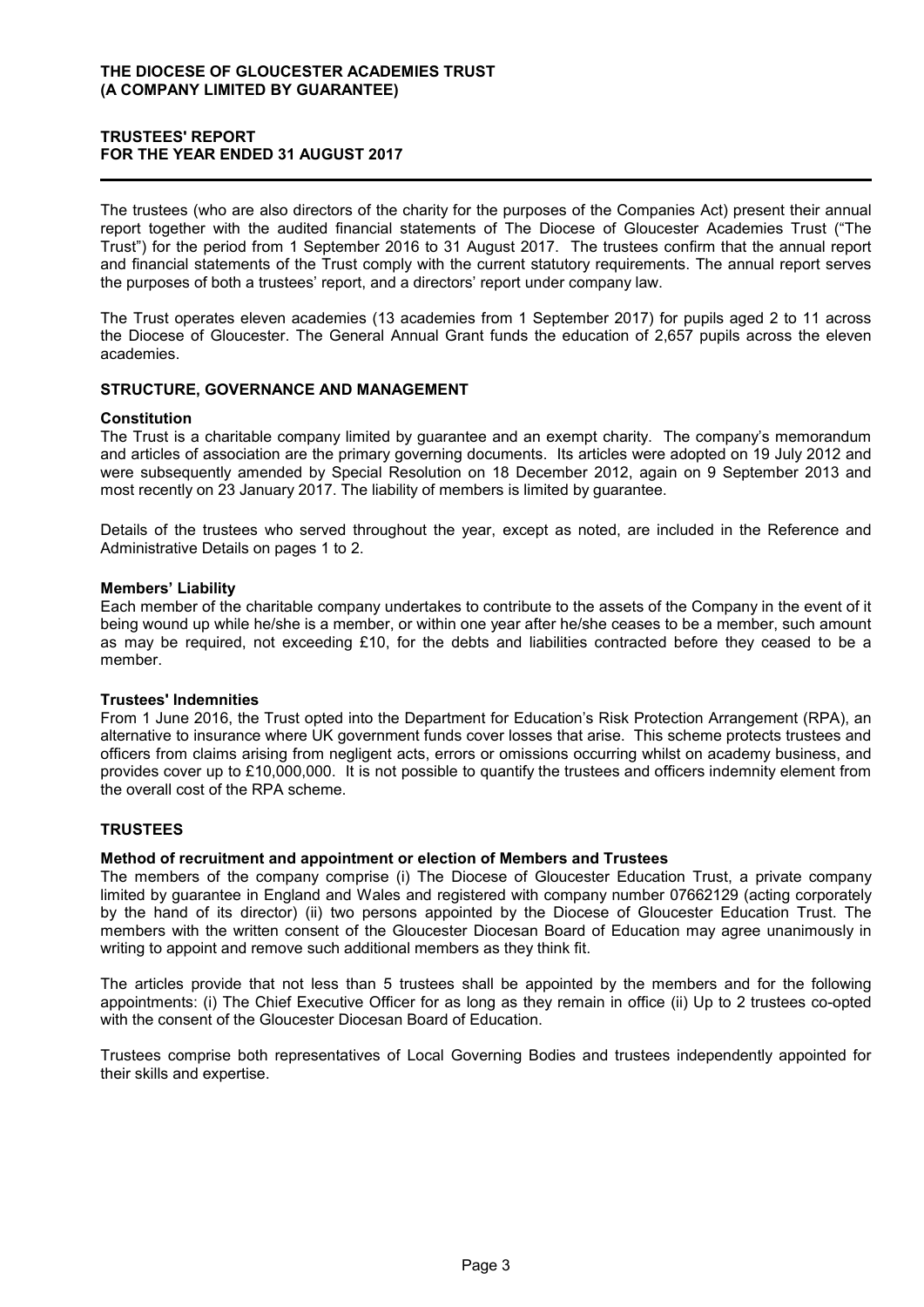# THE DIOCESE OF GLOUCESTER ACADEMIES TRUST
# (A COMPANY LIMITED BY GUARANTEE)

## TRUSTEES' REPORT
## FOR THE YEAR ENDED 31 AUGUST 2017

The trustees (who are also directors of the charity for the purposes of the Companies Act) present their annual report together with the audited financial statements of The Diocese of Gloucester Academies Trust ("The Trust") for the period from 1 September 2016 to 31 August 2017. The trustees confirm that the annual report and financial statements of the Trust comply with the current statutory requirements. The annual report serves the purposes of both a trustees' report, and a directors' report under company law.

The Trust operates eleven academies (13 academies from 1 September 2017) for pupils aged 2 to 11 across the Diocese of Gloucester. The General Annual Grant funds the education of 2,657 pupils across the eleven academies.

### STRUCTURE, GOVERNANCE AND MANAGEMENT

**Constitution**

The Trust is a charitable company limited by guarantee and an exempt charity. The company's memorandum and articles of association are the primary governing documents. Its articles were adopted on 19 July 2012 and were subsequently amended by Special Resolution on 18 December 2012, again on 9 September 2013 and most recently on 23 January 2017. The liability of members is limited by guarantee.

Details of the trustees who served throughout the year, except as noted, are included in the Reference and Administrative Details on pages 1 to 2.

**Members' Liability**

Each member of the charitable company undertakes to contribute to the assets of the Company in the event of it being wound up while he/she is a member, or within one year after he/she ceases to be a member, such amount as may be required, not exceeding £10, for the debts and liabilities contracted before they ceased to be a member.

**Trustees' Indemnities**

From 1 June 2016, the Trust opted into the Department for Education's Risk Protection Arrangement (RPA), an alternative to insurance where UK government funds cover losses that arise. This scheme protects trustees and officers from claims arising from negligent acts, errors or omissions occurring whilst on academy business, and provides cover up to £10,000,000. It is not possible to quantify the trustees and officers indemnity element from the overall cost of the RPA scheme.

### TRUSTEES

**Method of recruitment and appointment or election of Members and Trustees**

The members of the company comprise (i) The Diocese of Gloucester Education Trust, a private company limited by guarantee in England and Wales and registered with company number 07662129 (acting corporately by the hand of its director) (ii) two persons appointed by the Diocese of Gloucester Education Trust. The members with the written consent of the Gloucester Diocesan Board of Education may agree unanimously in writing to appoint and remove such additional members as they think fit.

The articles provide that not less than 5 trustees shall be appointed by the members and for the following appointments: (i) The Chief Executive Officer for as long as they remain in office (ii) Up to 2 trustees co-opted with the consent of the Gloucester Diocesan Board of Education.

Trustees comprise both representatives of Local Governing Bodies and trustees independently appointed for their skills and expertise.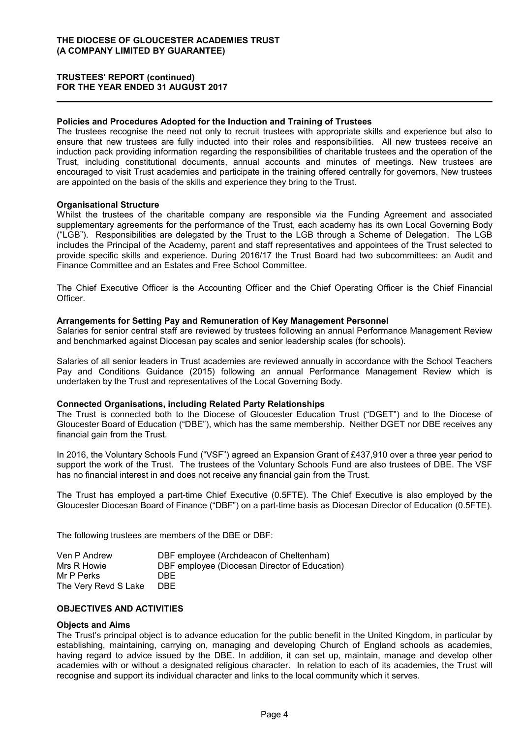### Policies and Procedures Adopted for the Induction and Training of Trustees

The trustees recognise the need not only to recruit trustees with appropriate skills and experience but also to ensure that new trustees are fully inducted into their roles and responsibilities. All new trustees receive an induction pack providing information regarding the responsibilities of charitable trustees and the operation of the Trust, including constitutional documents, annual accounts and minutes of meetings. New trustees are encouraged to visit Trust academies and participate in the training offered centrally for governors. New trustees are appointed on the basis of the skills and experience they bring to the Trust.

### Organisational Structure

Whilst the trustees of the charitable company are responsible via the Funding Agreement and associated supplementary agreements for the performance of the Trust, each academy has its own Local Governing Body ("LGB"). Responsibilities are delegated by the Trust to the LGB through a Scheme of Delegation. The LGB includes the Principal of the Academy, parent and staff representatives and appointees of the Trust selected to provide specific skills and experience. During 2016/17 the Trust Board had two subcommittees: an Audit and Finance Committee and an Estates and Free School Committee.

The Chief Executive Officer is the Accounting Officer and the Chief Operating Officer is the Chief Financial Officer.

### Arrangements for Setting Pay and Remuneration of Key Management Personnel

Salaries for senior central staff are reviewed by trustees following an annual Performance Management Review and benchmarked against Diocesan pay scales and senior leadership scales (for schools).

Salaries of all senior leaders in Trust academies are reviewed annually in accordance with the School Teachers Pay and Conditions Guidance (2015) following an annual Performance Management Review which is undertaken by the Trust and representatives of the Local Governing Body.

### Connected Organisations, including Related Party Relationships

The Trust is connected both to the Diocese of Gloucester Education Trust ("DGET") and to the Diocese of Gloucester Board of Education ("DBE"), which has the same membership. Neither DGET nor DBE receives any financial gain from the Trust.

In 2016, the Voluntary Schools Fund ("VSF") agreed an Expansion Grant of £437,910 over a three year period to support the work of the Trust. The trustees of the Voluntary Schools Fund are also trustees of DBE. The VSF has no financial interest in and does not receive any financial gain from the Trust.

The Trust has employed a part-time Chief Executive (0.5FTE). The Chief Executive is also employed by the Gloucester Diocesan Board of Finance ("DBF") on a part-time basis as Diocesan Director of Education (0.5FTE).

The following trustees are members of the DBE or DBF:

| | |
|---|---|
| Ven P Andrew | DBF employee (Archdeacon of Cheltenham) |
| Mrs R Howie | DBF employee (Diocesan Director of Education) |
| Mr P Perks | DBE |
| The Very Revd S Lake | DBE |

## OBJECTIVES AND ACTIVITIES

### Objects and Aims

The Trust's principal object is to advance education for the public benefit in the United Kingdom, in particular by establishing, maintaining, carrying on, managing and developing Church of England schools as academies, having regard to advice issued by the DBE. In addition, it can set up, maintain, manage and develop other academies with or without a designated religious character. In relation to each of its academies, the Trust will recognise and support its individual character and links to the local community which it serves.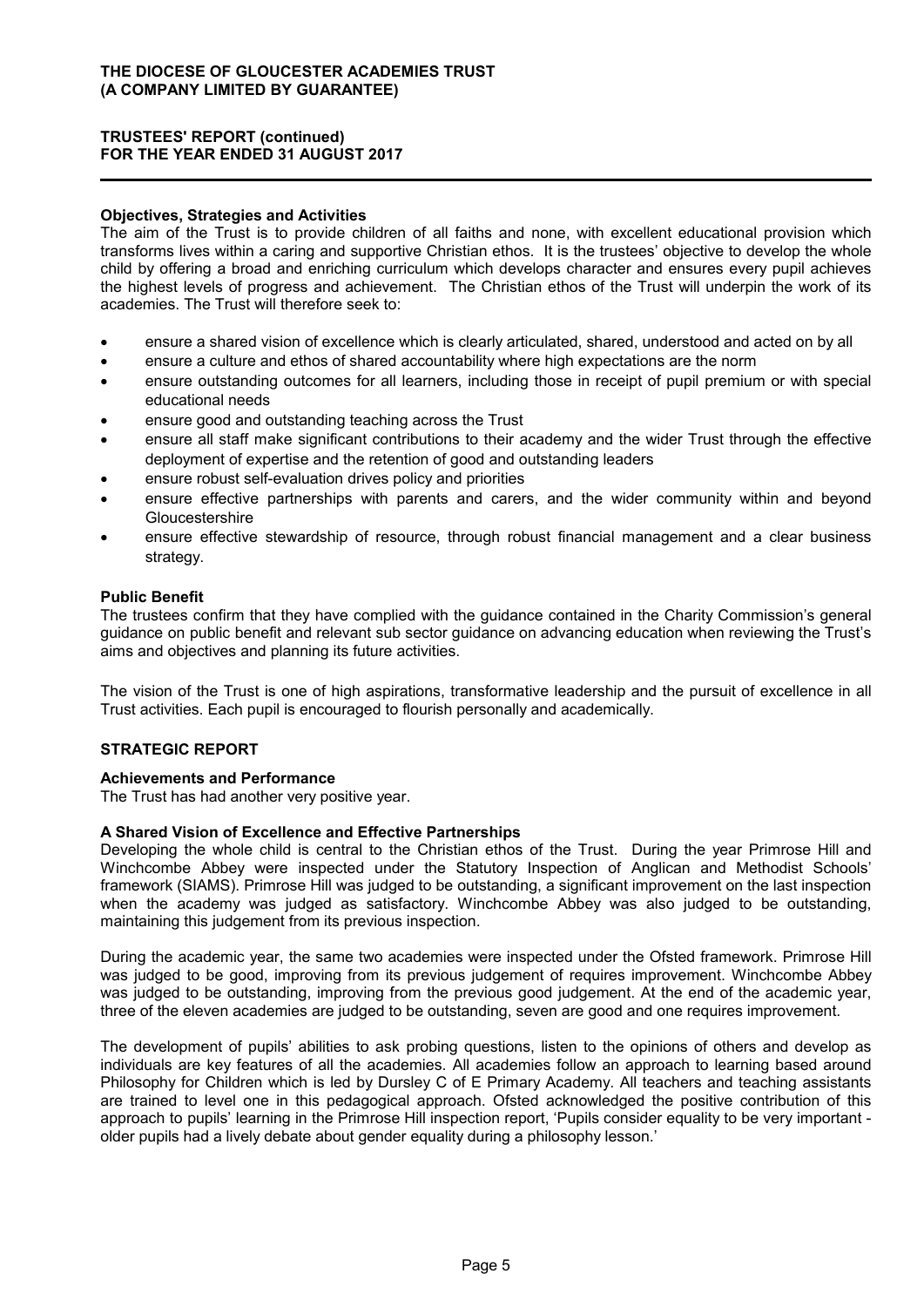## Objectives, Strategies and Activities

The aim of the Trust is to provide children of all faiths and none, with excellent educational provision which transforms lives within a caring and supportive Christian ethos. It is the trustees' objective to develop the whole child by offering a broad and enriching curriculum which develops character and ensures every pupil achieves the highest levels of progress and achievement. The Christian ethos of the Trust will underpin the work of its academies. The Trust will therefore seek to:

- ensure a shared vision of excellence which is clearly articulated, shared, understood and acted on by all
- ensure a culture and ethos of shared accountability where high expectations are the norm
- ensure outstanding outcomes for all learners, including those in receipt of pupil premium or with special educational needs
- ensure good and outstanding teaching across the Trust
- ensure all staff make significant contributions to their academy and the wider Trust through the effective deployment of expertise and the retention of good and outstanding leaders
- ensure robust self-evaluation drives policy and priorities
- ensure effective partnerships with parents and carers, and the wider community within and beyond Gloucestershire
- ensure effective stewardship of resource, through robust financial management and a clear business strategy.

## Public Benefit

The trustees confirm that they have complied with the guidance contained in the Charity Commission's general guidance on public benefit and relevant sub sector guidance on advancing education when reviewing the Trust's aims and objectives and planning its future activities.

The vision of the Trust is one of high aspirations, transformative leadership and the pursuit of excellence in all Trust activities. Each pupil is encouraged to flourish personally and academically.

# STRATEGIC REPORT

## Achievements and Performance

The Trust has had another very positive year.

### A Shared Vision of Excellence and Effective Partnerships

Developing the whole child is central to the Christian ethos of the Trust. During the year Primrose Hill and Winchcombe Abbey were inspected under the Statutory Inspection of Anglican and Methodist Schools' framework (SIAMS). Primrose Hill was judged to be outstanding, a significant improvement on the last inspection when the academy was judged as satisfactory. Winchcombe Abbey was also judged to be outstanding, maintaining this judgement from its previous inspection.

During the academic year, the same two academies were inspected under the Ofsted framework. Primrose Hill was judged to be good, improving from its previous judgement of requires improvement. Winchcombe Abbey was judged to be outstanding, improving from the previous good judgement. At the end of the academic year, three of the eleven academies are judged to be outstanding, seven are good and one requires improvement.

The development of pupils' abilities to ask probing questions, listen to the opinions of others and develop as individuals are key features of all the academies. All academies follow an approach to learning based around Philosophy for Children which is led by Dursley C of E Primary Academy. All teachers and teaching assistants are trained to level one in this pedagogical approach. Ofsted acknowledged the positive contribution of this approach to pupils' learning in the Primrose Hill inspection report, 'Pupils consider equality to be very important - older pupils had a lively debate about gender equality during a philosophy lesson.'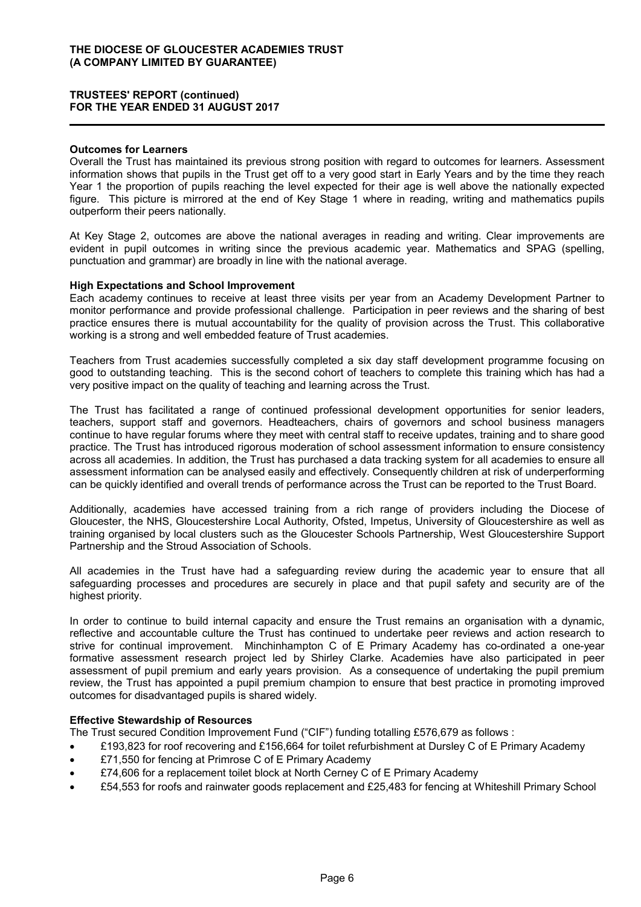### Outcomes for Learners

Overall the Trust has maintained its previous strong position with regard to outcomes for learners. Assessment information shows that pupils in the Trust get off to a very good start in Early Years and by the time they reach Year 1 the proportion of pupils reaching the level expected for their age is well above the nationally expected figure. This picture is mirrored at the end of Key Stage 1 where in reading, writing and mathematics pupils outperform their peers nationally.

At Key Stage 2, outcomes are above the national averages in reading and writing. Clear improvements are evident in pupil outcomes in writing since the previous academic year. Mathematics and SPAG (spelling, punctuation and grammar) are broadly in line with the national average.

### High Expectations and School Improvement

Each academy continues to receive at least three visits per year from an Academy Development Partner to monitor performance and provide professional challenge. Participation in peer reviews and the sharing of best practice ensures there is mutual accountability for the quality of provision across the Trust. This collaborative working is a strong and well embedded feature of Trust academies.

Teachers from Trust academies successfully completed a six day staff development programme focusing on good to outstanding teaching. This is the second cohort of teachers to complete this training which has had a very positive impact on the quality of teaching and learning across the Trust.

The Trust has facilitated a range of continued professional development opportunities for senior leaders, teachers, support staff and governors. Headteachers, chairs of governors and school business managers continue to have regular forums where they meet with central staff to receive updates, training and to share good practice. The Trust has introduced rigorous moderation of school assessment information to ensure consistency across all academies. In addition, the Trust has purchased a data tracking system for all academies to ensure all assessment information can be analysed easily and effectively. Consequently children at risk of underperforming can be quickly identified and overall trends of performance across the Trust can be reported to the Trust Board.

Additionally, academies have accessed training from a rich range of providers including the Diocese of Gloucester, the NHS, Gloucestershire Local Authority, Ofsted, Impetus, University of Gloucestershire as well as training organised by local clusters such as the Gloucester Schools Partnership, West Gloucestershire Support Partnership and the Stroud Association of Schools.

All academies in the Trust have had a safeguarding review during the academic year to ensure that all safeguarding processes and procedures are securely in place and that pupil safety and security are of the highest priority.

In order to continue to build internal capacity and ensure the Trust remains an organisation with a dynamic, reflective and accountable culture the Trust has continued to undertake peer reviews and action research to strive for continual improvement. Minchinhampton C of E Primary Academy has co-ordinated a one-year formative assessment research project led by Shirley Clarke. Academies have also participated in peer assessment of pupil premium and early years provision. As a consequence of undertaking the pupil premium review, the Trust has appointed a pupil premium champion to ensure that best practice in promoting improved outcomes for disadvantaged pupils is shared widely.

### Effective Stewardship of Resources

The Trust secured Condition Improvement Fund ("CIF") funding totalling £576,679 as follows :

- £193,823 for roof recovering and £156,664 for toilet refurbishment at Dursley C of E Primary Academy
- £71,550 for fencing at Primrose C of E Primary Academy
- £74,606 for a replacement toilet block at North Cerney C of E Primary Academy
- £54,553 for roofs and rainwater goods replacement and £25,483 for fencing at Whiteshill Primary School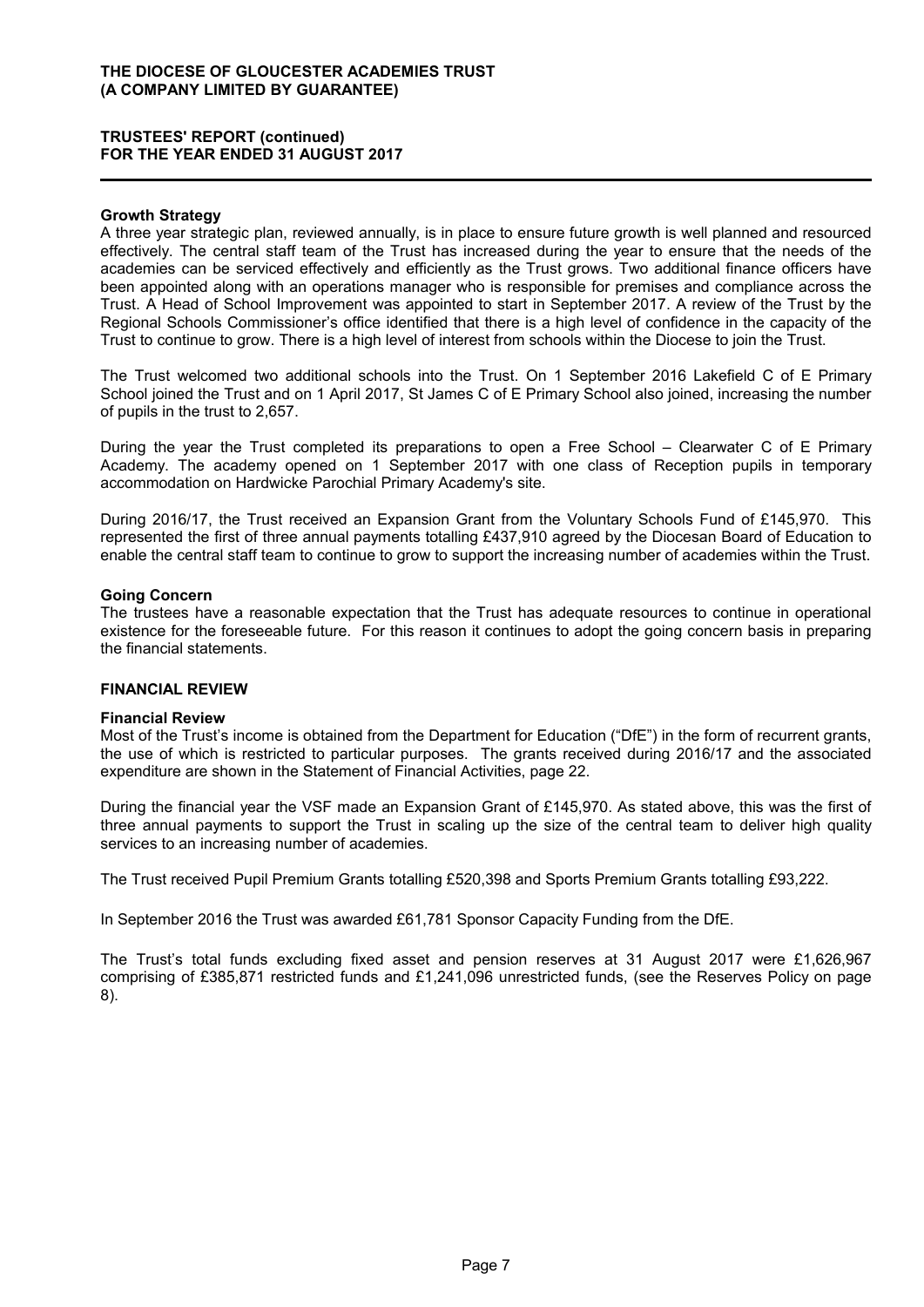### Growth Strategy

A three year strategic plan, reviewed annually, is in place to ensure future growth is well planned and resourced effectively. The central staff team of the Trust has increased during the year to ensure that the needs of the academies can be serviced effectively and efficiently as the Trust grows. Two additional finance officers have been appointed along with an operations manager who is responsible for premises and compliance across the Trust. A Head of School Improvement was appointed to start in September 2017. A review of the Trust by the Regional Schools Commissioner's office identified that there is a high level of confidence in the capacity of the Trust to continue to grow. There is a high level of interest from schools within the Diocese to join the Trust.

The Trust welcomed two additional schools into the Trust. On 1 September 2016 Lakefield C of E Primary School joined the Trust and on 1 April 2017, St James C of E Primary School also joined, increasing the number of pupils in the trust to 2,657.

During the year the Trust completed its preparations to open a Free School – Clearwater C of E Primary Academy. The academy opened on 1 September 2017 with one class of Reception pupils in temporary accommodation on Hardwicke Parochial Primary Academy's site.

During 2016/17, the Trust received an Expansion Grant from the Voluntary Schools Fund of £145,970. This represented the first of three annual payments totalling £437,910 agreed by the Diocesan Board of Education to enable the central staff team to continue to grow to support the increasing number of academies within the Trust.

### Going Concern

The trustees have a reasonable expectation that the Trust has adequate resources to continue in operational existence for the foreseeable future. For this reason it continues to adopt the going concern basis in preparing the financial statements.

## FINANCIAL REVIEW

### Financial Review

Most of the Trust's income is obtained from the Department for Education ("DfE") in the form of recurrent grants, the use of which is restricted to particular purposes. The grants received during 2016/17 and the associated expenditure are shown in the Statement of Financial Activities, page 22.

During the financial year the VSF made an Expansion Grant of £145,970. As stated above, this was the first of three annual payments to support the Trust in scaling up the size of the central team to deliver high quality services to an increasing number of academies.

The Trust received Pupil Premium Grants totalling £520,398 and Sports Premium Grants totalling £93,222.

In September 2016 the Trust was awarded £61,781 Sponsor Capacity Funding from the DfE.

The Trust's total funds excluding fixed asset and pension reserves at 31 August 2017 were £1,626,967 comprising of £385,871 restricted funds and £1,241,096 unrestricted funds, (see the Reserves Policy on page 8).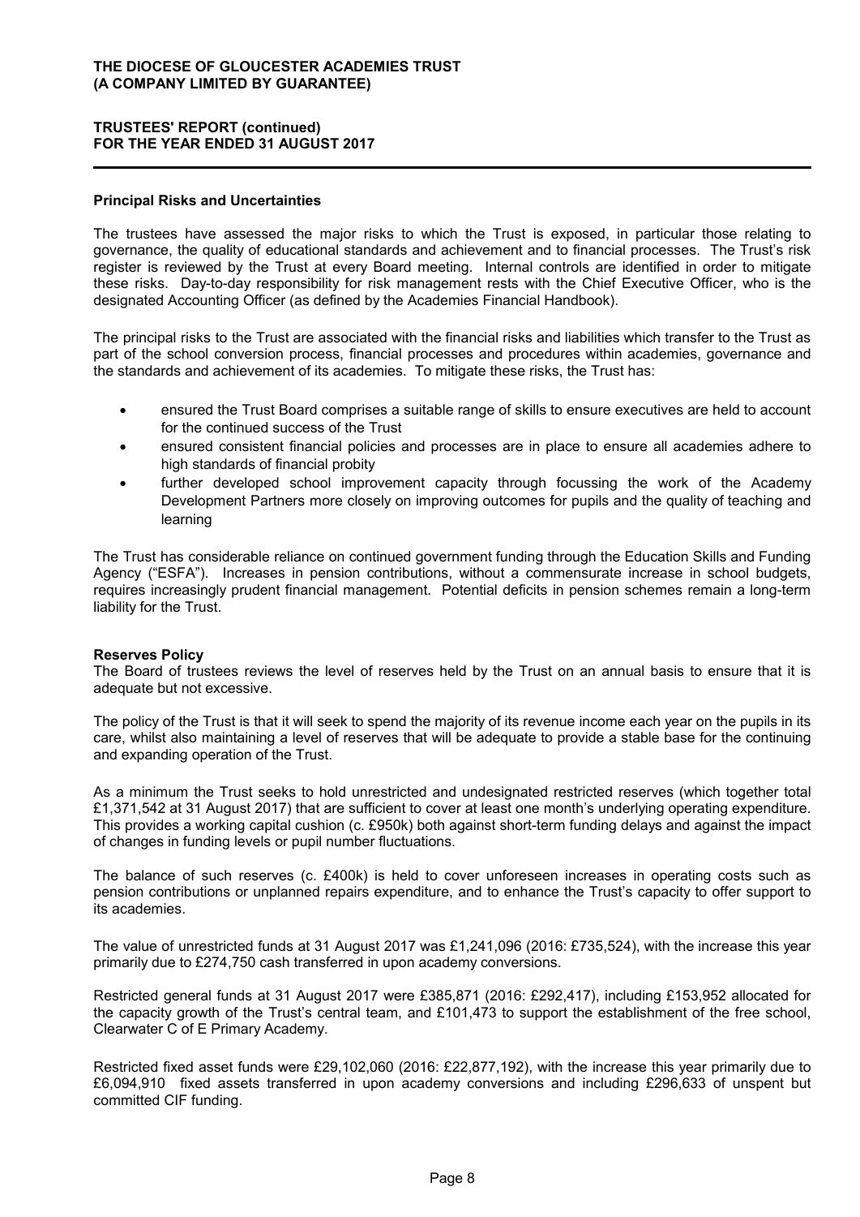### Principal Risks and Uncertainties

The trustees have assessed the major risks to which the Trust is exposed, in particular those relating to governance, the quality of educational standards and achievement and to financial processes. The Trust's risk register is reviewed by the Trust at every Board meeting. Internal controls are identified in order to mitigate these risks. Day-to-day responsibility for risk management rests with the Chief Executive Officer, who is the designated Accounting Officer (as defined by the Academies Financial Handbook).

The principal risks to the Trust are associated with the financial risks and liabilities which transfer to the Trust as part of the school conversion process, financial processes and procedures within academies, governance and the standards and achievement of its academies. To mitigate these risks, the Trust has:

- ensured the Trust Board comprises a suitable range of skills to ensure executives are held to account for the continued success of the Trust
- ensured consistent financial policies and processes are in place to ensure all academies adhere to high standards of financial probity
- further developed school improvement capacity through focussing the work of the Academy Development Partners more closely on improving outcomes for pupils and the quality of teaching and learning

The Trust has considerable reliance on continued government funding through the Education Skills and Funding Agency ("ESFA"). Increases in pension contributions, without a commensurate increase in school budgets, requires increasingly prudent financial management. Potential deficits in pension schemes remain a long-term liability for the Trust.

### Reserves Policy

The Board of trustees reviews the level of reserves held by the Trust on an annual basis to ensure that it is adequate but not excessive.

The policy of the Trust is that it will seek to spend the majority of its revenue income each year on the pupils in its care, whilst also maintaining a level of reserves that will be adequate to provide a stable base for the continuing and expanding operation of the Trust.

As a minimum the Trust seeks to hold unrestricted and undesignated restricted reserves (which together total £1,371,542 at 31 August 2017) that are sufficient to cover at least one month's underlying operating expenditure. This provides a working capital cushion (c. £950k) both against short-term funding delays and against the impact of changes in funding levels or pupil number fluctuations.

The balance of such reserves (c. £400k) is held to cover unforeseen increases in operating costs such as pension contributions or unplanned repairs expenditure, and to enhance the Trust's capacity to offer support to its academies.

The value of unrestricted funds at 31 August 2017 was £1,241,096 (2016: £735,524), with the increase this year primarily due to £274,750 cash transferred in upon academy conversions.

Restricted general funds at 31 August 2017 were £385,871 (2016: £292,417), including £153,952 allocated for the capacity growth of the Trust's central team, and £101,473 to support the establishment of the free school, Clearwater C of E Primary Academy.

Restricted fixed asset funds were £29,102,060 (2016: £22,877,192), with the increase this year primarily due to £6,094,910 fixed assets transferred in upon academy conversions and including £296,633 of unspent but committed CIF funding.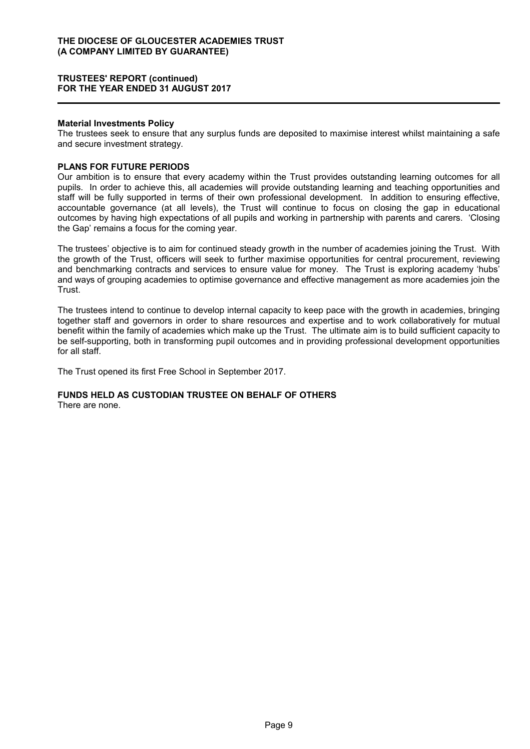#### Material Investments Policy

The trustees seek to ensure that any surplus funds are deposited to maximise interest whilst maintaining a safe and secure investment strategy.

## PLANS FOR FUTURE PERIODS

Our ambition is to ensure that every academy within the Trust provides outstanding learning outcomes for all pupils. In order to achieve this, all academies will provide outstanding learning and teaching opportunities and staff will be fully supported in terms of their own professional development. In addition to ensuring effective, accountable governance (at all levels), the Trust will continue to focus on closing the gap in educational outcomes by having high expectations of all pupils and working in partnership with parents and carers. 'Closing the Gap' remains a focus for the coming year.

The trustees' objective is to aim for continued steady growth in the number of academies joining the Trust. With the growth of the Trust, officers will seek to further maximise opportunities for central procurement, reviewing and benchmarking contracts and services to ensure value for money. The Trust is exploring academy 'hubs' and ways of grouping academies to optimise governance and effective management as more academies join the Trust.

The trustees intend to continue to develop internal capacity to keep pace with the growth in academies, bringing together staff and governors in order to share resources and expertise and to work collaboratively for mutual benefit within the family of academies which make up the Trust. The ultimate aim is to build sufficient capacity to be self-supporting, both in transforming pupil outcomes and in providing professional development opportunities for all staff.

The Trust opened its first Free School in September 2017.

## FUNDS HELD AS CUSTODIAN TRUSTEE ON BEHALF OF OTHERS

There are none.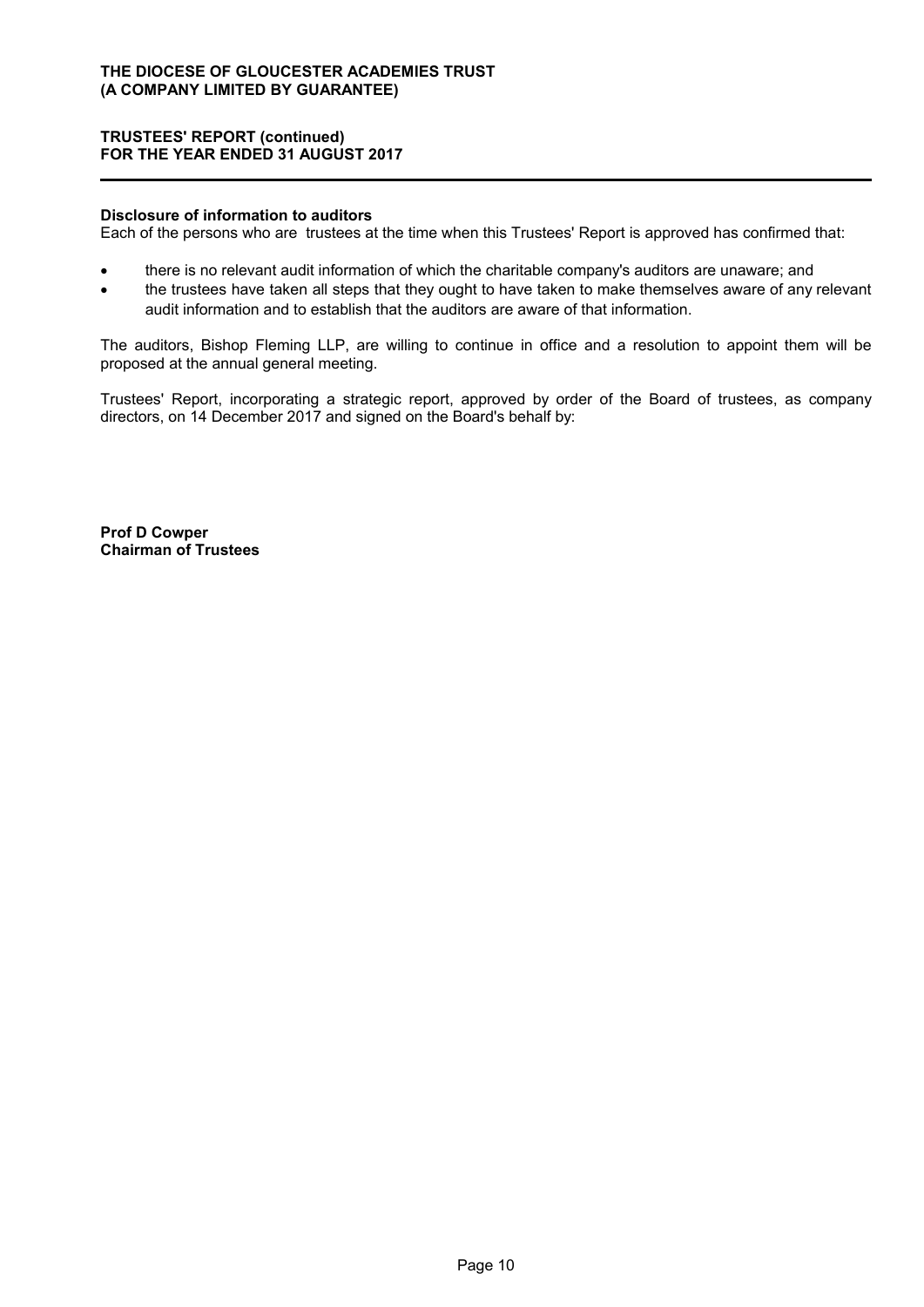**Disclosure of information to auditors**

Each of the persons who are trustees at the time when this Trustees' Report is approved has confirmed that:

- there is no relevant audit information of which the charitable company's auditors are unaware; and
- the trustees have taken all steps that they ought to have taken to make themselves aware of any relevant audit information and to establish that the auditors are aware of that information.

The auditors, Bishop Fleming LLP, are willing to continue in office and a resolution to appoint them will be proposed at the annual general meeting.

Trustees' Report, incorporating a strategic report, approved by order of the Board of trustees, as company directors, on 14 December 2017 and signed on the Board's behalf by:

**Prof D Cowper**
**Chairman of Trustees**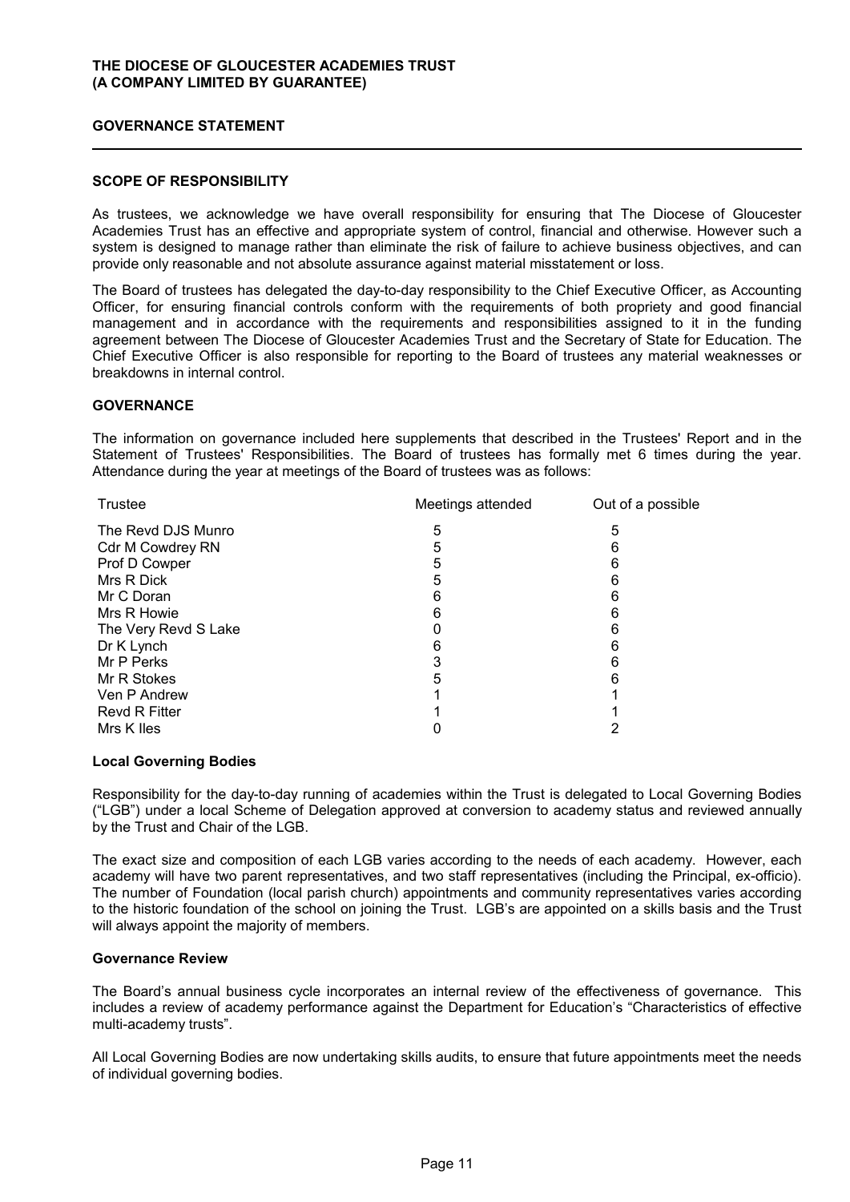**THE DIOCESE OF GLOUCESTER ACADEMIES TRUST**
**(A COMPANY LIMITED BY GUARANTEE)**

# GOVERNANCE STATEMENT

## SCOPE OF RESPONSIBILITY

As trustees, we acknowledge we have overall responsibility for ensuring that The Diocese of Gloucester Academies Trust has an effective and appropriate system of control, financial and otherwise. However such a system is designed to manage rather than eliminate the risk of failure to achieve business objectives, and can provide only reasonable and not absolute assurance against material misstatement or loss.

The Board of trustees has delegated the day-to-day responsibility to the Chief Executive Officer, as Accounting Officer, for ensuring financial controls conform with the requirements of both propriety and good financial management and in accordance with the requirements and responsibilities assigned to it in the funding agreement between The Diocese of Gloucester Academies Trust and the Secretary of State for Education. The Chief Executive Officer is also responsible for reporting to the Board of trustees any material weaknesses or breakdowns in internal control.

## GOVERNANCE

The information on governance included here supplements that described in the Trustees' Report and in the Statement of Trustees' Responsibilities. The Board of trustees has formally met 6 times during the year. Attendance during the year at meetings of the Board of trustees was as follows:

| Trustee | Meetings attended | Out of a possible |
|---|---|---|
| The Revd DJS Munro | 5 | 5 |
| Cdr M Cowdrey RN | 5 | 6 |
| Prof D Cowper | 5 | 6 |
| Mrs R Dick | 5 | 6 |
| Mr C Doran | 6 | 6 |
| Mrs R Howie | 6 | 6 |
| The Very Revd S Lake | 0 | 6 |
| Dr K Lynch | 6 | 6 |
| Mr P Perks | 3 | 6 |
| Mr R Stokes | 5 | 6 |
| Ven P Andrew | 1 | 1 |
| Revd R Fitter | 1 | 1 |
| Mrs K Iles | 0 | 2 |

### Local Governing Bodies

Responsibility for the day-to-day running of academies within the Trust is delegated to Local Governing Bodies ("LGB") under a local Scheme of Delegation approved at conversion to academy status and reviewed annually by the Trust and Chair of the LGB.

The exact size and composition of each LGB varies according to the needs of each academy. However, each academy will have two parent representatives, and two staff representatives (including the Principal, ex-officio). The number of Foundation (local parish church) appointments and community representatives varies according to the historic foundation of the school on joining the Trust. LGB's are appointed on a skills basis and the Trust will always appoint the majority of members.

### Governance Review

The Board's annual business cycle incorporates an internal review of the effectiveness of governance. This includes a review of academy performance against the Department for Education's "Characteristics of effective multi-academy trusts".

All Local Governing Bodies are now undertaking skills audits, to ensure that future appointments meet the needs of individual governing bodies.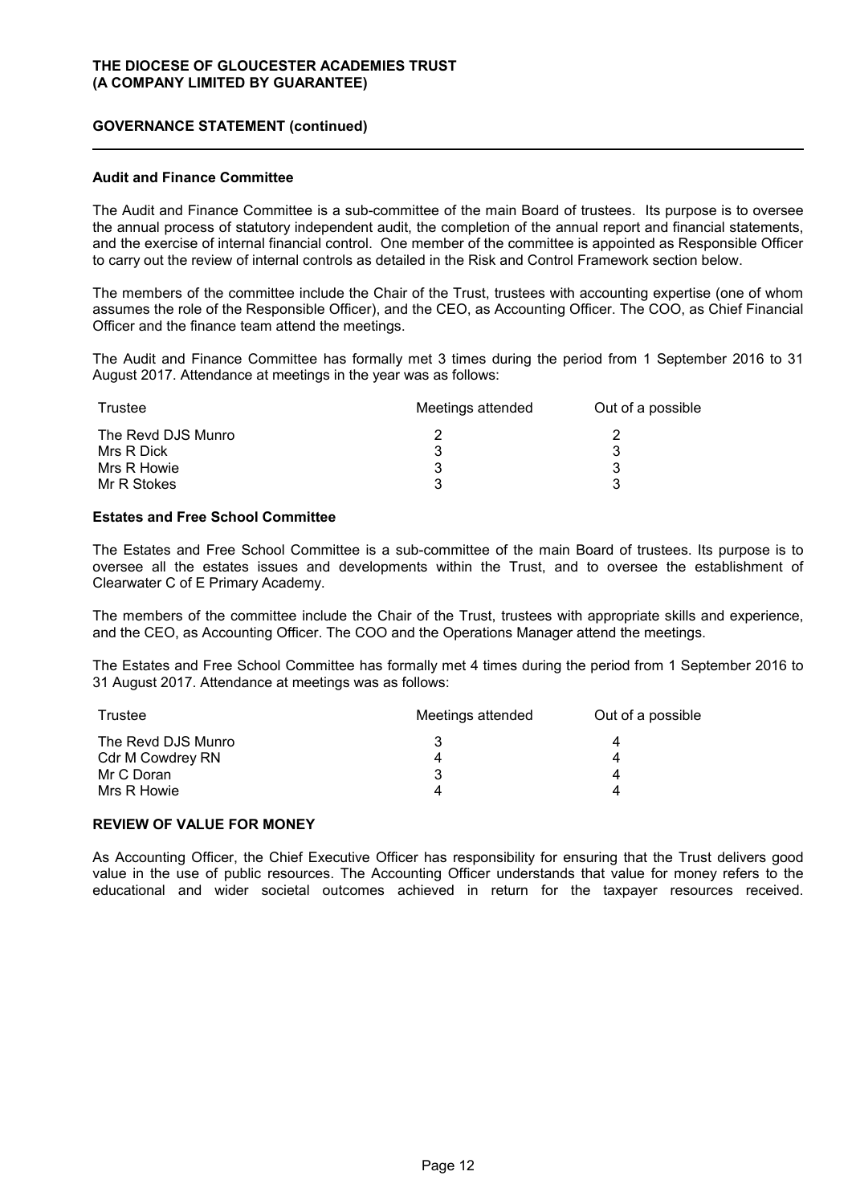## GOVERNANCE STATEMENT (continued)

### Audit and Finance Committee

The Audit and Finance Committee is a sub-committee of the main Board of trustees. Its purpose is to oversee the annual process of statutory independent audit, the completion of the annual report and financial statements, and the exercise of internal financial control. One member of the committee is appointed as Responsible Officer to carry out the review of internal controls as detailed in the Risk and Control Framework section below.

The members of the committee include the Chair of the Trust, trustees with accounting expertise (one of whom assumes the role of the Responsible Officer), and the CEO, as Accounting Officer. The COO, as Chief Financial Officer and the finance team attend the meetings.

The Audit and Finance Committee has formally met 3 times during the period from 1 September 2016 to 31 August 2017. Attendance at meetings in the year was as follows:

| Trustee | Meetings attended | Out of a possible |
|---|---|---|
| The Revd DJS Munro | 2 | 2 |
| Mrs R Dick | 3 | 3 |
| Mrs R Howie | 3 | 3 |
| Mr R Stokes | 3 | 3 |

### Estates and Free School Committee

The Estates and Free School Committee is a sub-committee of the main Board of trustees. Its purpose is to oversee all the estates issues and developments within the Trust, and to oversee the establishment of Clearwater C of E Primary Academy.

The members of the committee include the Chair of the Trust, trustees with appropriate skills and experience, and the CEO, as Accounting Officer. The COO and the Operations Manager attend the meetings.

The Estates and Free School Committee has formally met 4 times during the period from 1 September 2016 to 31 August 2017. Attendance at meetings was as follows:

| Trustee | Meetings attended | Out of a possible |
|---|---|---|
| The Revd DJS Munro | 3 | 4 |
| Cdr M Cowdrey RN | 4 | 4 |
| Mr C Doran | 3 | 4 |
| Mrs R Howie | 4 | 4 |

### REVIEW OF VALUE FOR MONEY

As Accounting Officer, the Chief Executive Officer has responsibility for ensuring that the Trust delivers good value in the use of public resources. The Accounting Officer understands that value for money refers to the educational and wider societal outcomes achieved in return for the taxpayer resources received.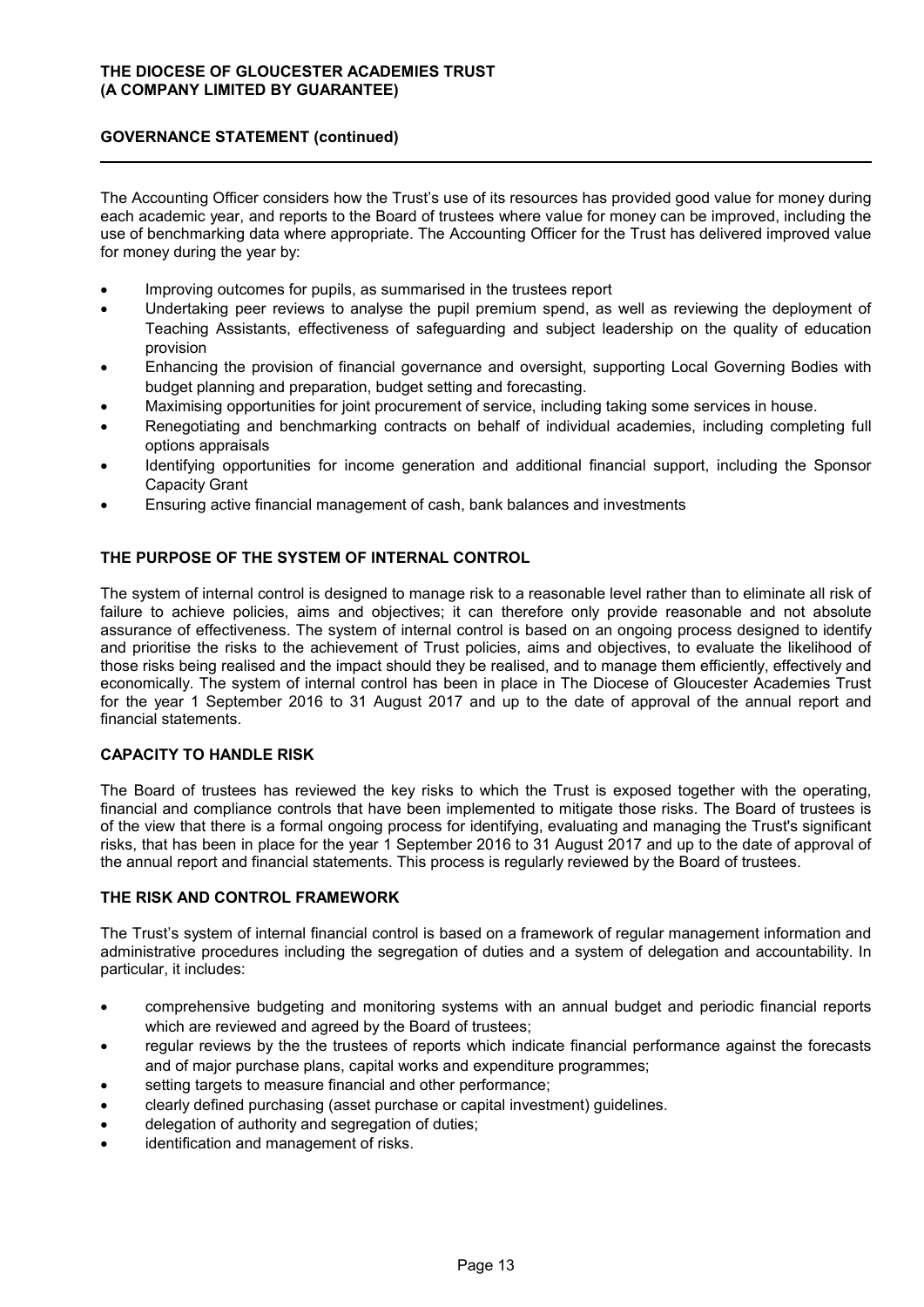The Accounting Officer considers how the Trust's use of its resources has provided good value for money during each academic year, and reports to the Board of trustees where value for money can be improved, including the use of benchmarking data where appropriate. The Accounting Officer for the Trust has delivered improved value for money during the year by:

- Improving outcomes for pupils, as summarised in the trustees report
- Undertaking peer reviews to analyse the pupil premium spend, as well as reviewing the deployment of Teaching Assistants, effectiveness of safeguarding and subject leadership on the quality of education provision
- Enhancing the provision of financial governance and oversight, supporting Local Governing Bodies with budget planning and preparation, budget setting and forecasting.
- Maximising opportunities for joint procurement of service, including taking some services in house.
- Renegotiating and benchmarking contracts on behalf of individual academies, including completing full options appraisals
- Identifying opportunities for income generation and additional financial support, including the Sponsor Capacity Grant
- Ensuring active financial management of cash, bank balances and investments

## THE PURPOSE OF THE SYSTEM OF INTERNAL CONTROL

The system of internal control is designed to manage risk to a reasonable level rather than to eliminate all risk of failure to achieve policies, aims and objectives; it can therefore only provide reasonable and not absolute assurance of effectiveness. The system of internal control is based on an ongoing process designed to identify and prioritise the risks to the achievement of Trust policies, aims and objectives, to evaluate the likelihood of those risks being realised and the impact should they be realised, and to manage them efficiently, effectively and economically. The system of internal control has been in place in The Diocese of Gloucester Academies Trust for the year 1 September 2016 to 31 August 2017 and up to the date of approval of the annual report and financial statements.

## CAPACITY TO HANDLE RISK

The Board of trustees has reviewed the key risks to which the Trust is exposed together with the operating, financial and compliance controls that have been implemented to mitigate those risks. The Board of trustees is of the view that there is a formal ongoing process for identifying, evaluating and managing the Trust's significant risks, that has been in place for the year 1 September 2016 to 31 August 2017 and up to the date of approval of the annual report and financial statements. This process is regularly reviewed by the Board of trustees.

## THE RISK AND CONTROL FRAMEWORK

The Trust's system of internal financial control is based on a framework of regular management information and administrative procedures including the segregation of duties and a system of delegation and accountability. In particular, it includes:

- comprehensive budgeting and monitoring systems with an annual budget and periodic financial reports which are reviewed and agreed by the Board of trustees;
- regular reviews by the the trustees of reports which indicate financial performance against the forecasts and of major purchase plans, capital works and expenditure programmes;
- setting targets to measure financial and other performance;
- clearly defined purchasing (asset purchase or capital investment) guidelines.
- delegation of authority and segregation of duties;
- identification and management of risks.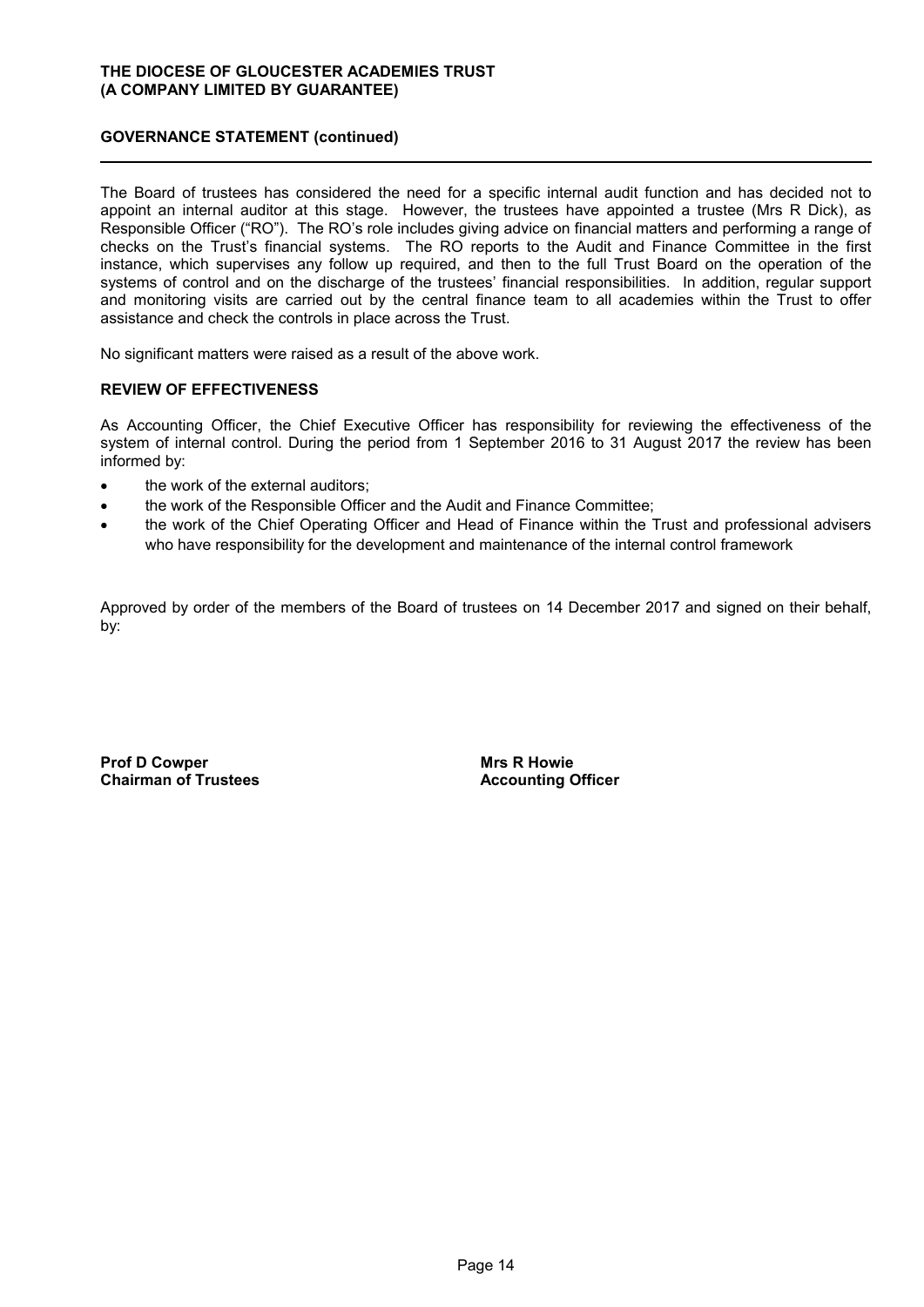## GOVERNANCE STATEMENT (continued)

The Board of trustees has considered the need for a specific internal audit function and has decided not to appoint an internal auditor at this stage. However, the trustees have appointed a trustee (Mrs R Dick), as Responsible Officer ("RO"). The RO's role includes giving advice on financial matters and performing a range of checks on the Trust's financial systems. The RO reports to the Audit and Finance Committee in the first instance, which supervises any follow up required, and then to the full Trust Board on the operation of the systems of control and on the discharge of the trustees' financial responsibilities. In addition, regular support and monitoring visits are carried out by the central finance team to all academies within the Trust to offer assistance and check the controls in place across the Trust.

No significant matters were raised as a result of the above work.

### REVIEW OF EFFECTIVENESS

As Accounting Officer, the Chief Executive Officer has responsibility for reviewing the effectiveness of the system of internal control. During the period from 1 September 2016 to 31 August 2017 the review has been informed by:

- the work of the external auditors;
- the work of the Responsible Officer and the Audit and Finance Committee;
- the work of the Chief Operating Officer and Head of Finance within the Trust and professional advisers who have responsibility for the development and maintenance of the internal control framework

Approved by order of the members of the Board of trustees on 14 December 2017 and signed on their behalf, by:

**Prof D Cowper**
**Chairman of Trustees**

**Mrs R Howie**
**Accounting Officer**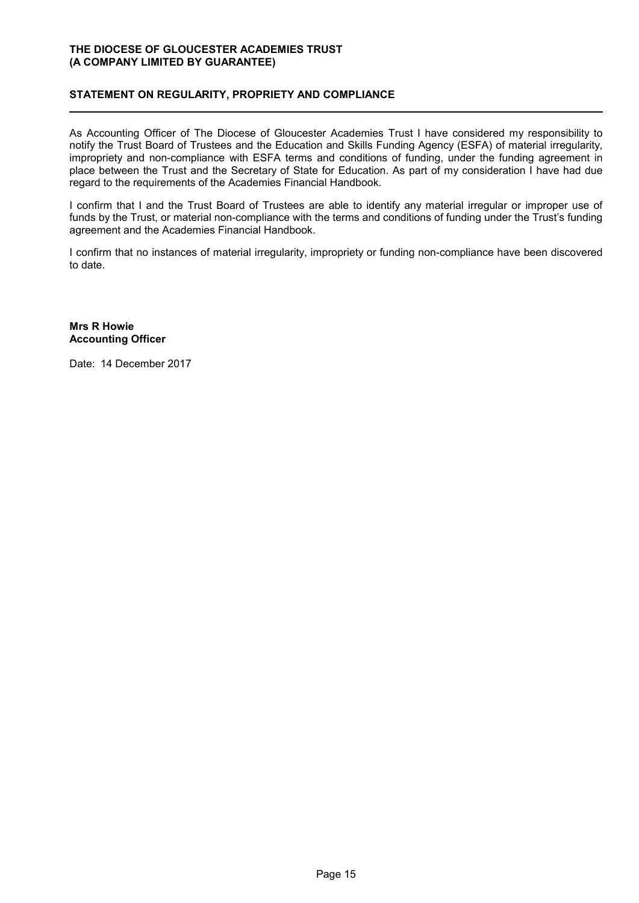## STATEMENT ON REGULARITY, PROPRIETY AND COMPLIANCE

As Accounting Officer of The Diocese of Gloucester Academies Trust I have considered my responsibility to notify the Trust Board of Trustees and the Education and Skills Funding Agency (ESFA) of material irregularity, impropriety and non-compliance with ESFA terms and conditions of funding, under the funding agreement in place between the Trust and the Secretary of State for Education. As part of my consideration I have had due regard to the requirements of the Academies Financial Handbook.

I confirm that I and the Trust Board of Trustees are able to identify any material irregular or improper use of funds by the Trust, or material non-compliance with the terms and conditions of funding under the Trust's funding agreement and the Academies Financial Handbook.

I confirm that no instances of material irregularity, impropriety or funding non-compliance have been discovered to date.

**Mrs R Howie**
**Accounting Officer**

Date: 14 December 2017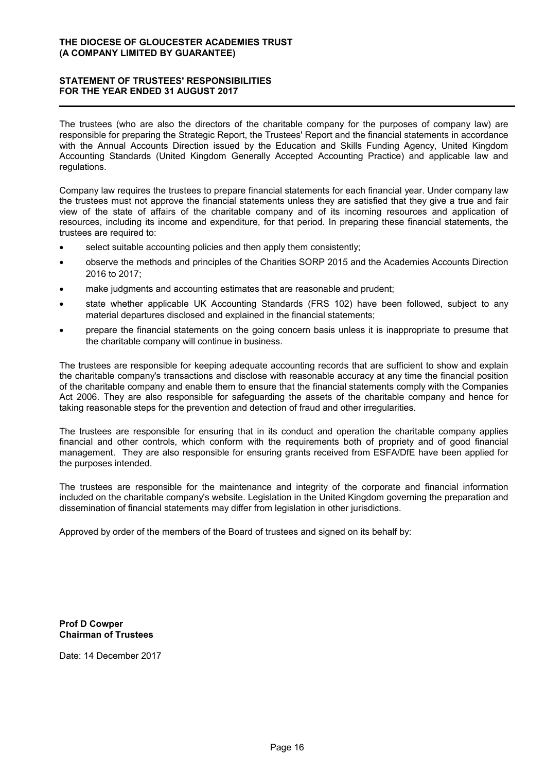**THE DIOCESE OF GLOUCESTER ACADEMIES TRUST**
**(A COMPANY LIMITED BY GUARANTEE)**

## STATEMENT OF TRUSTEES' RESPONSIBILITIES
## FOR THE YEAR ENDED 31 AUGUST 2017

The trustees (who are also the directors of the charitable company for the purposes of company law) are responsible for preparing the Strategic Report, the Trustees' Report and the financial statements in accordance with the Annual Accounts Direction issued by the Education and Skills Funding Agency, United Kingdom Accounting Standards (United Kingdom Generally Accepted Accounting Practice) and applicable law and regulations.

Company law requires the trustees to prepare financial statements for each financial year. Under company law the trustees must not approve the financial statements unless they are satisfied that they give a true and fair view of the state of affairs of the charitable company and of its incoming resources and application of resources, including its income and expenditure, for that period. In preparing these financial statements, the trustees are required to:

- select suitable accounting policies and then apply them consistently;
- observe the methods and principles of the Charities SORP 2015 and the Academies Accounts Direction 2016 to 2017;
- make judgments and accounting estimates that are reasonable and prudent;
- state whether applicable UK Accounting Standards (FRS 102) have been followed, subject to any material departures disclosed and explained in the financial statements;
- prepare the financial statements on the going concern basis unless it is inappropriate to presume that the charitable company will continue in business.

The trustees are responsible for keeping adequate accounting records that are sufficient to show and explain the charitable company's transactions and disclose with reasonable accuracy at any time the financial position of the charitable company and enable them to ensure that the financial statements comply with the Companies Act 2006. They are also responsible for safeguarding the assets of the charitable company and hence for taking reasonable steps for the prevention and detection of fraud and other irregularities.

The trustees are responsible for ensuring that in its conduct and operation the charitable company applies financial and other controls, which conform with the requirements both of propriety and of good financial management. They are also responsible for ensuring grants received from ESFA/DfE have been applied for the purposes intended.

The trustees are responsible for the maintenance and integrity of the corporate and financial information included on the charitable company's website. Legislation in the United Kingdom governing the preparation and dissemination of financial statements may differ from legislation in other jurisdictions.

Approved by order of the members of the Board of trustees and signed on its behalf by:

**Prof D Cowper**
**Chairman of Trustees**

Date: 14 December 2017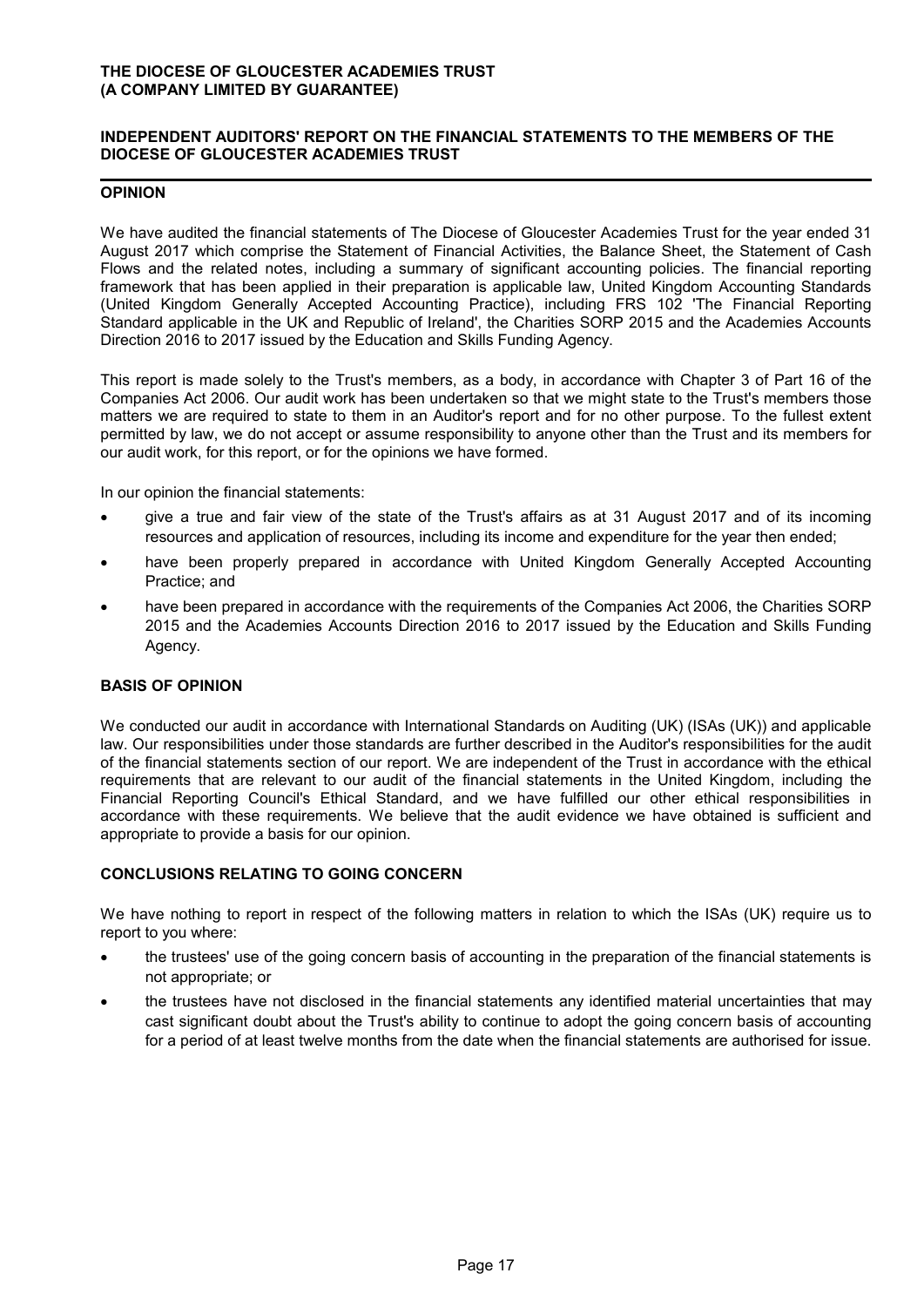**THE DIOCESE OF GLOUCESTER ACADEMIES TRUST**
**(A COMPANY LIMITED BY GUARANTEE)**

**INDEPENDENT AUDITORS' REPORT ON THE FINANCIAL STATEMENTS TO THE MEMBERS OF THE DIOCESE OF GLOUCESTER ACADEMIES TRUST**

## OPINION

We have audited the financial statements of The Diocese of Gloucester Academies Trust for the year ended 31 August 2017 which comprise the Statement of Financial Activities, the Balance Sheet, the Statement of Cash Flows and the related notes, including a summary of significant accounting policies. The financial reporting framework that has been applied in their preparation is applicable law, United Kingdom Accounting Standards (United Kingdom Generally Accepted Accounting Practice), including FRS 102 'The Financial Reporting Standard applicable in the UK and Republic of Ireland', the Charities SORP 2015 and the Academies Accounts Direction 2016 to 2017 issued by the Education and Skills Funding Agency.

This report is made solely to the Trust's members, as a body, in accordance with Chapter 3 of Part 16 of the Companies Act 2006. Our audit work has been undertaken so that we might state to the Trust's members those matters we are required to state to them in an Auditor's report and for no other purpose. To the fullest extent permitted by law, we do not accept or assume responsibility to anyone other than the Trust and its members for our audit work, for this report, or for the opinions we have formed.

In our opinion the financial statements:

- give a true and fair view of the state of the Trust's affairs as at 31 August 2017 and of its incoming resources and application of resources, including its income and expenditure for the year then ended;
- have been properly prepared in accordance with United Kingdom Generally Accepted Accounting Practice; and
- have been prepared in accordance with the requirements of the Companies Act 2006, the Charities SORP 2015 and the Academies Accounts Direction 2016 to 2017 issued by the Education and Skills Funding Agency.

## BASIS OF OPINION

We conducted our audit in accordance with International Standards on Auditing (UK) (ISAs (UK)) and applicable law. Our responsibilities under those standards are further described in the Auditor's responsibilities for the audit of the financial statements section of our report. We are independent of the Trust in accordance with the ethical requirements that are relevant to our audit of the financial statements in the United Kingdom, including the Financial Reporting Council's Ethical Standard, and we have fulfilled our other ethical responsibilities in accordance with these requirements. We believe that the audit evidence we have obtained is sufficient and appropriate to provide a basis for our opinion.

## CONCLUSIONS RELATING TO GOING CONCERN

We have nothing to report in respect of the following matters in relation to which the ISAs (UK) require us to report to you where:

- the trustees' use of the going concern basis of accounting in the preparation of the financial statements is not appropriate; or
- the trustees have not disclosed in the financial statements any identified material uncertainties that may cast significant doubt about the Trust's ability to continue to adopt the going concern basis of accounting for a period of at least twelve months from the date when the financial statements are authorised for issue.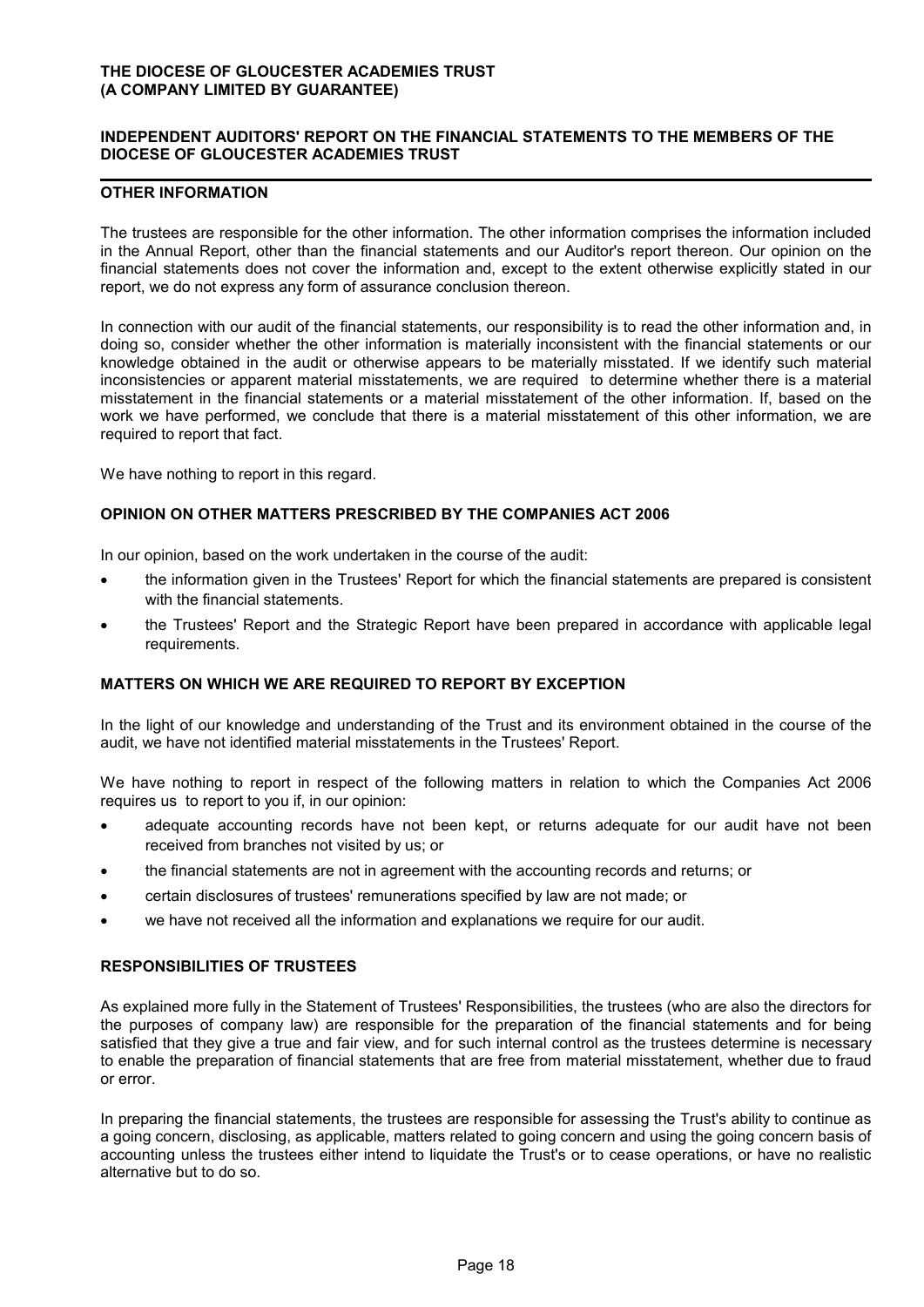## OTHER INFORMATION

The trustees are responsible for the other information. The other information comprises the information included in the Annual Report, other than the financial statements and our Auditor's report thereon. Our opinion on the financial statements does not cover the information and, except to the extent otherwise explicitly stated in our report, we do not express any form of assurance conclusion thereon.

In connection with our audit of the financial statements, our responsibility is to read the other information and, in doing so, consider whether the other information is materially inconsistent with the financial statements or our knowledge obtained in the audit or otherwise appears to be materially misstated. If we identify such material inconsistencies or apparent material misstatements, we are required to determine whether there is a material misstatement in the financial statements or a material misstatement of the other information. If, based on the work we have performed, we conclude that there is a material misstatement of this other information, we are required to report that fact.

We have nothing to report in this regard.

## OPINION ON OTHER MATTERS PRESCRIBED BY THE COMPANIES ACT 2006

In our opinion, based on the work undertaken in the course of the audit:

- the information given in the Trustees' Report for which the financial statements are prepared is consistent with the financial statements.
- the Trustees' Report and the Strategic Report have been prepared in accordance with applicable legal requirements.

## MATTERS ON WHICH WE ARE REQUIRED TO REPORT BY EXCEPTION

In the light of our knowledge and understanding of the Trust and its environment obtained in the course of the audit, we have not identified material misstatements in the Trustees' Report.

We have nothing to report in respect of the following matters in relation to which the Companies Act 2006 requires us to report to you if, in our opinion:

- adequate accounting records have not been kept, or returns adequate for our audit have not been received from branches not visited by us; or
- the financial statements are not in agreement with the accounting records and returns; or
- certain disclosures of trustees' remunerations specified by law are not made; or
- we have not received all the information and explanations we require for our audit.

## RESPONSIBILITIES OF TRUSTEES

As explained more fully in the Statement of Trustees' Responsibilities, the trustees (who are also the directors for the purposes of company law) are responsible for the preparation of the financial statements and for being satisfied that they give a true and fair view, and for such internal control as the trustees determine is necessary to enable the preparation of financial statements that are free from material misstatement, whether due to fraud or error.

In preparing the financial statements, the trustees are responsible for assessing the Trust's ability to continue as a going concern, disclosing, as applicable, matters related to going concern and using the going concern basis of accounting unless the trustees either intend to liquidate the Trust's or to cease operations, or have no realistic alternative but to do so.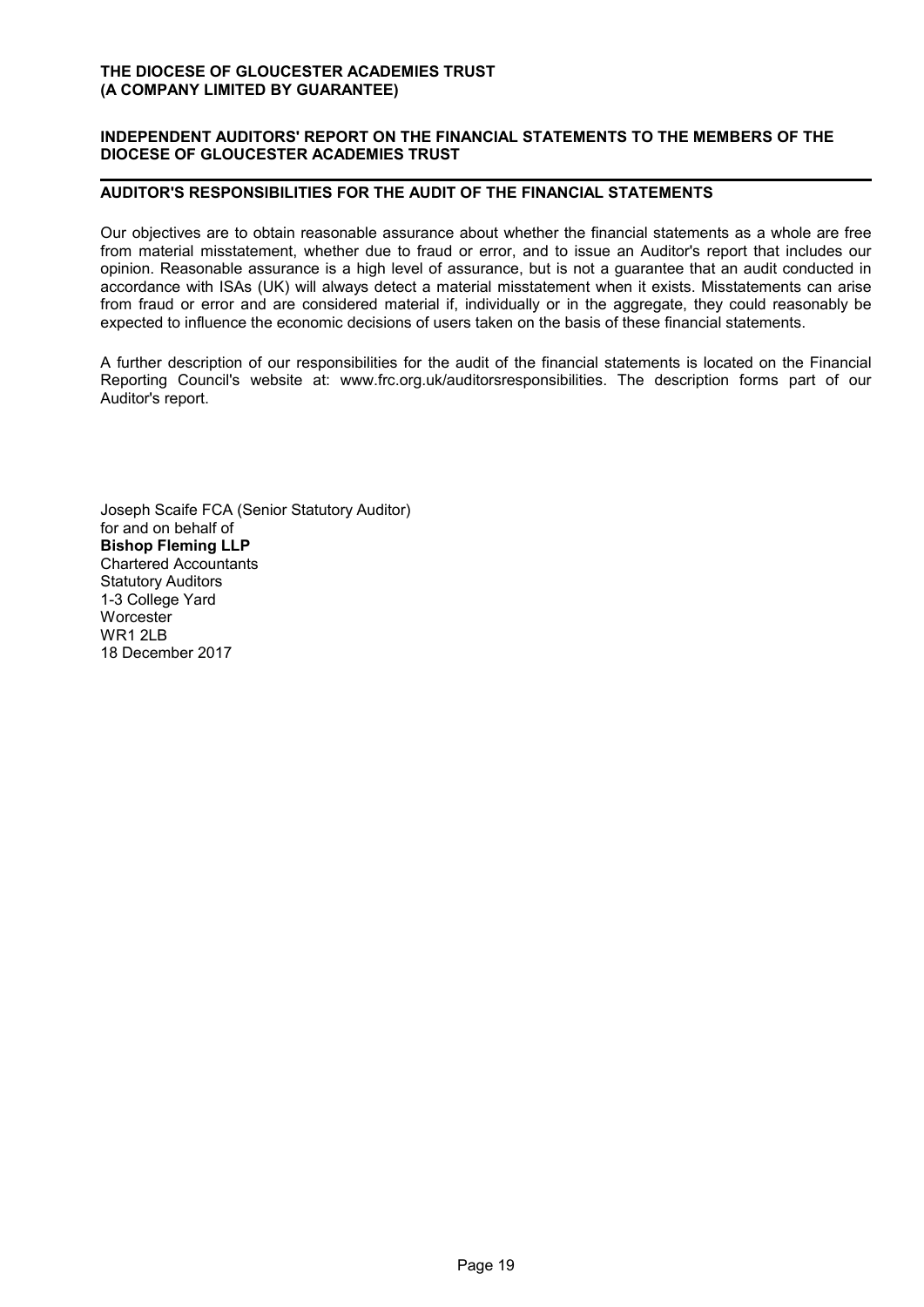**INDEPENDENT AUDITORS' REPORT ON THE FINANCIAL STATEMENTS TO THE MEMBERS OF THE DIOCESE OF GLOUCESTER ACADEMIES TRUST**

## AUDITOR'S RESPONSIBILITIES FOR THE AUDIT OF THE FINANCIAL STATEMENTS

Our objectives are to obtain reasonable assurance about whether the financial statements as a whole are free from material misstatement, whether due to fraud or error, and to issue an Auditor's report that includes our opinion. Reasonable assurance is a high level of assurance, but is not a guarantee that an audit conducted in accordance with ISAs (UK) will always detect a material misstatement when it exists. Misstatements can arise from fraud or error and are considered material if, individually or in the aggregate, they could reasonably be expected to influence the economic decisions of users taken on the basis of these financial statements.

A further description of our responsibilities for the audit of the financial statements is located on the Financial Reporting Council's website at: www.frc.org.uk/auditorsresponsibilities. The description forms part of our Auditor's report.

Joseph Scaife FCA (Senior Statutory Auditor)
for and on behalf of
**Bishop Fleming LLP**
Chartered Accountants
Statutory Auditors
1-3 College Yard
Worcester
WR1 2LB
18 December 2017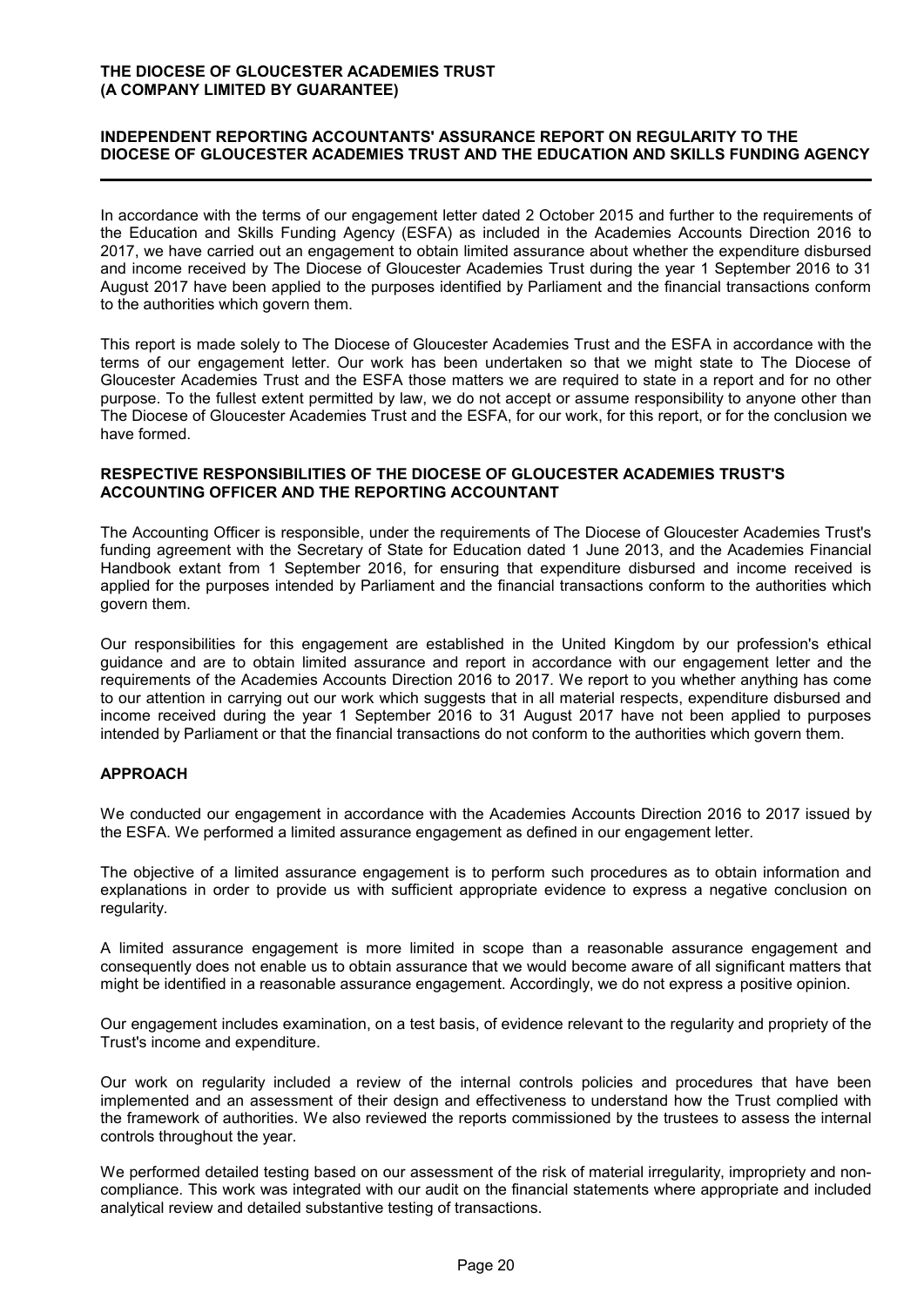**THE DIOCESE OF GLOUCESTER ACADEMIES TRUST**
**(A COMPANY LIMITED BY GUARANTEE)**

## INDEPENDENT REPORTING ACCOUNTANTS' ASSURANCE REPORT ON REGULARITY TO THE DIOCESE OF GLOUCESTER ACADEMIES TRUST AND THE EDUCATION AND SKILLS FUNDING AGENCY

In accordance with the terms of our engagement letter dated 2 October 2015 and further to the requirements of the Education and Skills Funding Agency (ESFA) as included in the Academies Accounts Direction 2016 to 2017, we have carried out an engagement to obtain limited assurance about whether the expenditure disbursed and income received by The Diocese of Gloucester Academies Trust during the year 1 September 2016 to 31 August 2017 have been applied to the purposes identified by Parliament and the financial transactions conform to the authorities which govern them.

This report is made solely to The Diocese of Gloucester Academies Trust and the ESFA in accordance with the terms of our engagement letter. Our work has been undertaken so that we might state to The Diocese of Gloucester Academies Trust and the ESFA those matters we are required to state in a report and for no other purpose. To the fullest extent permitted by law, we do not accept or assume responsibility to anyone other than The Diocese of Gloucester Academies Trust and the ESFA, for our work, for this report, or for the conclusion we have formed.

### RESPECTIVE RESPONSIBILITIES OF THE DIOCESE OF GLOUCESTER ACADEMIES TRUST'S ACCOUNTING OFFICER AND THE REPORTING ACCOUNTANT

The Accounting Officer is responsible, under the requirements of The Diocese of Gloucester Academies Trust's funding agreement with the Secretary of State for Education dated 1 June 2013, and the Academies Financial Handbook extant from 1 September 2016, for ensuring that expenditure disbursed and income received is applied for the purposes intended by Parliament and the financial transactions conform to the authorities which govern them.

Our responsibilities for this engagement are established in the United Kingdom by our profession's ethical guidance and are to obtain limited assurance and report in accordance with our engagement letter and the requirements of the Academies Accounts Direction 2016 to 2017. We report to you whether anything has come to our attention in carrying out our work which suggests that in all material respects, expenditure disbursed and income received during the year 1 September 2016 to 31 August 2017 have not been applied to purposes intended by Parliament or that the financial transactions do not conform to the authorities which govern them.

### APPROACH

We conducted our engagement in accordance with the Academies Accounts Direction 2016 to 2017 issued by the ESFA. We performed a limited assurance engagement as defined in our engagement letter.

The objective of a limited assurance engagement is to perform such procedures as to obtain information and explanations in order to provide us with sufficient appropriate evidence to express a negative conclusion on regularity.

A limited assurance engagement is more limited in scope than a reasonable assurance engagement and consequently does not enable us to obtain assurance that we would become aware of all significant matters that might be identified in a reasonable assurance engagement. Accordingly, we do not express a positive opinion.

Our engagement includes examination, on a test basis, of evidence relevant to the regularity and propriety of the Trust's income and expenditure.

Our work on regularity included a review of the internal controls policies and procedures that have been implemented and an assessment of their design and effectiveness to understand how the Trust complied with the framework of authorities. We also reviewed the reports commissioned by the trustees to assess the internal controls throughout the year.

We performed detailed testing based on our assessment of the risk of material irregularity, impropriety and non-compliance. This work was integrated with our audit on the financial statements where appropriate and included analytical review and detailed substantive testing of transactions.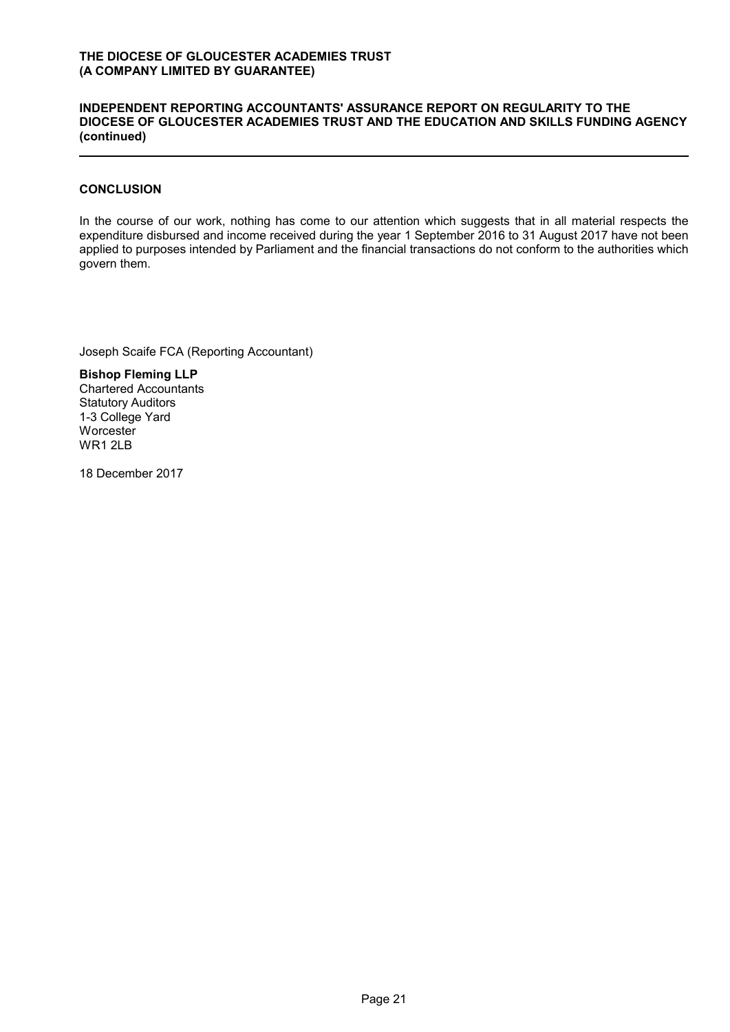**THE DIOCESE OF GLOUCESTER ACADEMIES TRUST**
**(A COMPANY LIMITED BY GUARANTEE)**

**INDEPENDENT REPORTING ACCOUNTANTS' ASSURANCE REPORT ON REGULARITY TO THE DIOCESE OF GLOUCESTER ACADEMIES TRUST AND THE EDUCATION AND SKILLS FUNDING AGENCY (continued)**

## CONCLUSION

In the course of our work, nothing has come to our attention which suggests that in all material respects the expenditure disbursed and income received during the year 1 September 2016 to 31 August 2017 have not been applied to purposes intended by Parliament and the financial transactions do not conform to the authorities which govern them.

Joseph Scaife FCA (Reporting Accountant)

**Bishop Fleming LLP**
Chartered Accountants
Statutory Auditors
1-3 College Yard
Worcester
WR1 2LB

18 December 2017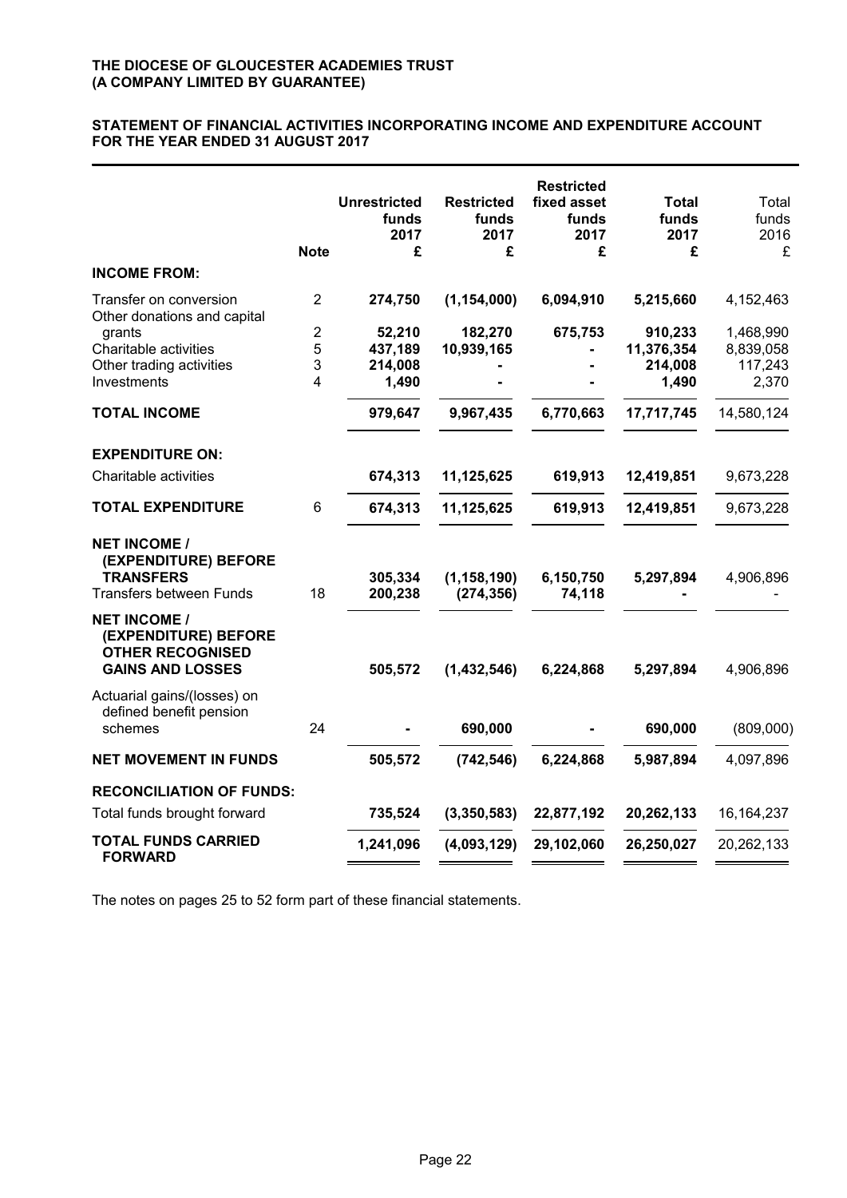**THE DIOCESE OF GLOUCESTER ACADEMIES TRUST**
**(A COMPANY LIMITED BY GUARANTEE)**

## STATEMENT OF FINANCIAL ACTIVITIES INCORPORATING INCOME AND EXPENDITURE ACCOUNT FOR THE YEAR ENDED 31 AUGUST 2017

| | Note | Unrestricted funds 2017 £ | Restricted funds 2017 £ | Restricted fixed asset funds 2017 £ | Total funds 2017 £ | Total funds 2016 £ |
|---|---|---|---|---|---|---|
| **INCOME FROM:** | | | | | | |
| Transfer on conversion | 2 | 274,750 | (1,154,000) | 6,094,910 | 5,215,660 | 4,152,463 |
| Other donations and capital grants | 2 | 52,210 | 182,270 | 675,753 | 910,233 | 1,468,990 |
| Charitable activities | 5 | 437,189 | 10,939,165 | - | 11,376,354 | 8,839,058 |
| Other trading activities | 3 | 214,008 | - | - | 214,008 | 117,243 |
| Investments | 4 | 1,490 | - | - | 1,490 | 2,370 |
| **TOTAL INCOME** | | 979,647 | 9,967,435 | 6,770,663 | 17,717,745 | 14,580,124 |
| **EXPENDITURE ON:** | | | | | | |
| Charitable activities | | 674,313 | 11,125,625 | 619,913 | 12,419,851 | 9,673,228 |
| **TOTAL EXPENDITURE** | 6 | 674,313 | 11,125,625 | 619,913 | 12,419,851 | 9,673,228 |
| **NET INCOME / (EXPENDITURE) BEFORE TRANSFERS** | | 305,334 | (1,158,190) | 6,150,750 | 5,297,894 | 4,906,896 |
| Transfers between Funds | 18 | 200,238 | (274,356) | 74,118 | - | - |
| **NET INCOME / (EXPENDITURE) BEFORE OTHER RECOGNISED GAINS AND LOSSES** | | 505,572 | (1,432,546) | 6,224,868 | 5,297,894 | 4,906,896 |
| Actuarial gains/(losses) on defined benefit pension schemes | 24 | - | 690,000 | - | 690,000 | (809,000) |
| **NET MOVEMENT IN FUNDS** | | 505,572 | (742,546) | 6,224,868 | 5,987,894 | 4,097,896 |
| **RECONCILIATION OF FUNDS:** | | | | | | |
| Total funds brought forward | | 735,524 | (3,350,583) | 22,877,192 | 20,262,133 | 16,164,237 |
| **TOTAL FUNDS CARRIED FORWARD** | | 1,241,096 | (4,093,129) | 29,102,060 | 26,250,027 | 20,262,133 |

The notes on pages 25 to 52 form part of these financial statements.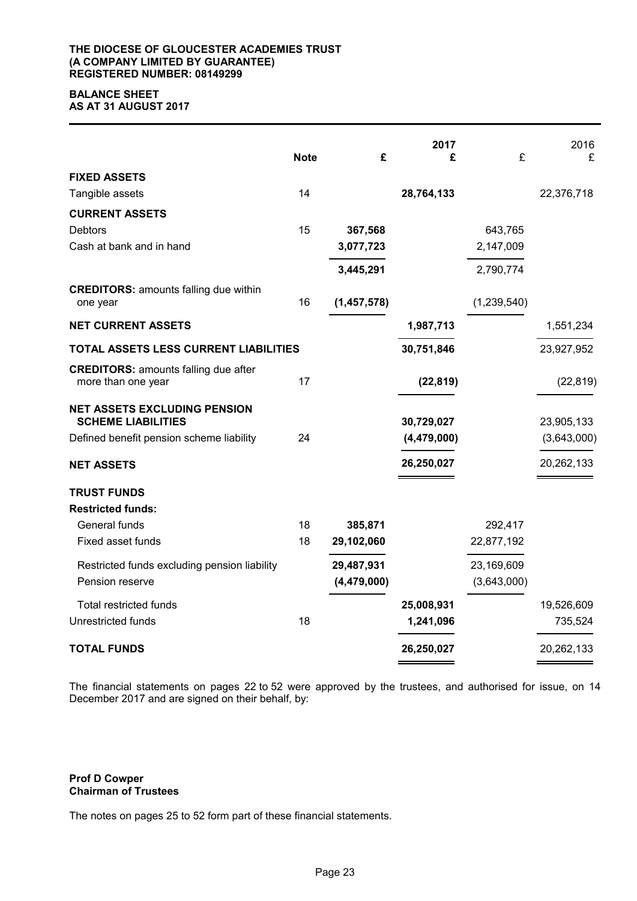**THE DIOCESE OF GLOUCESTER ACADEMIES TRUST**
**(A COMPANY LIMITED BY GUARANTEE)**
**REGISTERED NUMBER: 08149299**

## BALANCE SHEET
## AS AT 31 AUGUST 2017

| | Note | £ | 2017 £ | £ | 2016 £ |
|---|---|---|---|---|---|
| **FIXED ASSETS** | | | | | |
| Tangible assets | 14 | | **28,764,133** | | 22,376,718 |
| **CURRENT ASSETS** | | | | | |
| Debtors | 15 | **367,568** | | 643,765 | |
| Cash at bank and in hand | | **3,077,723** | | 2,147,009 | |
| | | **3,445,291** | | 2,790,774 | |
| **CREDITORS:** amounts falling due within one year | 16 | **(1,457,578)** | | (1,239,540) | |
| **NET CURRENT ASSETS** | | | **1,987,713** | | 1,551,234 |
| **TOTAL ASSETS LESS CURRENT LIABILITIES** | | | **30,751,846** | | 23,927,952 |
| **CREDITORS:** amounts falling due after more than one year | 17 | | **(22,819)** | | (22,819) |
| **NET ASSETS EXCLUDING PENSION SCHEME LIABILITIES** | | | **30,729,027** | | 23,905,133 |
| Defined benefit pension scheme liability | 24 | | **(4,479,000)** | | (3,643,000) |
| **NET ASSETS** | | | **26,250,027** | | 20,262,133 |
| **TRUST FUNDS** | | | | | |
| **Restricted funds:** | | | | | |
| General funds | 18 | **385,871** | | 292,417 | |
| Fixed asset funds | 18 | **29,102,060** | | 22,877,192 | |
| Restricted funds excluding pension liability | | **29,487,931** | | 23,169,609 | |
| Pension reserve | | **(4,479,000)** | | (3,643,000) | |
| Total restricted funds | | | **25,008,931** | | 19,526,609 |
| Unrestricted funds | 18 | | **1,241,096** | | 735,524 |
| **TOTAL FUNDS** | | | **26,250,027** | | 20,262,133 |

The financial statements on pages 22 to 52 were approved by the trustees, and authorised for issue, on 14 December 2017 and are signed on their behalf, by:

**Prof D Cowper**
**Chairman of Trustees**

The notes on pages 25 to 52 form part of these financial statements.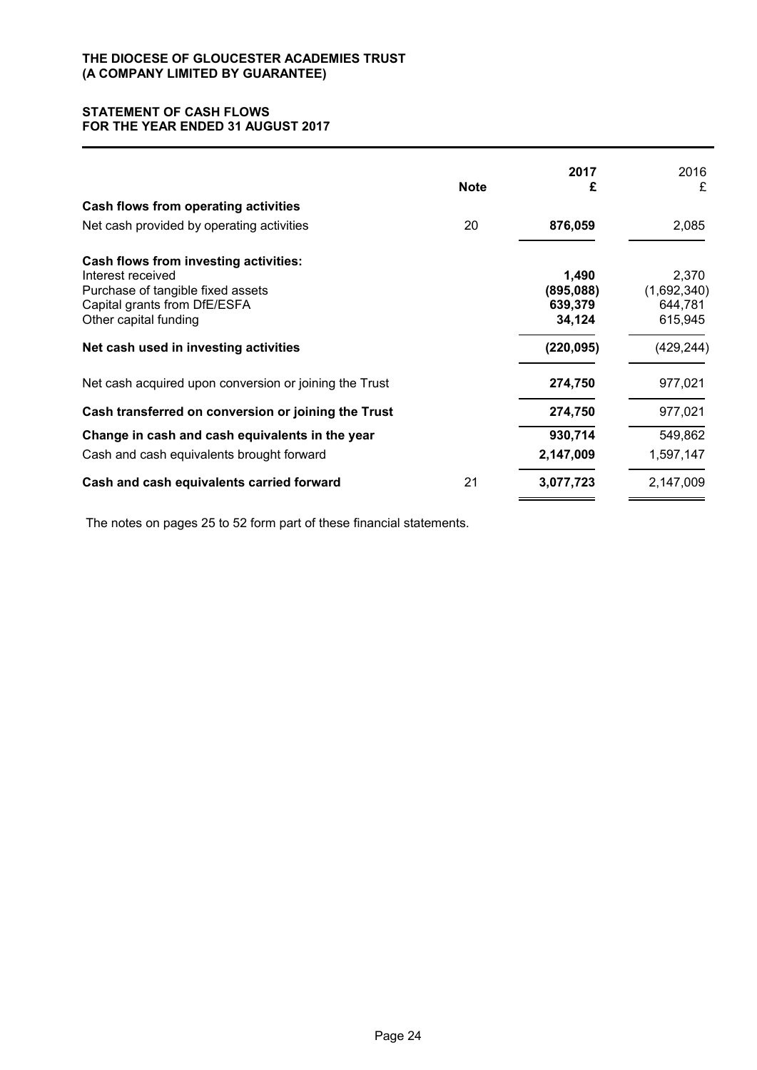**THE DIOCESE OF GLOUCESTER ACADEMIES TRUST**
**(A COMPANY LIMITED BY GUARANTEE)**

## STATEMENT OF CASH FLOWS
## FOR THE YEAR ENDED 31 AUGUST 2017

| | Note | 2017<br>£ | 2016<br>£ |
|---|---|---|---|
| **Cash flows from operating activities** | | | |
| Net cash provided by operating activities | 20 | **876,059** | 2,085 |
| **Cash flows from investing activities:** | | | |
| Interest received | | **1,490** | 2,370 |
| Purchase of tangible fixed assets | | **(895,088)** | (1,692,340) |
| Capital grants from DfE/ESFA | | **639,379** | 644,781 |
| Other capital funding | | **34,124** | 615,945 |
| **Net cash used in investing activities** | | **(220,095)** | (429,244) |
| Net cash acquired upon conversion or joining the Trust | | **274,750** | 977,021 |
| **Cash transferred on conversion or joining the Trust** | | **274,750** | 977,021 |
| **Change in cash and cash equivalents in the year** | | **930,714** | 549,862 |
| Cash and cash equivalents brought forward | | **2,147,009** | 1,597,147 |
| **Cash and cash equivalents carried forward** | 21 | **3,077,723** | 2,147,009 |

The notes on pages 25 to 52 form part of these financial statements.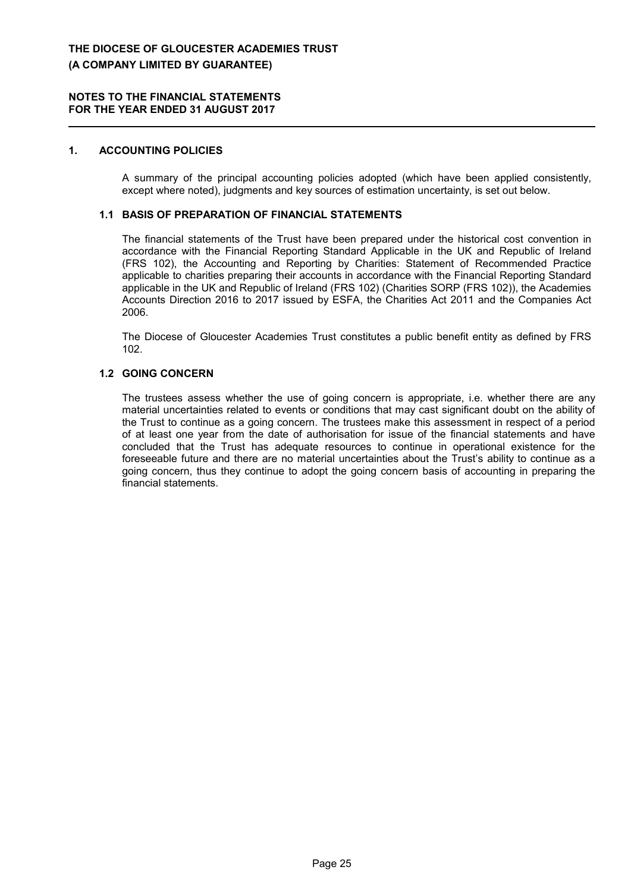# THE DIOCESE OF GLOUCESTER ACADEMIES TRUST
# (A COMPANY LIMITED BY GUARANTEE)

## NOTES TO THE FINANCIAL STATEMENTS
## FOR THE YEAR ENDED 31 AUGUST 2017

### 1. ACCOUNTING POLICIES

A summary of the principal accounting policies adopted (which have been applied consistently, except where noted), judgments and key sources of estimation uncertainty, is set out below.

#### 1.1 BASIS OF PREPARATION OF FINANCIAL STATEMENTS

The financial statements of the Trust have been prepared under the historical cost convention in accordance with the Financial Reporting Standard Applicable in the UK and Republic of Ireland (FRS 102), the Accounting and Reporting by Charities: Statement of Recommended Practice applicable to charities preparing their accounts in accordance with the Financial Reporting Standard applicable in the UK and Republic of Ireland (FRS 102) (Charities SORP (FRS 102)), the Academies Accounts Direction 2016 to 2017 issued by ESFA, the Charities Act 2011 and the Companies Act 2006.

The Diocese of Gloucester Academies Trust constitutes a public benefit entity as defined by FRS 102.

#### 1.2 GOING CONCERN

The trustees assess whether the use of going concern is appropriate, i.e. whether there are any material uncertainties related to events or conditions that may cast significant doubt on the ability of the Trust to continue as a going concern. The trustees make this assessment in respect of a period of at least one year from the date of authorisation for issue of the financial statements and have concluded that the Trust has adequate resources to continue in operational existence for the foreseeable future and there are no material uncertainties about the Trust's ability to continue as a going concern, thus they continue to adopt the going concern basis of accounting in preparing the financial statements.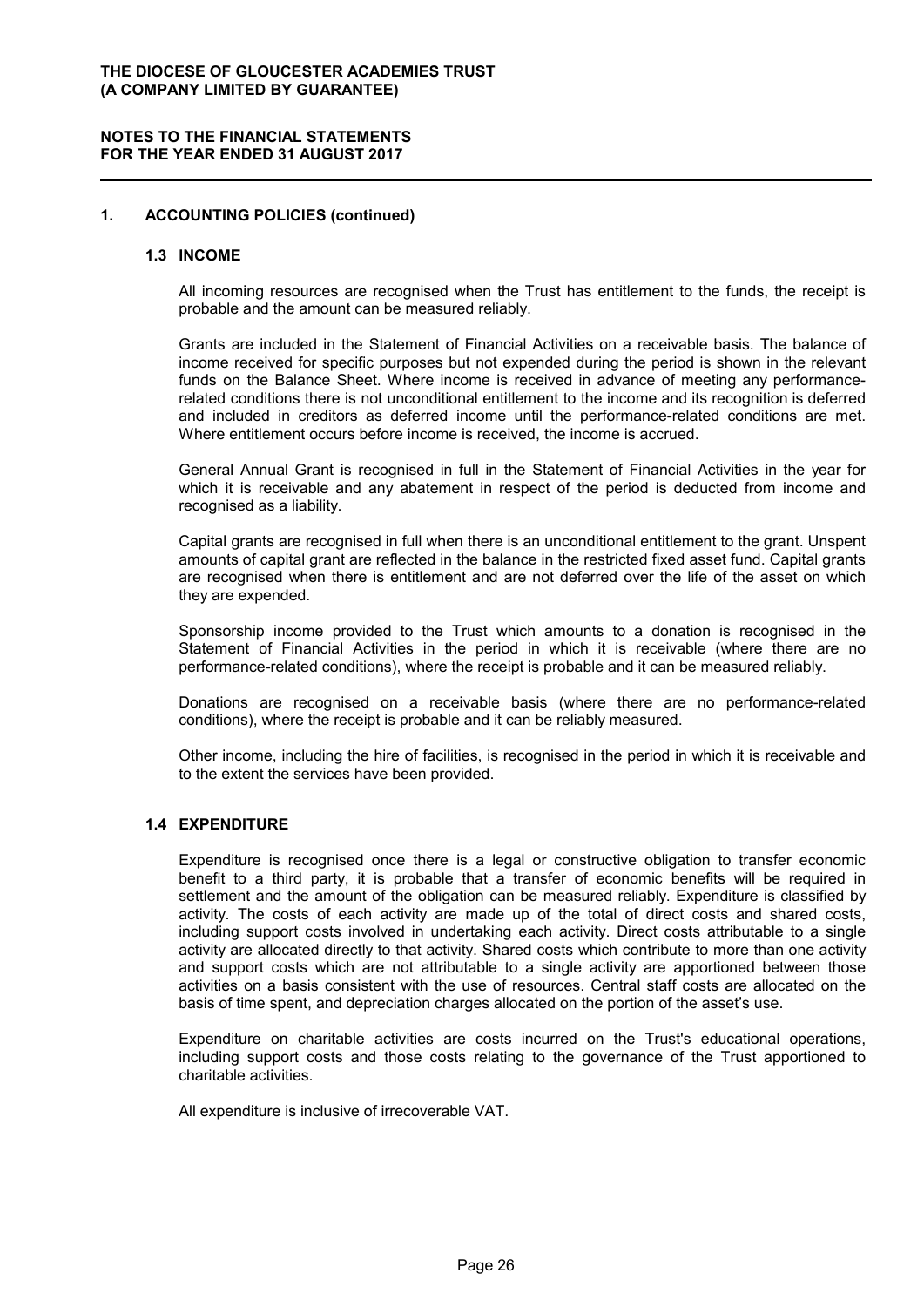## 1. ACCOUNTING POLICIES (continued)

### 1.3 INCOME

All incoming resources are recognised when the Trust has entitlement to the funds, the receipt is probable and the amount can be measured reliably.

Grants are included in the Statement of Financial Activities on a receivable basis. The balance of income received for specific purposes but not expended during the period is shown in the relevant funds on the Balance Sheet. Where income is received in advance of meeting any performance-related conditions there is not unconditional entitlement to the income and its recognition is deferred and included in creditors as deferred income until the performance-related conditions are met. Where entitlement occurs before income is received, the income is accrued.

General Annual Grant is recognised in full in the Statement of Financial Activities in the year for which it is receivable and any abatement in respect of the period is deducted from income and recognised as a liability.

Capital grants are recognised in full when there is an unconditional entitlement to the grant. Unspent amounts of capital grant are reflected in the balance in the restricted fixed asset fund. Capital grants are recognised when there is entitlement and are not deferred over the life of the asset on which they are expended.

Sponsorship income provided to the Trust which amounts to a donation is recognised in the Statement of Financial Activities in the period in which it is receivable (where there are no performance-related conditions), where the receipt is probable and it can be measured reliably.

Donations are recognised on a receivable basis (where there are no performance-related conditions), where the receipt is probable and it can be reliably measured.

Other income, including the hire of facilities, is recognised in the period in which it is receivable and to the extent the services have been provided.

### 1.4 EXPENDITURE

Expenditure is recognised once there is a legal or constructive obligation to transfer economic benefit to a third party, it is probable that a transfer of economic benefits will be required in settlement and the amount of the obligation can be measured reliably. Expenditure is classified by activity. The costs of each activity are made up of the total of direct costs and shared costs, including support costs involved in undertaking each activity. Direct costs attributable to a single activity are allocated directly to that activity. Shared costs which contribute to more than one activity and support costs which are not attributable to a single activity are apportioned between those activities on a basis consistent with the use of resources. Central staff costs are allocated on the basis of time spent, and depreciation charges allocated on the portion of the asset's use.

Expenditure on charitable activities are costs incurred on the Trust's educational operations, including support costs and those costs relating to the governance of the Trust apportioned to charitable activities.

All expenditure is inclusive of irrecoverable VAT.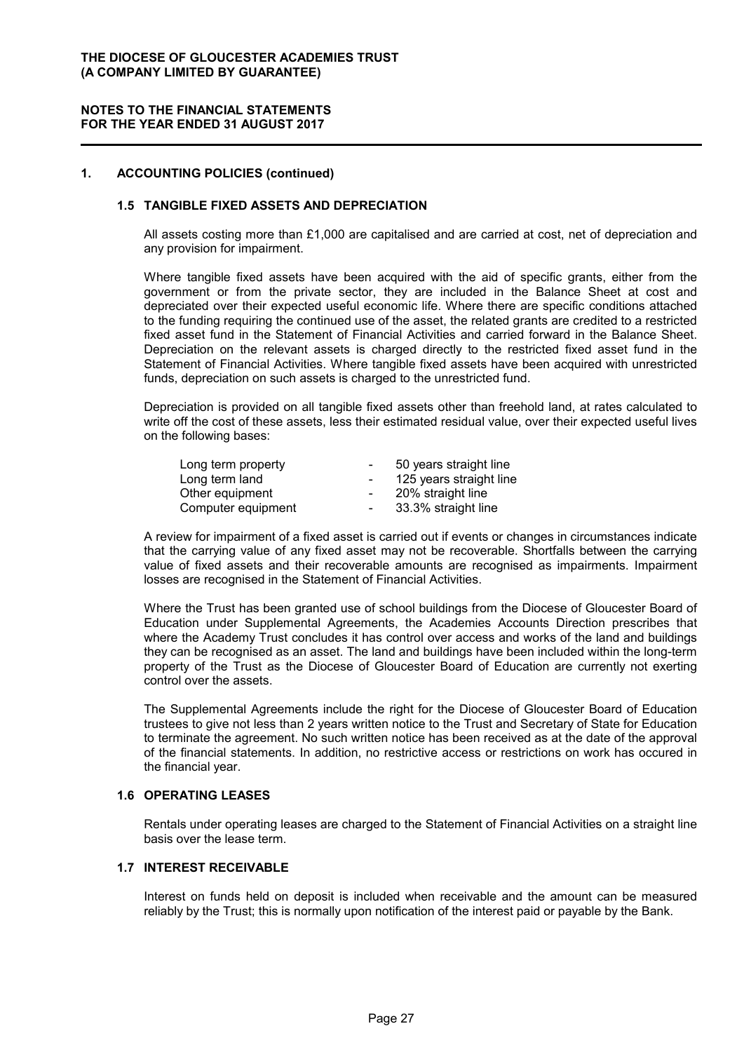## 1. ACCOUNTING POLICIES (continued)

### 1.5 TANGIBLE FIXED ASSETS AND DEPRECIATION

All assets costing more than £1,000 are capitalised and are carried at cost, net of depreciation and any provision for impairment.

Where tangible fixed assets have been acquired with the aid of specific grants, either from the government or from the private sector, they are included in the Balance Sheet at cost and depreciated over their expected useful economic life. Where there are specific conditions attached to the funding requiring the continued use of the asset, the related grants are credited to a restricted fixed asset fund in the Statement of Financial Activities and carried forward in the Balance Sheet. Depreciation on the relevant assets is charged directly to the restricted fixed asset fund in the Statement of Financial Activities. Where tangible fixed assets have been acquired with unrestricted funds, depreciation on such assets is charged to the unrestricted fund.

Depreciation is provided on all tangible fixed assets other than freehold land, at rates calculated to write off the cost of these assets, less their estimated residual value, over their expected useful lives on the following bases:

| | | |
|---|---|---|
| Long term property | - | 50 years straight line |
| Long term land | - | 125 years straight line |
| Other equipment | - | 20% straight line |
| Computer equipment | - | 33.3% straight line |

A review for impairment of a fixed asset is carried out if events or changes in circumstances indicate that the carrying value of any fixed asset may not be recoverable. Shortfalls between the carrying value of fixed assets and their recoverable amounts are recognised as impairments. Impairment losses are recognised in the Statement of Financial Activities.

Where the Trust has been granted use of school buildings from the Diocese of Gloucester Board of Education under Supplemental Agreements, the Academies Accounts Direction prescribes that where the Academy Trust concludes it has control over access and works of the land and buildings they can be recognised as an asset. The land and buildings have been included within the long-term property of the Trust as the Diocese of Gloucester Board of Education are currently not exerting control over the assets.

The Supplemental Agreements include the right for the Diocese of Gloucester Board of Education trustees to give not less than 2 years written notice to the Trust and Secretary of State for Education to terminate the agreement. No such written notice has been received as at the date of the approval of the financial statements. In addition, no restrictive access or restrictions on work has occured in the financial year.

### 1.6 OPERATING LEASES

Rentals under operating leases are charged to the Statement of Financial Activities on a straight line basis over the lease term.

### 1.7 INTEREST RECEIVABLE

Interest on funds held on deposit is included when receivable and the amount can be measured reliably by the Trust; this is normally upon notification of the interest paid or payable by the Bank.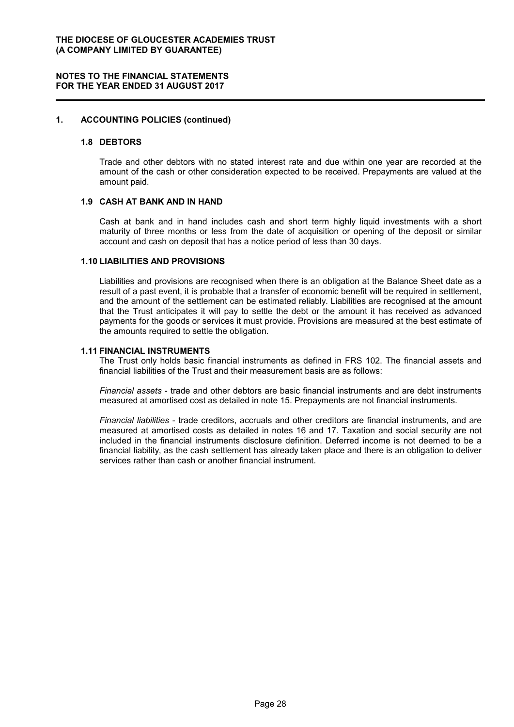## 1. ACCOUNTING POLICIES (continued)

### 1.8 DEBTORS

Trade and other debtors with no stated interest rate and due within one year are recorded at the amount of the cash or other consideration expected to be received. Prepayments are valued at the amount paid.

### 1.9 CASH AT BANK AND IN HAND

Cash at bank and in hand includes cash and short term highly liquid investments with a short maturity of three months or less from the date of acquisition or opening of the deposit or similar account and cash on deposit that has a notice period of less than 30 days.

### 1.10 LIABILITIES AND PROVISIONS

Liabilities and provisions are recognised when there is an obligation at the Balance Sheet date as a result of a past event, it is probable that a transfer of economic benefit will be required in settlement, and the amount of the settlement can be estimated reliably. Liabilities are recognised at the amount that the Trust anticipates it will pay to settle the debt or the amount it has received as advanced payments for the goods or services it must provide. Provisions are measured at the best estimate of the amounts required to settle the obligation.

### 1.11 FINANCIAL INSTRUMENTS

The Trust only holds basic financial instruments as defined in FRS 102. The financial assets and financial liabilities of the Trust and their measurement basis are as follows:

*Financial assets* - trade and other debtors are basic financial instruments and are debt instruments measured at amortised cost as detailed in note 15. Prepayments are not financial instruments.

*Financial liabilities* - trade creditors, accruals and other creditors are financial instruments, and are measured at amortised costs as detailed in notes 16 and 17. Taxation and social security are not included in the financial instruments disclosure definition. Deferred income is not deemed to be a financial liability, as the cash settlement has already taken place and there is an obligation to deliver services rather than cash or another financial instrument.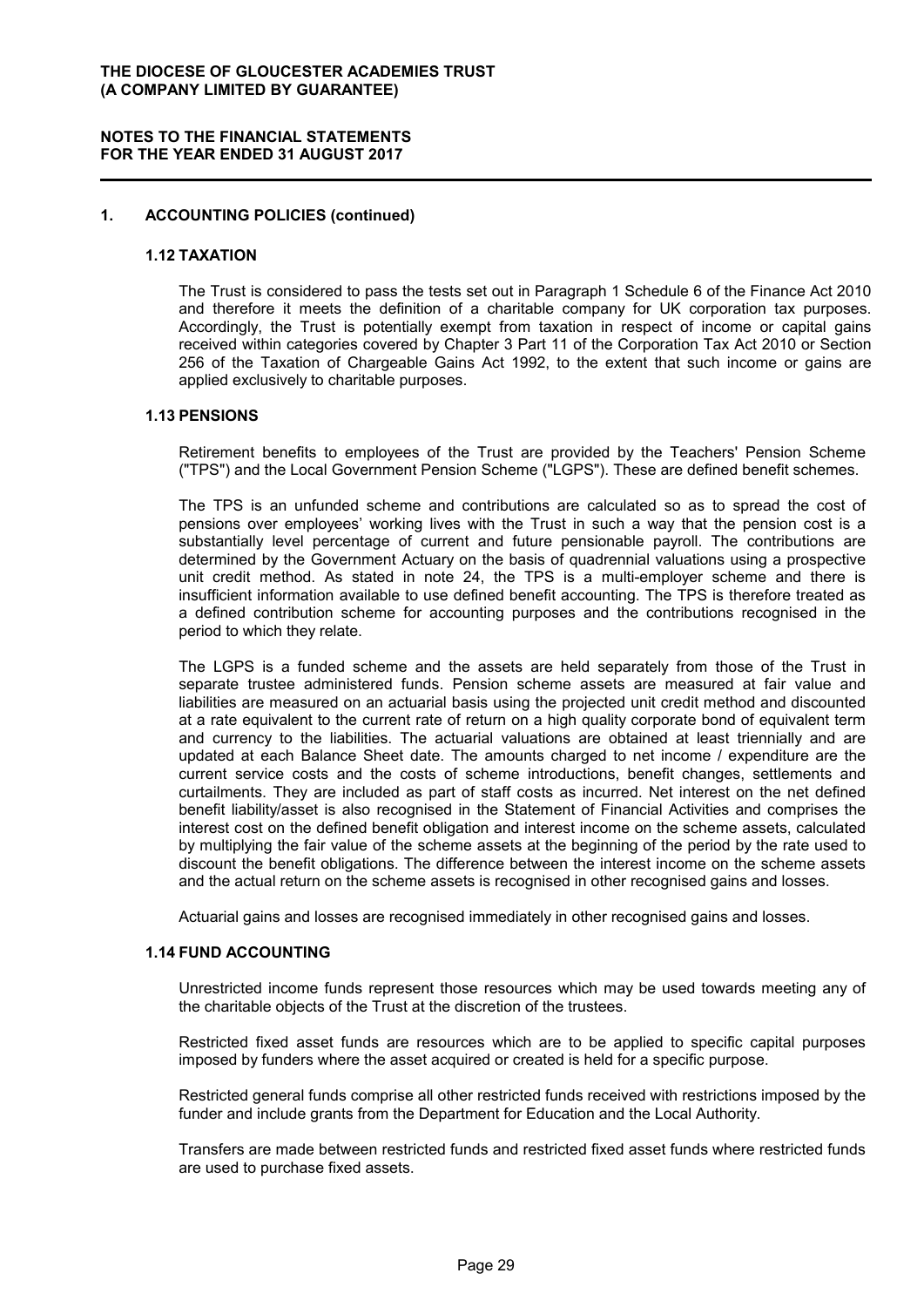## 1. ACCOUNTING POLICIES (continued)

### 1.12 TAXATION

The Trust is considered to pass the tests set out in Paragraph 1 Schedule 6 of the Finance Act 2010 and therefore it meets the definition of a charitable company for UK corporation tax purposes. Accordingly, the Trust is potentially exempt from taxation in respect of income or capital gains received within categories covered by Chapter 3 Part 11 of the Corporation Tax Act 2010 or Section 256 of the Taxation of Chargeable Gains Act 1992, to the extent that such income or gains are applied exclusively to charitable purposes.

### 1.13 PENSIONS

Retirement benefits to employees of the Trust are provided by the Teachers' Pension Scheme ("TPS") and the Local Government Pension Scheme ("LGPS"). These are defined benefit schemes.

The TPS is an unfunded scheme and contributions are calculated so as to spread the cost of pensions over employees' working lives with the Trust in such a way that the pension cost is a substantially level percentage of current and future pensionable payroll. The contributions are determined by the Government Actuary on the basis of quadrennial valuations using a prospective unit credit method. As stated in note 24, the TPS is a multi-employer scheme and there is insufficient information available to use defined benefit accounting. The TPS is therefore treated as a defined contribution scheme for accounting purposes and the contributions recognised in the period to which they relate.

The LGPS is a funded scheme and the assets are held separately from those of the Trust in separate trustee administered funds. Pension scheme assets are measured at fair value and liabilities are measured on an actuarial basis using the projected unit credit method and discounted at a rate equivalent to the current rate of return on a high quality corporate bond of equivalent term and currency to the liabilities. The actuarial valuations are obtained at least triennially and are updated at each Balance Sheet date. The amounts charged to net income / expenditure are the current service costs and the costs of scheme introductions, benefit changes, settlements and curtailments. They are included as part of staff costs as incurred. Net interest on the net defined benefit liability/asset is also recognised in the Statement of Financial Activities and comprises the interest cost on the defined benefit obligation and interest income on the scheme assets, calculated by multiplying the fair value of the scheme assets at the beginning of the period by the rate used to discount the benefit obligations. The difference between the interest income on the scheme assets and the actual return on the scheme assets is recognised in other recognised gains and losses.

Actuarial gains and losses are recognised immediately in other recognised gains and losses.

### 1.14 FUND ACCOUNTING

Unrestricted income funds represent those resources which may be used towards meeting any of the charitable objects of the Trust at the discretion of the trustees.

Restricted fixed asset funds are resources which are to be applied to specific capital purposes imposed by funders where the asset acquired or created is held for a specific purpose.

Restricted general funds comprise all other restricted funds received with restrictions imposed by the funder and include grants from the Department for Education and the Local Authority.

Transfers are made between restricted funds and restricted fixed asset funds where restricted funds are used to purchase fixed assets.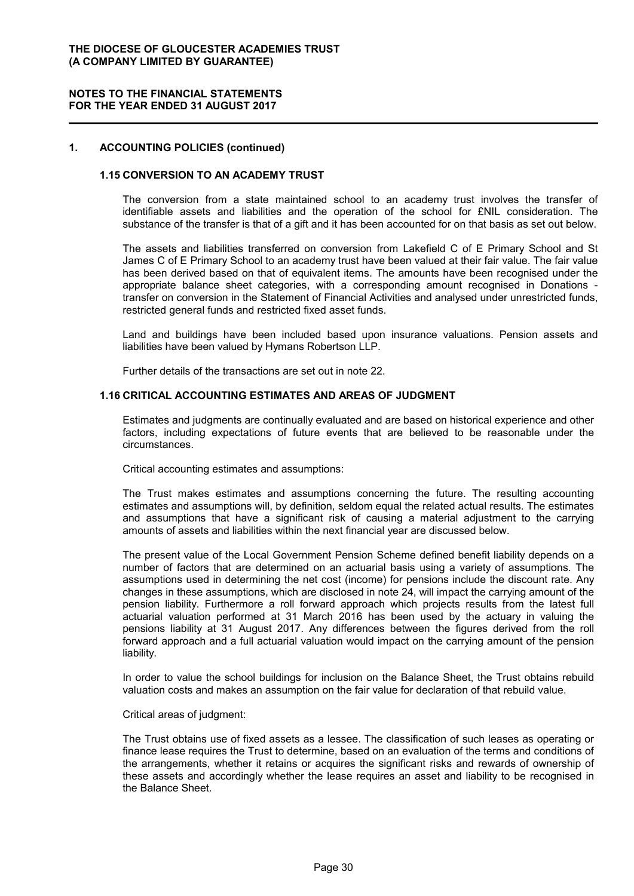## 1. ACCOUNTING POLICIES (continued)

### 1.15 CONVERSION TO AN ACADEMY TRUST

The conversion from a state maintained school to an academy trust involves the transfer of identifiable assets and liabilities and the operation of the school for £NIL consideration. The substance of the transfer is that of a gift and it has been accounted for on that basis as set out below.

The assets and liabilities transferred on conversion from Lakefield C of E Primary School and St James C of E Primary School to an academy trust have been valued at their fair value. The fair value has been derived based on that of equivalent items. The amounts have been recognised under the appropriate balance sheet categories, with a corresponding amount recognised in Donations - transfer on conversion in the Statement of Financial Activities and analysed under unrestricted funds, restricted general funds and restricted fixed asset funds.

Land and buildings have been included based upon insurance valuations. Pension assets and liabilities have been valued by Hymans Robertson LLP.

Further details of the transactions are set out in note 22.

### 1.16 CRITICAL ACCOUNTING ESTIMATES AND AREAS OF JUDGMENT

Estimates and judgments are continually evaluated and are based on historical experience and other factors, including expectations of future events that are believed to be reasonable under the circumstances.

Critical accounting estimates and assumptions:

The Trust makes estimates and assumptions concerning the future. The resulting accounting estimates and assumptions will, by definition, seldom equal the related actual results. The estimates and assumptions that have a significant risk of causing a material adjustment to the carrying amounts of assets and liabilities within the next financial year are discussed below.

The present value of the Local Government Pension Scheme defined benefit liability depends on a number of factors that are determined on an actuarial basis using a variety of assumptions. The assumptions used in determining the net cost (income) for pensions include the discount rate. Any changes in these assumptions, which are disclosed in note 24, will impact the carrying amount of the pension liability. Furthermore a roll forward approach which projects results from the latest full actuarial valuation performed at 31 March 2016 has been used by the actuary in valuing the pensions liability at 31 August 2017. Any differences between the figures derived from the roll forward approach and a full actuarial valuation would impact on the carrying amount of the pension liability.

In order to value the school buildings for inclusion on the Balance Sheet, the Trust obtains rebuild valuation costs and makes an assumption on the fair value for declaration of that rebuild value.

Critical areas of judgment:

The Trust obtains use of fixed assets as a lessee. The classification of such leases as operating or finance lease requires the Trust to determine, based on an evaluation of the terms and conditions of the arrangements, whether it retains or acquires the significant risks and rewards of ownership of these assets and accordingly whether the lease requires an asset and liability to be recognised in the Balance Sheet.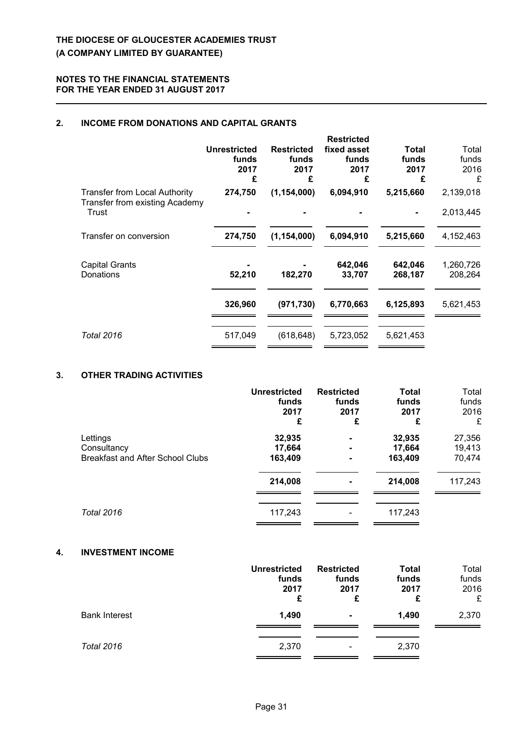## 2. INCOME FROM DONATIONS AND CAPITAL GRANTS

| | Unrestricted funds 2017 £ | Restricted funds 2017 £ | Restricted fixed asset funds 2017 £ | Total funds 2017 £ | Total funds 2016 £ |
|---|---|---|---|---|---|
| Transfer from Local Authority | **274,750** | **(1,154,000)** | **6,094,910** | **5,215,660** | 2,139,018 |
| Transfer from existing Academy Trust | **-** | **-** | **-** | **-** | 2,013,445 |
| Transfer on conversion | **274,750** | **(1,154,000)** | **6,094,910** | **5,215,660** | 4,152,463 |
| Capital Grants | **-** | **-** | **642,046** | **642,046** | 1,260,726 |
| Donations | **52,210** | **182,270** | **33,707** | **268,187** | 208,264 |
| | **326,960** | **(971,730)** | **6,770,663** | **6,125,893** | 5,621,453 |
| *Total 2016* | 517,049 | (618,648) | 5,723,052 | 5,621,453 | |

## 3. OTHER TRADING ACTIVITIES

| | Unrestricted funds 2017 £ | Restricted funds 2017 £ | Total funds 2017 £ | Total funds 2016 £ |
|---|---|---|---|---|
| Lettings | **32,935** | **-** | **32,935** | 27,356 |
| Consultancy | **17,664** | **-** | **17,664** | 19,413 |
| Breakfast and After School Clubs | **163,409** | **-** | **163,409** | 70,474 |
| | **214,008** | **-** | **214,008** | 117,243 |
| *Total 2016* | 117,243 | - | 117,243 | |

## 4. INVESTMENT INCOME

| | Unrestricted funds 2017 £ | Restricted funds 2017 £ | Total funds 2017 £ | Total funds 2016 £ |
|---|---|---|---|---|
| Bank Interest | **1,490** | **-** | **1,490** | 2,370 |
| *Total 2016* | 2,370 | - | 2,370 | |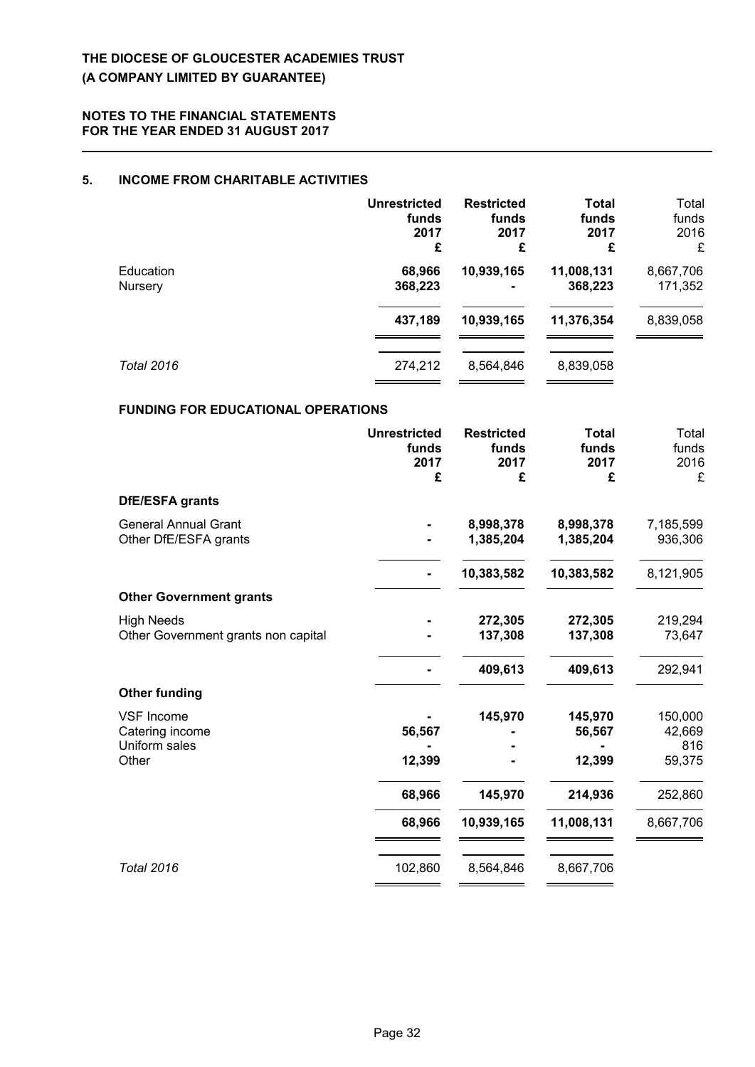## 5. INCOME FROM CHARITABLE ACTIVITIES

| | Unrestricted funds 2017 £ | Restricted funds 2017 £ | Total funds 2017 £ | Total funds 2016 £ |
|---|---|---|---|---|
| Education | 68,966 | 10,939,165 | 11,008,131 | 8,667,706 |
| Nursery | 368,223 | - | 368,223 | 171,352 |
| | 437,189 | 10,939,165 | 11,376,354 | 8,839,058 |
| *Total 2016* | 274,212 | 8,564,846 | 8,839,058 | |

### FUNDING FOR EDUCATIONAL OPERATIONS

| | Unrestricted funds 2017 £ | Restricted funds 2017 £ | Total funds 2017 £ | Total funds 2016 £ |
|---|---|---|---|---|
| **DfE/ESFA grants** | | | | |
| General Annual Grant | - | 8,998,378 | 8,998,378 | 7,185,599 |
| Other DfE/ESFA grants | - | 1,385,204 | 1,385,204 | 936,306 |
| | - | 10,383,582 | 10,383,582 | 8,121,905 |
| **Other Government grants** | | | | |
| High Needs | - | 272,305 | 272,305 | 219,294 |
| Other Government grants non capital | - | 137,308 | 137,308 | 73,647 |
| | - | 409,613 | 409,613 | 292,941 |
| **Other funding** | | | | |
| VSF Income | - | 145,970 | 145,970 | 150,000 |
| Catering income | 56,567 | - | 56,567 | 42,669 |
| Uniform sales | - | - | - | 816 |
| Other | 12,399 | - | 12,399 | 59,375 |
| | 68,966 | 145,970 | 214,936 | 252,860 |
| | 68,966 | 10,939,165 | 11,008,131 | 8,667,706 |
| *Total 2016* | 102,860 | 8,564,846 | 8,667,706 | |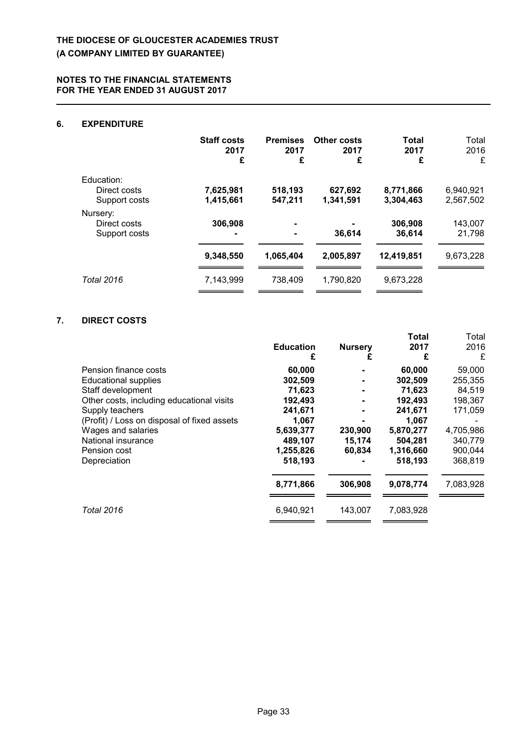## 6. EXPENDITURE

| | Staff costs 2017 £ | Premises 2017 £ | Other costs 2017 £ | Total 2017 £ | Total 2016 £ |
|---|---|---|---|---|---|
| Education: | | | | | |
| Direct costs | 7,625,981 | 518,193 | 627,692 | 8,771,866 | 6,940,921 |
| Support costs | 1,415,661 | 547,211 | 1,341,591 | 3,304,463 | 2,567,502 |
| Nursery: | | | | | |
| Direct costs | 306,908 | - | - | 306,908 | 143,007 |
| Support costs | - | - | 36,614 | 36,614 | 21,798 |
| | 9,348,550 | 1,065,404 | 2,005,897 | 12,419,851 | 9,673,228 |
| *Total 2016* | 7,143,999 | 738,409 | 1,790,820 | 9,673,228 | |

## 7. DIRECT COSTS

| | Education £ | Nursery £ | Total 2017 £ | Total 2016 £ |
|---|---|---|---|---|
| Pension finance costs | 60,000 | - | 60,000 | 59,000 |
| Educational supplies | 302,509 | - | 302,509 | 255,355 |
| Staff development | 71,623 | - | 71,623 | 84,519 |
| Other costs, including educational visits | 192,493 | - | 192,493 | 198,367 |
| Supply teachers | 241,671 | - | 241,671 | 171,059 |
| (Profit) / Loss on disposal of fixed assets | 1,067 | - | 1,067 | - |
| Wages and salaries | 5,639,377 | 230,900 | 5,870,277 | 4,705,986 |
| National insurance | 489,107 | 15,174 | 504,281 | 340,779 |
| Pension cost | 1,255,826 | 60,834 | 1,316,660 | 900,044 |
| Depreciation | 518,193 | - | 518,193 | 368,819 |
| | 8,771,866 | 306,908 | 9,078,774 | 7,083,928 |
| *Total 2016* | 6,940,921 | 143,007 | 7,083,928 | |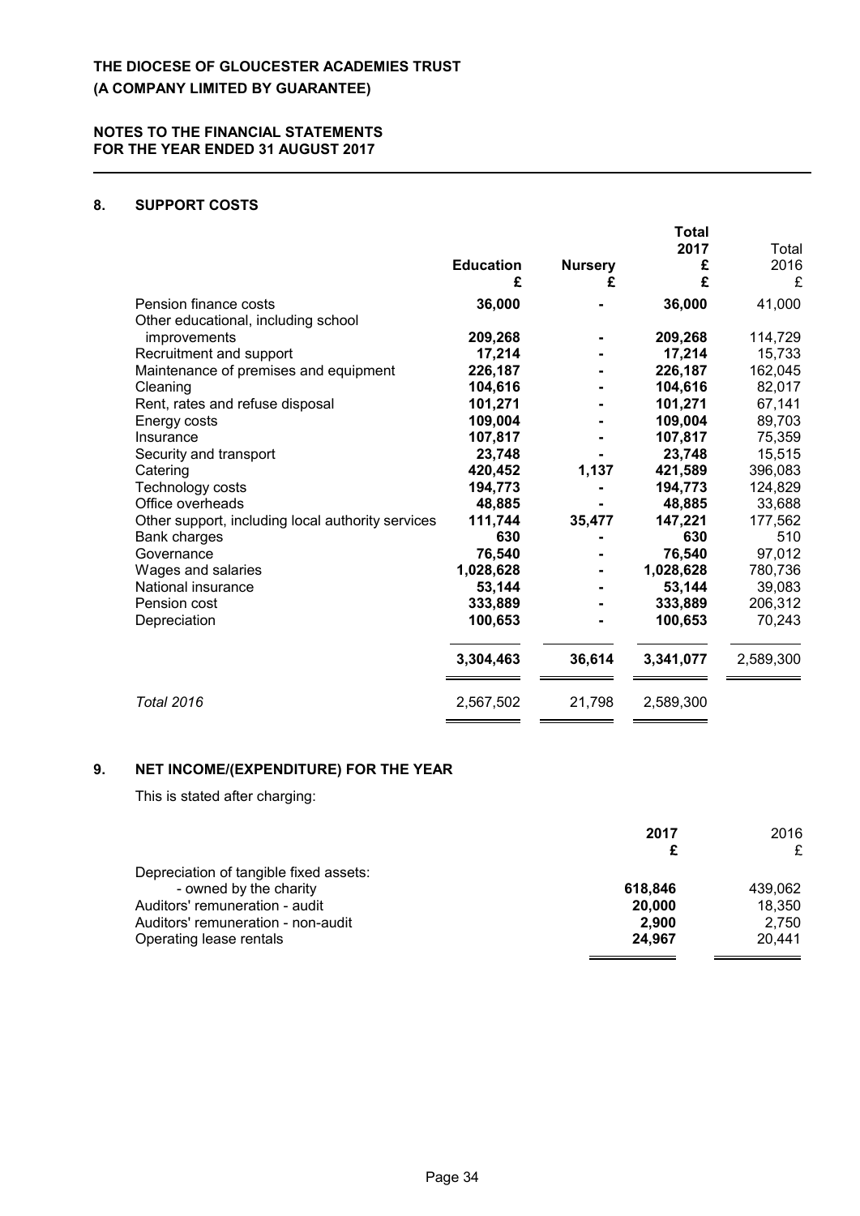# THE DIOCESE OF GLOUCESTER ACADEMIES TRUST
# (A COMPANY LIMITED BY GUARANTEE)

## NOTES TO THE FINANCIAL STATEMENTS FOR THE YEAR ENDED 31 AUGUST 2017

### 8. SUPPORT COSTS

| | Education £ | Nursery £ | Total 2017 £ | Total 2016 £ |
|---|---|---|---|---|
| Pension finance costs | **36,000** | **-** | **36,000** | 41,000 |
| Other educational, including school improvements | **209,268** | **-** | **209,268** | 114,729 |
| Recruitment and support | **17,214** | **-** | **17,214** | 15,733 |
| Maintenance of premises and equipment | **226,187** | **-** | **226,187** | 162,045 |
| Cleaning | **104,616** | **-** | **104,616** | 82,017 |
| Rent, rates and refuse disposal | **101,271** | **-** | **101,271** | 67,141 |
| Energy costs | **109,004** | **-** | **109,004** | 89,703 |
| Insurance | **107,817** | **-** | **107,817** | 75,359 |
| Security and transport | **23,748** | **-** | **23,748** | 15,515 |
| Catering | **420,452** | **1,137** | **421,589** | 396,083 |
| Technology costs | **194,773** | **-** | **194,773** | 124,829 |
| Office overheads | **48,885** | **-** | **48,885** | 33,688 |
| Other support, including local authority services | **111,744** | **35,477** | **147,221** | 177,562 |
| Bank charges | **630** | **-** | **630** | 510 |
| Governance | **76,540** | **-** | **76,540** | 97,012 |
| Wages and salaries | **1,028,628** | **-** | **1,028,628** | 780,736 |
| National insurance | **53,144** | **-** | **53,144** | 39,083 |
| Pension cost | **333,889** | **-** | **333,889** | 206,312 |
| Depreciation | **100,653** | **-** | **100,653** | 70,243 |
| | **3,304,463** | **36,614** | **3,341,077** | 2,589,300 |
| *Total 2016* | 2,567,502 | 21,798 | 2,589,300 | |

### 9. NET INCOME/(EXPENDITURE) FOR THE YEAR

This is stated after charging:

| | 2017 £ | 2016 £ |
|---|---|---|
| Depreciation of tangible fixed assets: | | |
| - owned by the charity | **618,846** | 439,062 |
| Auditors' remuneration - audit | **20,000** | 18,350 |
| Auditors' remuneration - non-audit | **2,900** | 2,750 |
| Operating lease rentals | **24,967** | 20,441 |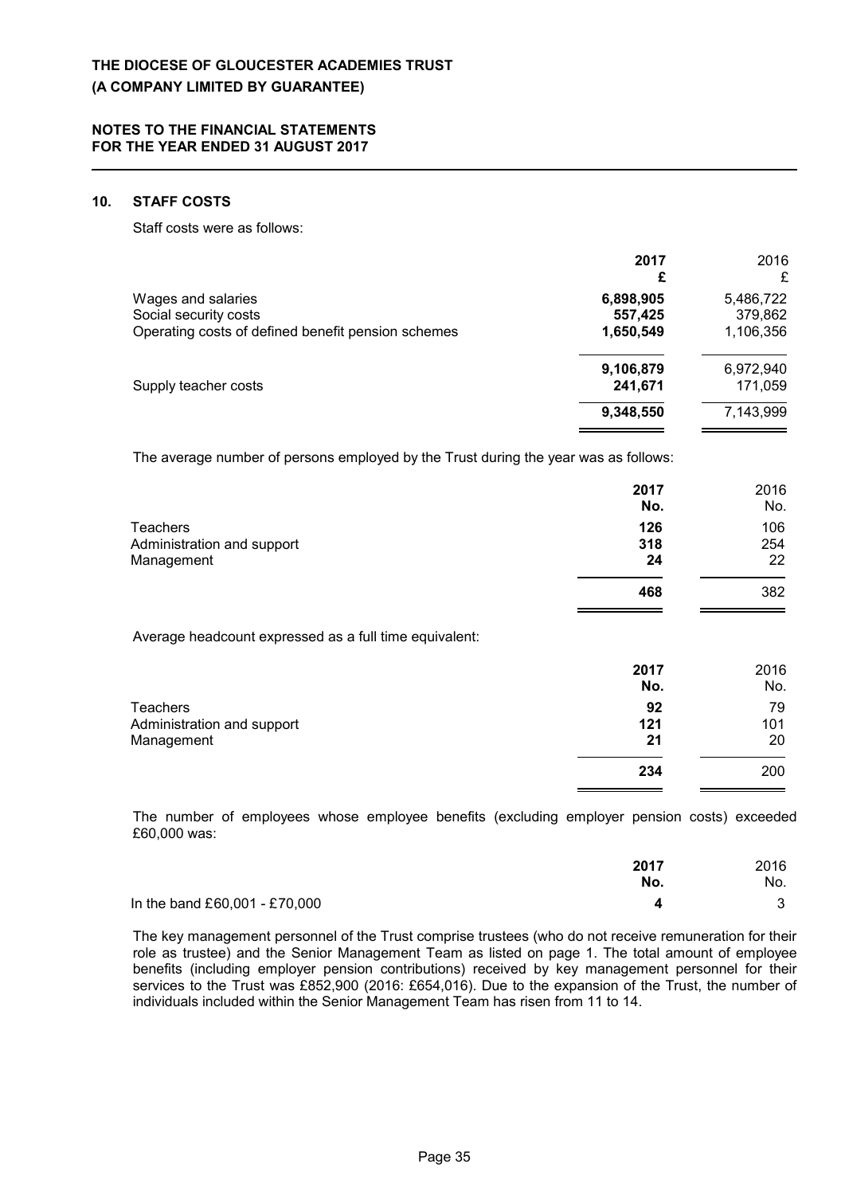THE DIOCESE OF GLOUCESTER ACADEMIES TRUST
(A COMPANY LIMITED BY GUARANTEE)

NOTES TO THE FINANCIAL STATEMENTS
FOR THE YEAR ENDED 31 AUGUST 2017

## 10. STAFF COSTS

Staff costs were as follows:

| | 2017 £ | 2016 £ |
|---|---|---|
| Wages and salaries | **6,898,905** | 5,486,722 |
| Social security costs | **557,425** | 379,862 |
| Operating costs of defined benefit pension schemes | **1,650,549** | 1,106,356 |
| | **9,106,879** | 6,972,940 |
| Supply teacher costs | **241,671** | 171,059 |
| | **9,348,550** | 7,143,999 |

The average number of persons employed by the Trust during the year was as follows:

| | 2017 No. | 2016 No. |
|---|---|---|
| Teachers | **126** | 106 |
| Administration and support | **318** | 254 |
| Management | **24** | 22 |
| | **468** | 382 |

Average headcount expressed as a full time equivalent:

| | 2017 No. | 2016 No. |
|---|---|---|
| Teachers | **92** | 79 |
| Administration and support | **121** | 101 |
| Management | **21** | 20 |
| | **234** | 200 |

The number of employees whose employee benefits (excluding employer pension costs) exceeded £60,000 was:

| | 2017 No. | 2016 No. |
|---|---|---|
| In the band £60,001 - £70,000 | **4** | 3 |

The key management personnel of the Trust comprise trustees (who do not receive remuneration for their role as trustee) and the Senior Management Team as listed on page 1. The total amount of employee benefits (including employer pension contributions) received by key management personnel for their services to the Trust was £852,900 (2016: £654,016). Due to the expansion of the Trust, the number of individuals included within the Senior Management Team has risen from 11 to 14.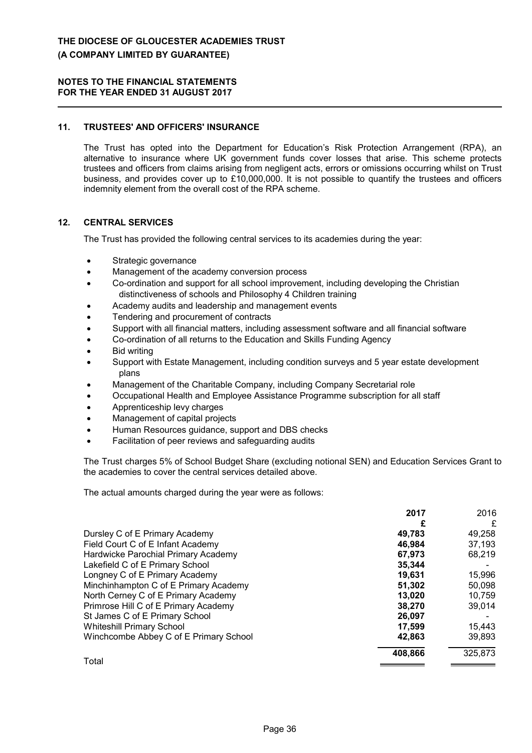## 11. TRUSTEES' AND OFFICERS' INSURANCE

The Trust has opted into the Department for Education's Risk Protection Arrangement (RPA), an alternative to insurance where UK government funds cover losses that arise. This scheme protects trustees and officers from claims arising from negligent acts, errors or omissions occurring whilst on Trust business, and provides cover up to £10,000,000. It is not possible to quantify the trustees and officers indemnity element from the overall cost of the RPA scheme.

## 12. CENTRAL SERVICES

The Trust has provided the following central services to its academies during the year:

- Strategic governance
- Management of the academy conversion process
- Co-ordination and support for all school improvement, including developing the Christian distinctiveness of schools and Philosophy 4 Children training
- Academy audits and leadership and management events
- Tendering and procurement of contracts
- Support with all financial matters, including assessment software and all financial software
- Co-ordination of all returns to the Education and Skills Funding Agency
- Bid writing
- Support with Estate Management, including condition surveys and 5 year estate development plans
- Management of the Charitable Company, including Company Secretarial role
- Occupational Health and Employee Assistance Programme subscription for all staff
- Apprenticeship levy charges
- Management of capital projects
- Human Resources guidance, support and DBS checks
- Facilitation of peer reviews and safeguarding audits

The Trust charges 5% of School Budget Share (excluding notional SEN) and Education Services Grant to the academies to cover the central services detailed above.

The actual amounts charged during the year were as follows:

| | **2017** | 2016 |
|---|---|---|
| | **£** | £ |
| Dursley C of E Primary Academy | **49,783** | 49,258 |
| Field Court C of E Infant Academy | **46,984** | 37,193 |
| Hardwicke Parochial Primary Academy | **67,973** | 68,219 |
| Lakefield C of E Primary School | **35,344** | - |
| Longney C of E Primary Academy | **19,631** | 15,996 |
| Minchinhampton C of E Primary Academy | **51,302** | 50,098 |
| North Cerney C of E Primary Academy | **13,020** | 10,759 |
| Primrose Hill C of E Primary Academy | **38,270** | 39,014 |
| St James C of E Primary School | **26,097** | - |
| Whiteshill Primary School | **17,599** | 15,443 |
| Winchcombe Abbey C of E Primary School | **42,863** | 39,893 |
| Total | **408,866** | 325,873 |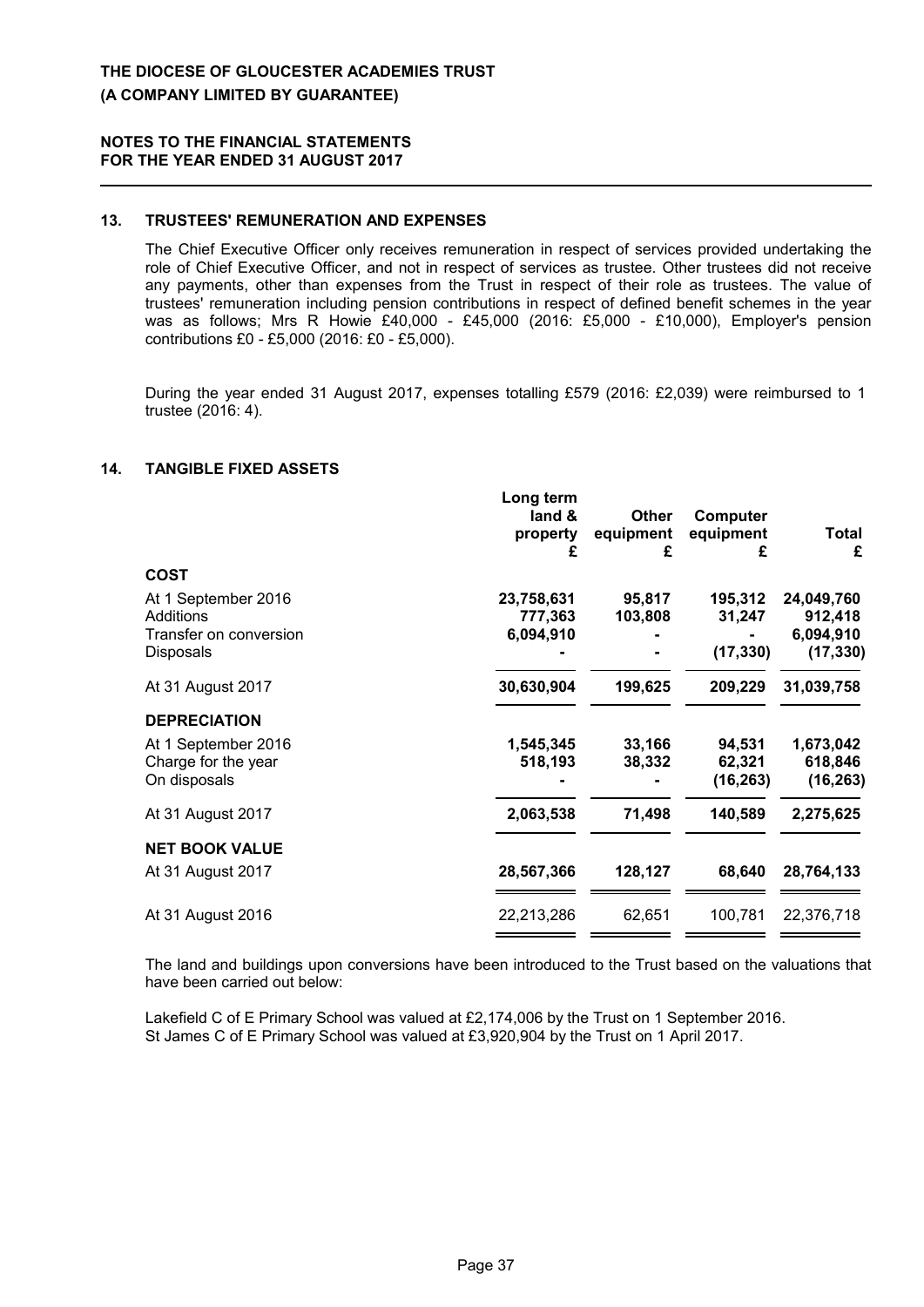**THE DIOCESE OF GLOUCESTER ACADEMIES TRUST**
**(A COMPANY LIMITED BY GUARANTEE)**

**NOTES TO THE FINANCIAL STATEMENTS**
**FOR THE YEAR ENDED 31 AUGUST 2017**

## 13. TRUSTEES' REMUNERATION AND EXPENSES

The Chief Executive Officer only receives remuneration in respect of services provided undertaking the role of Chief Executive Officer, and not in respect of services as trustee. Other trustees did not receive any payments, other than expenses from the Trust in respect of their role as trustees. The value of trustees' remuneration including pension contributions in respect of defined benefit schemes in the year was as follows; Mrs R Howie £40,000 - £45,000 (2016: £5,000 - £10,000), Employer's pension contributions £0 - £5,000 (2016: £0 - £5,000).

During the year ended 31 August 2017, expenses totalling £579 (2016: £2,039) were reimbursed to 1 trustee (2016: 4).

## 14. TANGIBLE FIXED ASSETS

| | Long term land & property £ | Other equipment £ | Computer equipment £ | Total £ |
|---|---|---|---|---|
| **COST** | | | | |
| At 1 September 2016 | **23,758,631** | **95,817** | **195,312** | **24,049,760** |
| Additions | **777,363** | **103,808** | **31,247** | **912,418** |
| Transfer on conversion | **6,094,910** | **-** | **-** | **6,094,910** |
| Disposals | **-** | **-** | **(17,330)** | **(17,330)** |
| At 31 August 2017 | **30,630,904** | **199,625** | **209,229** | **31,039,758** |
| **DEPRECIATION** | | | | |
| At 1 September 2016 | **1,545,345** | **33,166** | **94,531** | **1,673,042** |
| Charge for the year | **518,193** | **38,332** | **62,321** | **618,846** |
| On disposals | **-** | **-** | **(16,263)** | **(16,263)** |
| At 31 August 2017 | **2,063,538** | **71,498** | **140,589** | **2,275,625** |
| **NET BOOK VALUE** | | | | |
| At 31 August 2017 | **28,567,366** | **128,127** | **68,640** | **28,764,133** |
| At 31 August 2016 | 22,213,286 | 62,651 | 100,781 | 22,376,718 |

The land and buildings upon conversions have been introduced to the Trust based on the valuations that have been carried out below:

Lakefield C of E Primary School was valued at £2,174,006 by the Trust on 1 September 2016.
St James C of E Primary School was valued at £3,920,904 by the Trust on 1 April 2017.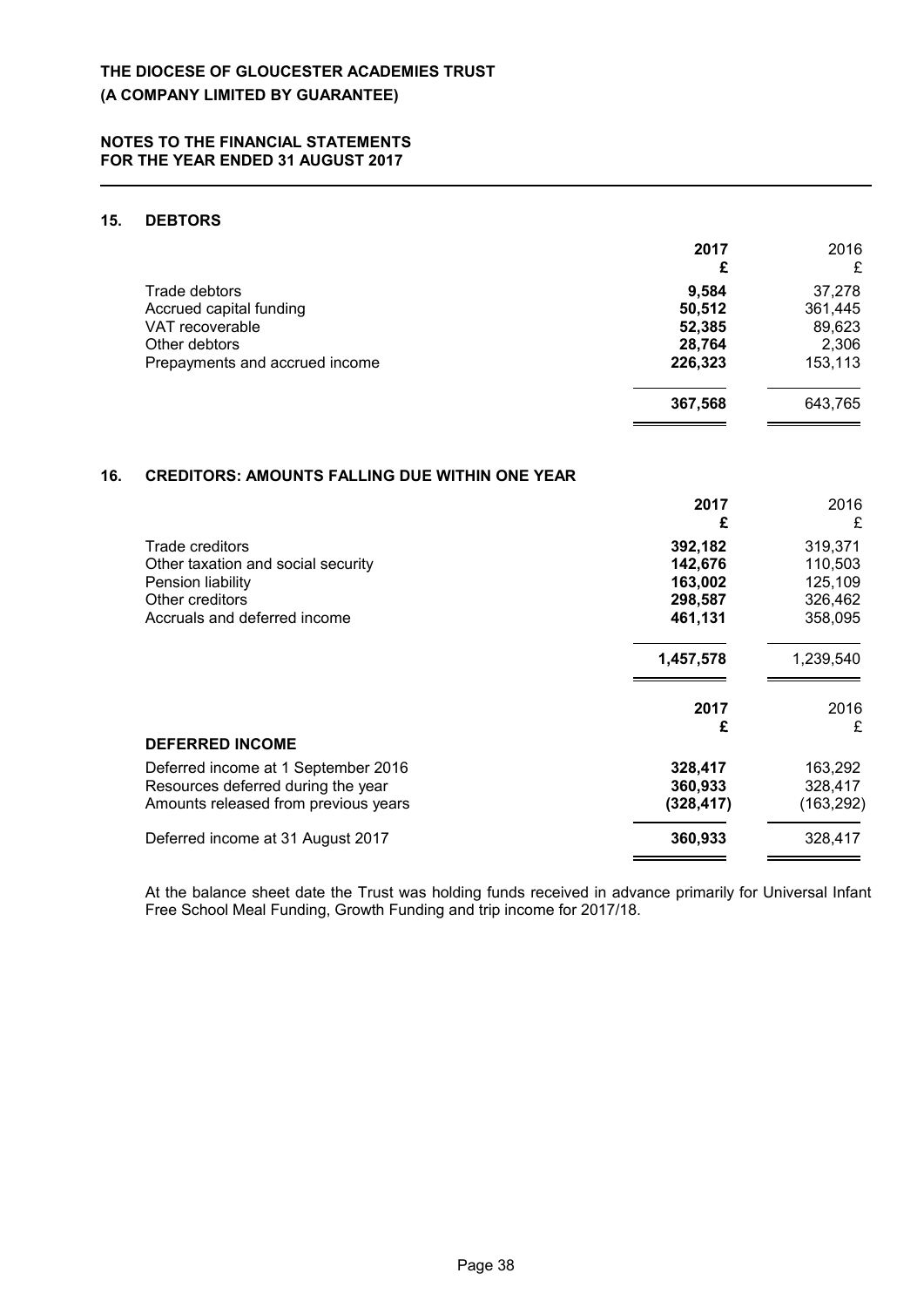## 15. DEBTORS

| | 2017 £ | 2016 £ |
|---|---|---|
| Trade debtors | **9,584** | 37,278 |
| Accrued capital funding | **50,512** | 361,445 |
| VAT recoverable | **52,385** | 89,623 |
| Other debtors | **28,764** | 2,306 |
| Prepayments and accrued income | **226,323** | 153,113 |
| | **367,568** | 643,765 |

## 16. CREDITORS: AMOUNTS FALLING DUE WITHIN ONE YEAR

| | 2017 £ | 2016 £ |
|---|---|---|
| Trade creditors | **392,182** | 319,371 |
| Other taxation and social security | **142,676** | 110,503 |
| Pension liability | **163,002** | 125,109 |
| Other creditors | **298,587** | 326,462 |
| Accruals and deferred income | **461,131** | 358,095 |
| | **1,457,578** | 1,239,540 |

| **DEFERRED INCOME** | 2017 £ | 2016 £ |
|---|---|---|
| Deferred income at 1 September 2016 | **328,417** | 163,292 |
| Resources deferred during the year | **360,933** | 328,417 |
| Amounts released from previous years | **(328,417)** | (163,292) |
| Deferred income at 31 August 2017 | **360,933** | 328,417 |

At the balance sheet date the Trust was holding funds received in advance primarily for Universal Infant Free School Meal Funding, Growth Funding and trip income for 2017/18.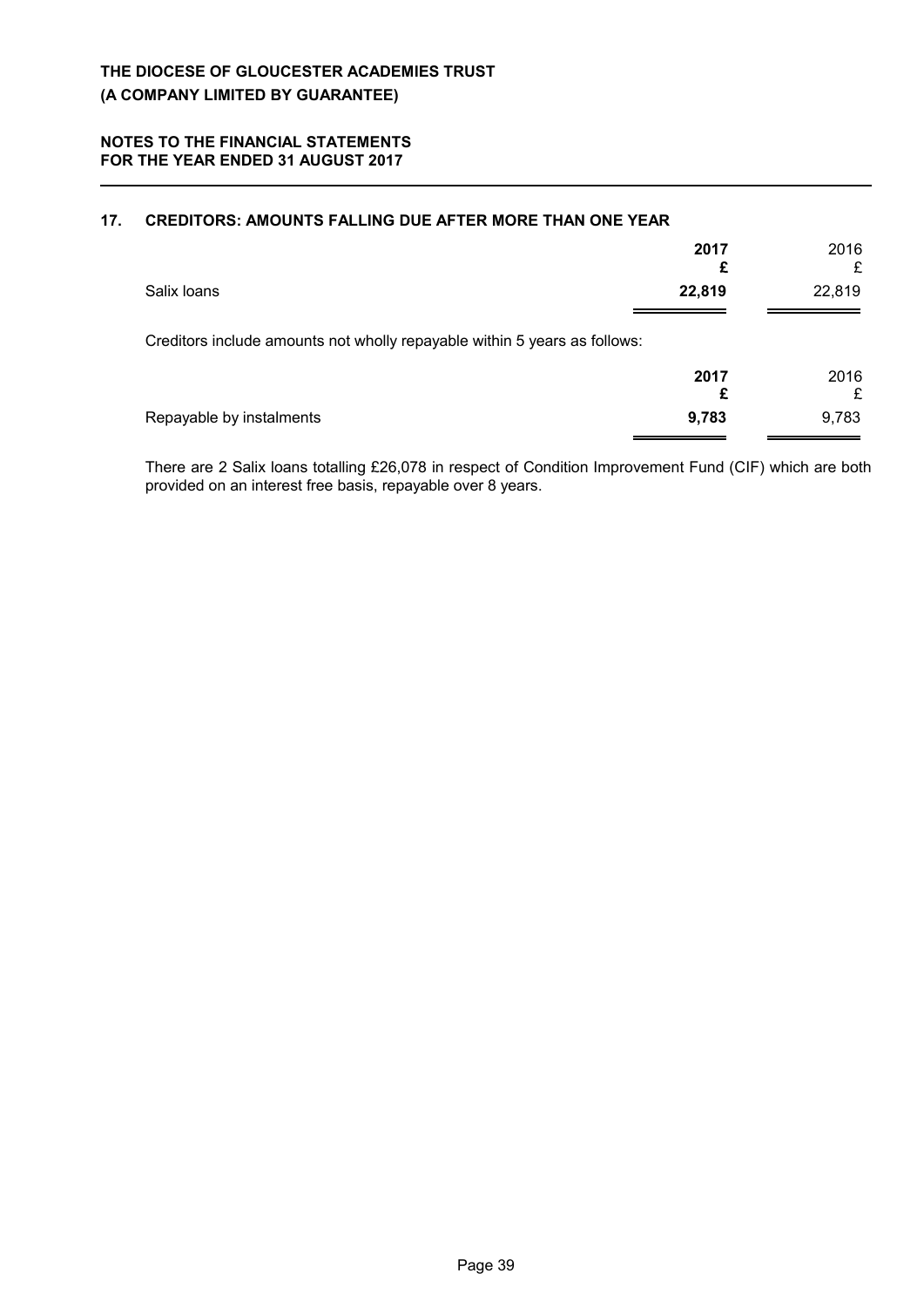## 17. CREDITORS: AMOUNTS FALLING DUE AFTER MORE THAN ONE YEAR

| | **2017** | 2016 |
|---|---|---|
| | **£** | £ |
| Salix loans | **22,819** | 22,819 |

Creditors include amounts not wholly repayable within 5 years as follows:

| | **2017** | 2016 |
|---|---|---|
| | **£** | £ |
| Repayable by instalments | **9,783** | 9,783 |

There are 2 Salix loans totalling £26,078 in respect of Condition Improvement Fund (CIF) which are both provided on an interest free basis, repayable over 8 years.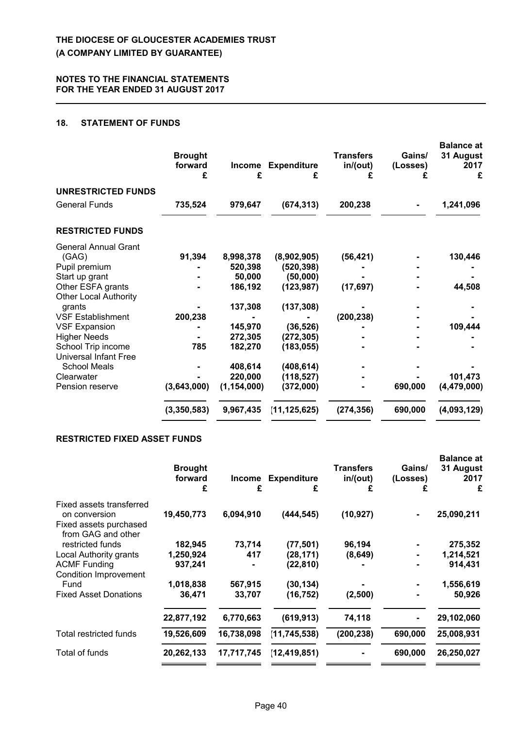**THE DIOCESE OF GLOUCESTER ACADEMIES TRUST**
**(A COMPANY LIMITED BY GUARANTEE)**

**NOTES TO THE FINANCIAL STATEMENTS**
**FOR THE YEAR ENDED 31 AUGUST 2017**

## 18. STATEMENT OF FUNDS

| | Brought forward £ | Income £ | Expenditure £ | Transfers in/(out) £ | Gains/ (Losses) £ | Balance at 31 August 2017 £ |
|---|---|---|---|---|---|---|
| **UNRESTRICTED FUNDS** | | | | | | |
| General Funds | **735,524** | **979,647** | **(674,313)** | **200,238** | **-** | **1,241,096** |
| **RESTRICTED FUNDS** | | | | | | |
| General Annual Grant (GAG) | 91,394 | 8,998,378 | (8,902,905) | (56,421) | - | 130,446 |
| Pupil premium | - | 520,398 | (520,398) | - | - | - |
| Start up grant | - | 50,000 | (50,000) | - | - | - |
| Other ESFA grants | - | 186,192 | (123,987) | (17,697) | - | 44,508 |
| Other Local Authority grants | - | 137,308 | (137,308) | - | - | - |
| VSF Establishment | 200,238 | - | - | (200,238) | - | - |
| VSF Expansion | - | 145,970 | (36,526) | - | - | 109,444 |
| Higher Needs | - | 272,305 | (272,305) | - | - | - |
| School Trip income | 785 | 182,270 | (183,055) | - | - | - |
| Universal Infant Free School Meals | - | 408,614 | (408,614) | - | - | - |
| Clearwater | - | 220,000 | (118,527) | - | - | 101,473 |
| Pension reserve | (3,643,000) | (1,154,000) | (372,000) | - | 690,000 | (4,479,000) |
| | **(3,350,583)** | **9,967,435** | **(11,125,625)** | **(274,356)** | **690,000** | **(4,093,129)** |

**RESTRICTED FIXED ASSET FUNDS**

| | Brought forward £ | Income £ | Expenditure £ | Transfers in/(out) £ | Gains/ (Losses) £ | Balance at 31 August 2017 £ |
|---|---|---|---|---|---|---|
| Fixed assets transferred on conversion | 19,450,773 | 6,094,910 | (444,545) | (10,927) | - | 25,090,211 |
| Fixed assets purchased from GAG and other restricted funds | 182,945 | 73,714 | (77,501) | 96,194 | - | 275,352 |
| Local Authority grants | 1,250,924 | 417 | (28,171) | (8,649) | - | 1,214,521 |
| ACMF Funding | 937,241 | - | (22,810) | - | - | 914,431 |
| Condition Improvement Fund | 1,018,838 | 567,915 | (30,134) | - | - | 1,556,619 |
| Fixed Asset Donations | 36,471 | 33,707 | (16,752) | (2,500) | - | 50,926 |
| | 22,877,192 | 6,770,663 | (619,913) | 74,118 | - | 29,102,060 |
| Total restricted funds | 19,526,609 | 16,738,098 | (11,745,538) | (200,238) | 690,000 | 25,008,931 |
| Total of funds | 20,262,133 | 17,717,745 | (12,419,851) | - | 690,000 | 26,250,027 |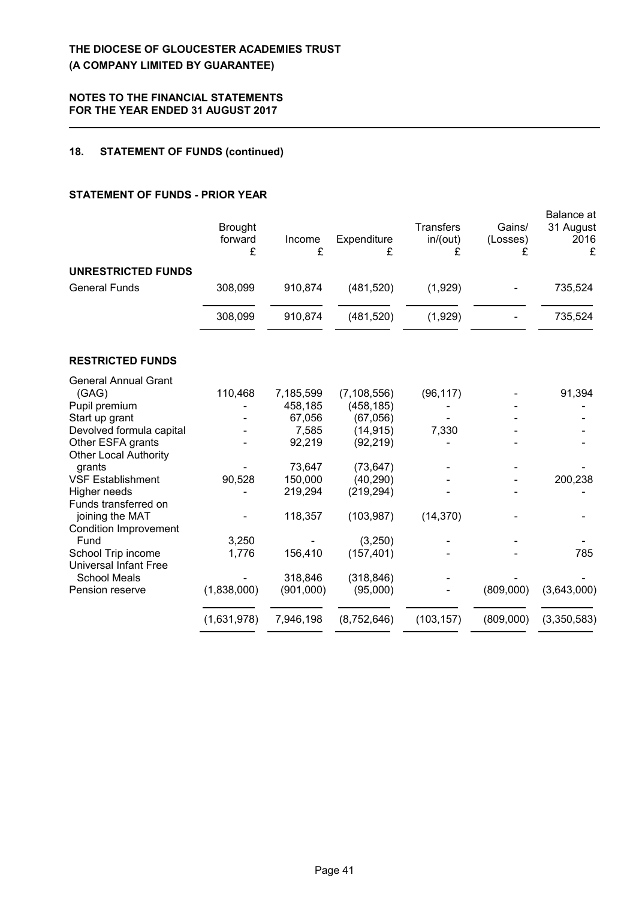## 18. STATEMENT OF FUNDS (continued)

### STATEMENT OF FUNDS - PRIOR YEAR

| | Brought forward £ | Income £ | Expenditure £ | Transfers in/(out) £ | Gains/ (Losses) £ | Balance at 31 August 2016 £ |
|---|---|---|---|---|---|---|
| **UNRESTRICTED FUNDS** | | | | | | |
| General Funds | 308,099 | 910,874 | (481,520) | (1,929) | - | 735,524 |
| | 308,099 | 910,874 | (481,520) | (1,929) | - | 735,524 |
| **RESTRICTED FUNDS** | | | | | | |
| General Annual Grant (GAG) | 110,468 | 7,185,599 | (7,108,556) | (96,117) | - | 91,394 |
| Pupil premium | - | 458,185 | (458,185) | - | - | - |
| Start up grant | - | 67,056 | (67,056) | - | - | - |
| Devolved formula capital | - | 7,585 | (14,915) | 7,330 | - | - |
| Other ESFA grants | - | 92,219 | (92,219) | - | - | - |
| Other Local Authority grants | - | 73,647 | (73,647) | - | - | - |
| VSF Establishment | 90,528 | 150,000 | (40,290) | - | - | 200,238 |
| Higher needs | - | 219,294 | (219,294) | - | - | - |
| Funds transferred on joining the MAT | - | 118,357 | (103,987) | (14,370) | - | - |
| Condition Improvement Fund | 3,250 | - | (3,250) | - | - | - |
| School Trip income | 1,776 | 156,410 | (157,401) | - | - | 785 |
| Universal Infant Free School Meals | - | 318,846 | (318,846) | - | - | - |
| Pension reserve | (1,838,000) | (901,000) | (95,000) | - | (809,000) | (3,643,000) |
| | (1,631,978) | 7,946,198 | (8,752,646) | (103,157) | (809,000) | (3,350,583) |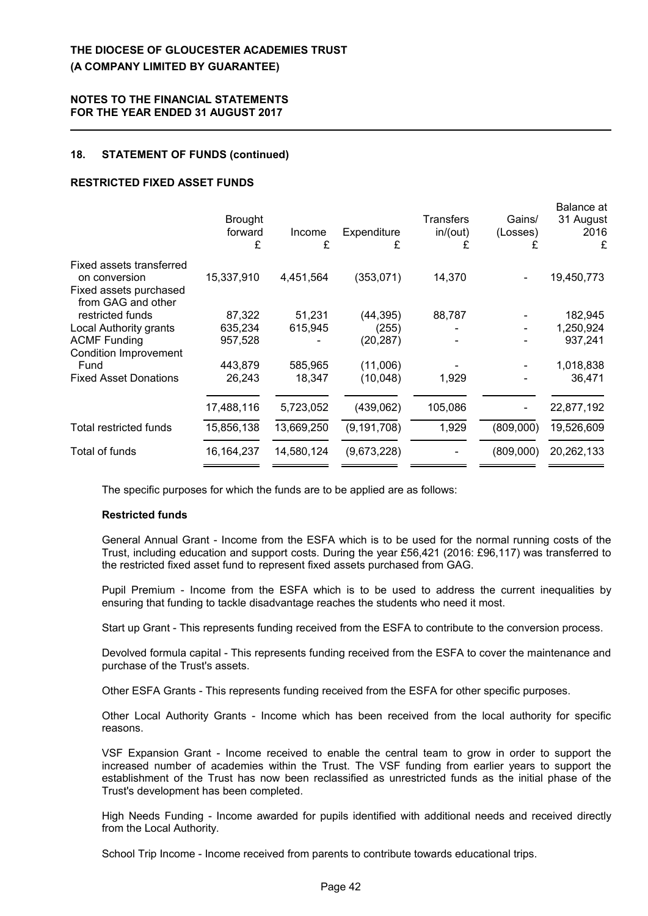## 18. STATEMENT OF FUNDS (continued)

### RESTRICTED FIXED ASSET FUNDS

| | Brought forward £ | Income £ | Expenditure £ | Transfers in/(out) £ | Gains/ (Losses) £ | Balance at 31 August 2016 £ |
|---|---|---|---|---|---|---|
| Fixed assets transferred on conversion | 15,337,910 | 4,451,564 | (353,071) | 14,370 | - | 19,450,773 |
| Fixed assets purchased from GAG and other restricted funds | 87,322 | 51,231 | (44,395) | 88,787 | - | 182,945 |
| Local Authority grants | 635,234 | 615,945 | (255) | - | - | 1,250,924 |
| ACMF Funding | 957,528 | - | (20,287) | - | - | 937,241 |
| Condition Improvement Fund | 443,879 | 585,965 | (11,006) | - | - | 1,018,838 |
| Fixed Asset Donations | 26,243 | 18,347 | (10,048) | 1,929 | | 36,471 |
| | 17,488,116 | 5,723,052 | (439,062) | 105,086 | - | 22,877,192 |
| Total restricted funds | 15,856,138 | 13,669,250 | (9,191,708) | 1,929 | (809,000) | 19,526,609 |
| Total of funds | 16,164,237 | 14,580,124 | (9,673,228) | - | (809,000) | 20,262,133 |

The specific purposes for which the funds are to be applied are as follows:

**Restricted funds**

General Annual Grant - Income from the ESFA which is to be used for the normal running costs of the Trust, including education and support costs. During the year £56,421 (2016: £96,117) was transferred to the restricted fixed asset fund to represent fixed assets purchased from GAG.

Pupil Premium - Income from the ESFA which is to be used to address the current inequalities by ensuring that funding to tackle disadvantage reaches the students who need it most.

Start up Grant - This represents funding received from the ESFA to contribute to the conversion process.

Devolved formula capital - This represents funding received from the ESFA to cover the maintenance and purchase of the Trust's assets.

Other ESFA Grants - This represents funding received from the ESFA for other specific purposes.

Other Local Authority Grants - Income which has been received from the local authority for specific reasons.

VSF Expansion Grant - Income received to enable the central team to grow in order to support the increased number of academies within the Trust. The VSF funding from earlier years to support the establishment of the Trust has now been reclassified as unrestricted funds as the initial phase of the Trust's development has been completed.

High Needs Funding - Income awarded for pupils identified with additional needs and received directly from the Local Authority.

School Trip Income - Income received from parents to contribute towards educational trips.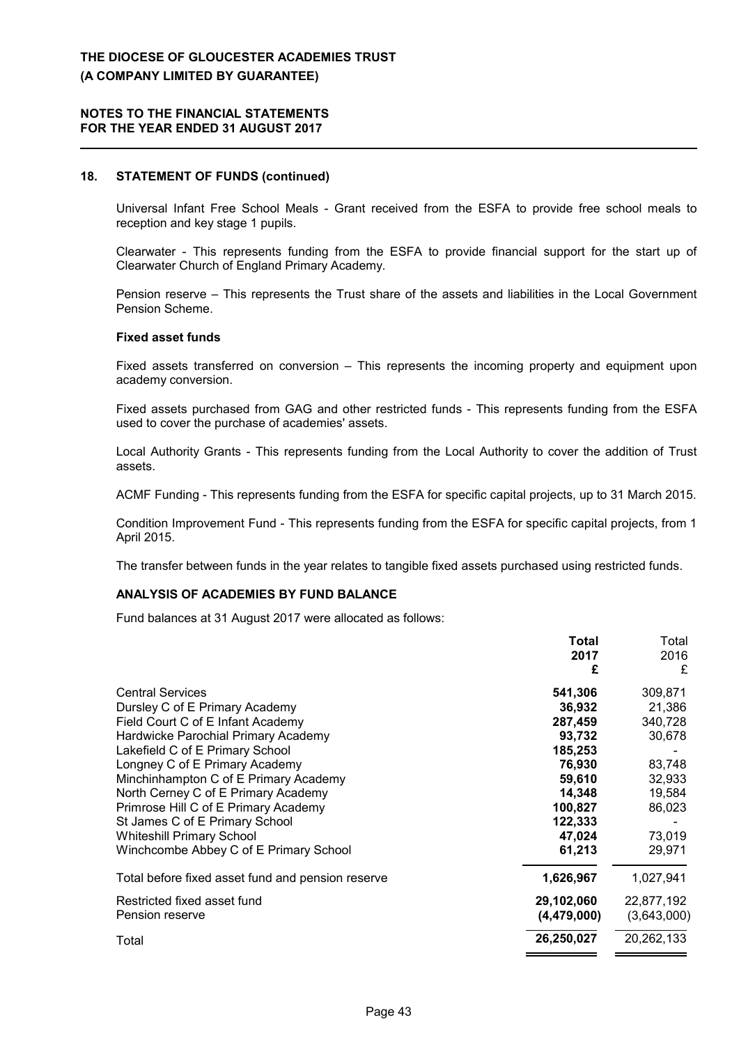## 18. STATEMENT OF FUNDS (continued)

Universal Infant Free School Meals - Grant received from the ESFA to provide free school meals to reception and key stage 1 pupils.

Clearwater - This represents funding from the ESFA to provide financial support for the start up of Clearwater Church of England Primary Academy.

Pension reserve – This represents the Trust share of the assets and liabilities in the Local Government Pension Scheme.

### Fixed asset funds

Fixed assets transferred on conversion – This represents the incoming property and equipment upon academy conversion.

Fixed assets purchased from GAG and other restricted funds - This represents funding from the ESFA used to cover the purchase of academies' assets.

Local Authority Grants - This represents funding from the Local Authority to cover the addition of Trust assets.

ACMF Funding - This represents funding from the ESFA for specific capital projects, up to 31 March 2015.

Condition Improvement Fund - This represents funding from the ESFA for specific capital projects, from 1 April 2015.

The transfer between funds in the year relates to tangible fixed assets purchased using restricted funds.

### ANALYSIS OF ACADEMIES BY FUND BALANCE

Fund balances at 31 August 2017 were allocated as follows:

| | **Total 2017 £** | Total 2016 £ |
|---|---|---|
| Central Services | **541,306** | 309,871 |
| Dursley C of E Primary Academy | **36,932** | 21,386 |
| Field Court C of E Infant Academy | **287,459** | 340,728 |
| Hardwicke Parochial Primary Academy | **93,732** | 30,678 |
| Lakefield C of E Primary School | **185,253** | - |
| Longney C of E Primary Academy | **76,930** | 83,748 |
| Minchinhampton C of E Primary Academy | **59,610** | 32,933 |
| North Cerney C of E Primary Academy | **14,348** | 19,584 |
| Primrose Hill C of E Primary Academy | **100,827** | 86,023 |
| St James C of E Primary School | **122,333** | - |
| Whiteshill Primary School | **47,024** | 73,019 |
| Winchcombe Abbey C of E Primary School | **61,213** | 29,971 |
| Total before fixed asset fund and pension reserve | **1,626,967** | 1,027,941 |
| Restricted fixed asset fund | **29,102,060** | 22,877,192 |
| Pension reserve | **(4,479,000)** | (3,643,000) |
| Total | **26,250,027** | 20,262,133 |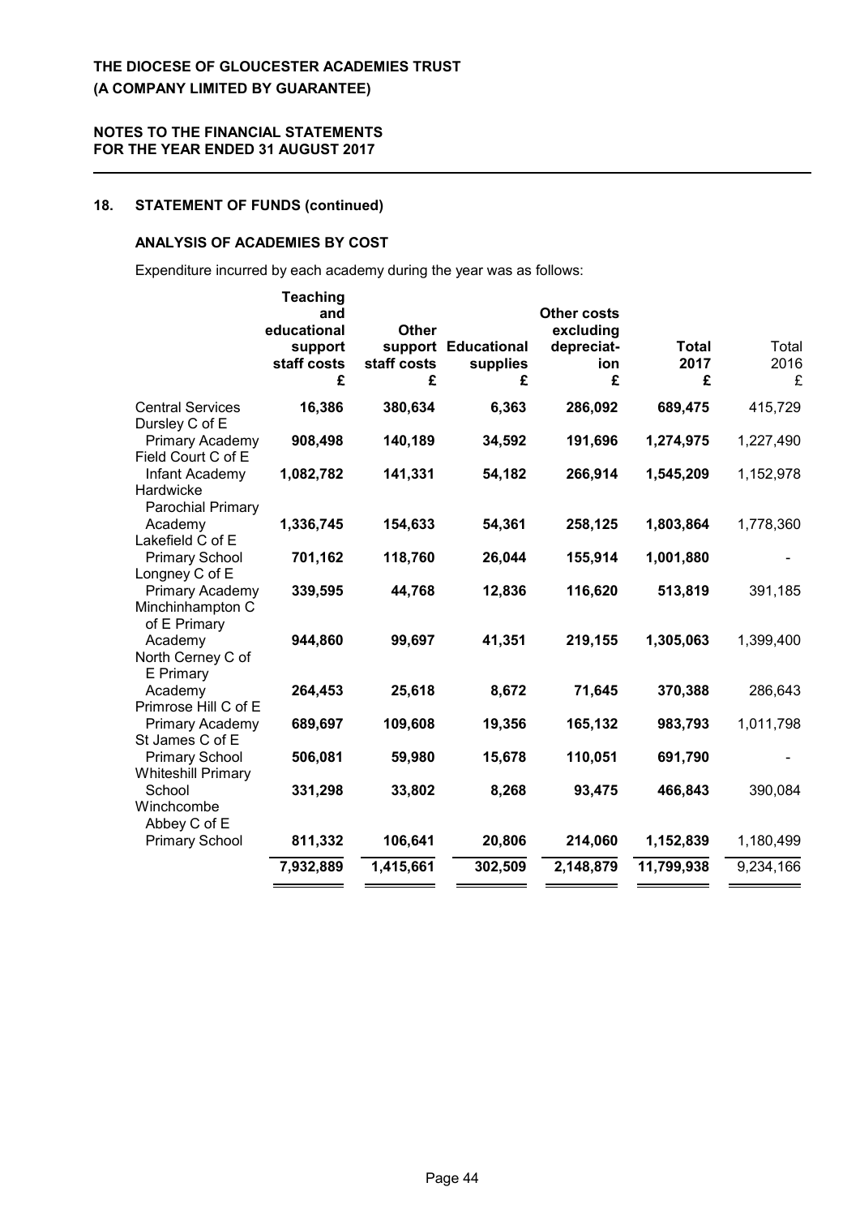## 18. STATEMENT OF FUNDS (continued)

### ANALYSIS OF ACADEMIES BY COST

Expenditure incurred by each academy during the year was as follows:

| | Teaching and educational support staff costs £ | Other support staff costs £ | Educational supplies £ | Other costs excluding depreciation £ | Total 2017 £ | Total 2016 £ |
|---|---|---|---|---|---|---|
| Central Services | **16,386** | **380,634** | **6,363** | **286,092** | **689,475** | 415,729 |
| Dursley C of E Primary Academy | **908,498** | **140,189** | **34,592** | **191,696** | **1,274,975** | 1,227,490 |
| Field Court C of E Infant Academy | **1,082,782** | **141,331** | **54,182** | **266,914** | **1,545,209** | 1,152,978 |
| Hardwicke Parochial Primary Academy | **1,336,745** | **154,633** | **54,361** | **258,125** | **1,803,864** | 1,778,360 |
| Lakefield C of E Primary School | **701,162** | **118,760** | **26,044** | **155,914** | **1,001,880** | - |
| Longney C of E Primary Academy | **339,595** | **44,768** | **12,836** | **116,620** | **513,819** | 391,185 |
| Minchinhampton C of E Primary Academy | **944,860** | **99,697** | **41,351** | **219,155** | **1,305,063** | 1,399,400 |
| North Cerney C of E Primary Academy | **264,453** | **25,618** | **8,672** | **71,645** | **370,388** | 286,643 |
| Primrose Hill C of E Primary Academy | **689,697** | **109,608** | **19,356** | **165,132** | **983,793** | 1,011,798 |
| St James C of E Primary School | **506,081** | **59,980** | **15,678** | **110,051** | **691,790** | - |
| Whiteshill Primary School | **331,298** | **33,802** | **8,268** | **93,475** | **466,843** | 390,084 |
| Winchcombe Abbey C of E Primary School | **811,332** | **106,641** | **20,806** | **214,060** | **1,152,839** | 1,180,499 |
| | **7,932,889** | **1,415,661** | **302,509** | **2,148,879** | **11,799,938** | 9,234,166 |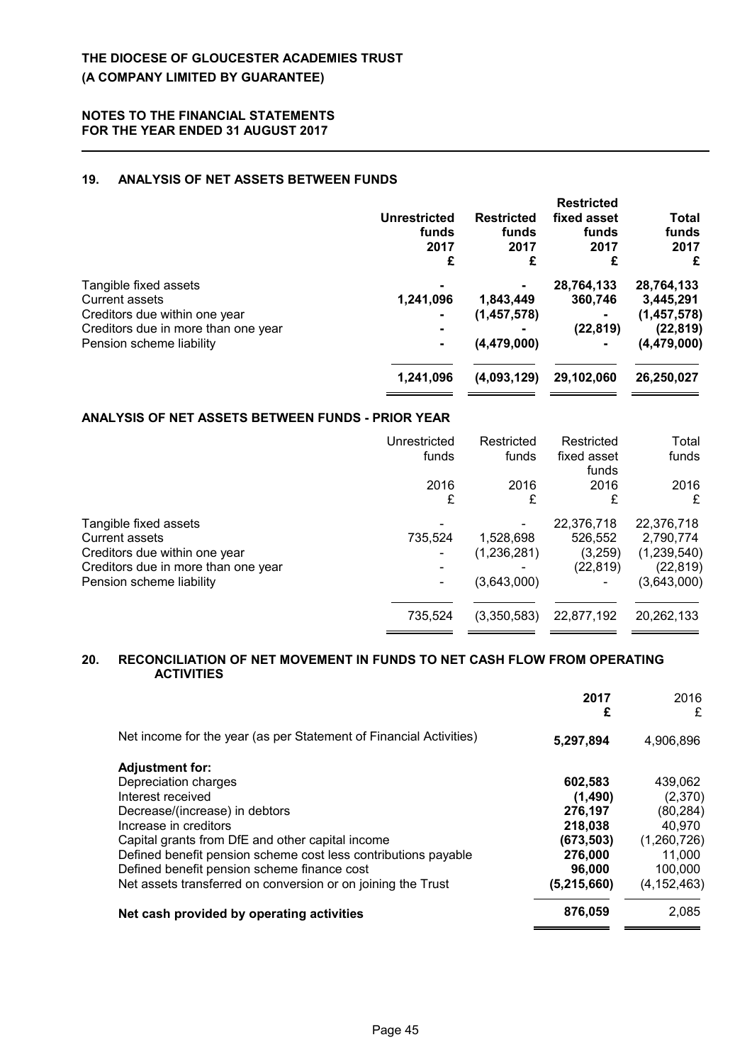## 19. ANALYSIS OF NET ASSETS BETWEEN FUNDS

| | Unrestricted funds 2017 £ | Restricted funds 2017 £ | Restricted fixed asset funds 2017 £ | Total funds 2017 £ |
|---|---|---|---|---|
| Tangible fixed assets | - | - | 28,764,133 | 28,764,133 |
| Current assets | 1,241,096 | 1,843,449 | 360,746 | 3,445,291 |
| Creditors due within one year | - | (1,457,578) | - | (1,457,578) |
| Creditors due in more than one year | - | - | (22,819) | (22,819) |
| Pension scheme liability | - | (4,479,000) | - | (4,479,000) |
| | **1,241,096** | **(4,093,129)** | **29,102,060** | **26,250,027** |

### ANALYSIS OF NET ASSETS BETWEEN FUNDS - PRIOR YEAR

| | Unrestricted funds 2016 £ | Restricted funds 2016 £ | Restricted fixed asset funds 2016 £ | Total funds 2016 £ |
|---|---|---|---|---|
| Tangible fixed assets | - | - | 22,376,718 | 22,376,718 |
| Current assets | 735,524 | 1,528,698 | 526,552 | 2,790,774 |
| Creditors due within one year | - | (1,236,281) | (3,259) | (1,239,540) |
| Creditors due in more than one year | - | - | (22,819) | (22,819) |
| Pension scheme liability | - | (3,643,000) | - | (3,643,000) |
| | 735,524 | (3,350,583) | 22,877,192 | 20,262,133 |

## 20. RECONCILIATION OF NET MOVEMENT IN FUNDS TO NET CASH FLOW FROM OPERATING ACTIVITIES

| | 2017 £ | 2016 £ |
|---|---|---|
| Net income for the year (as per Statement of Financial Activities) | **5,297,894** | 4,906,896 |
| **Adjustment for:** | | |
| Depreciation charges | **602,583** | 439,062 |
| Interest received | **(1,490)** | (2,370) |
| Decrease/(increase) in debtors | **276,197** | (80,284) |
| Increase in creditors | **218,038** | 40,970 |
| Capital grants from DfE and other capital income | **(673,503)** | (1,260,726) |
| Defined benefit pension scheme cost less contributions payable | **276,000** | 11,000 |
| Defined benefit pension scheme finance cost | **96,000** | 100,000 |
| Net assets transferred on conversion or on joining the Trust | **(5,215,660)** | (4,152,463) |
| **Net cash provided by operating activities** | **876,059** | 2,085 |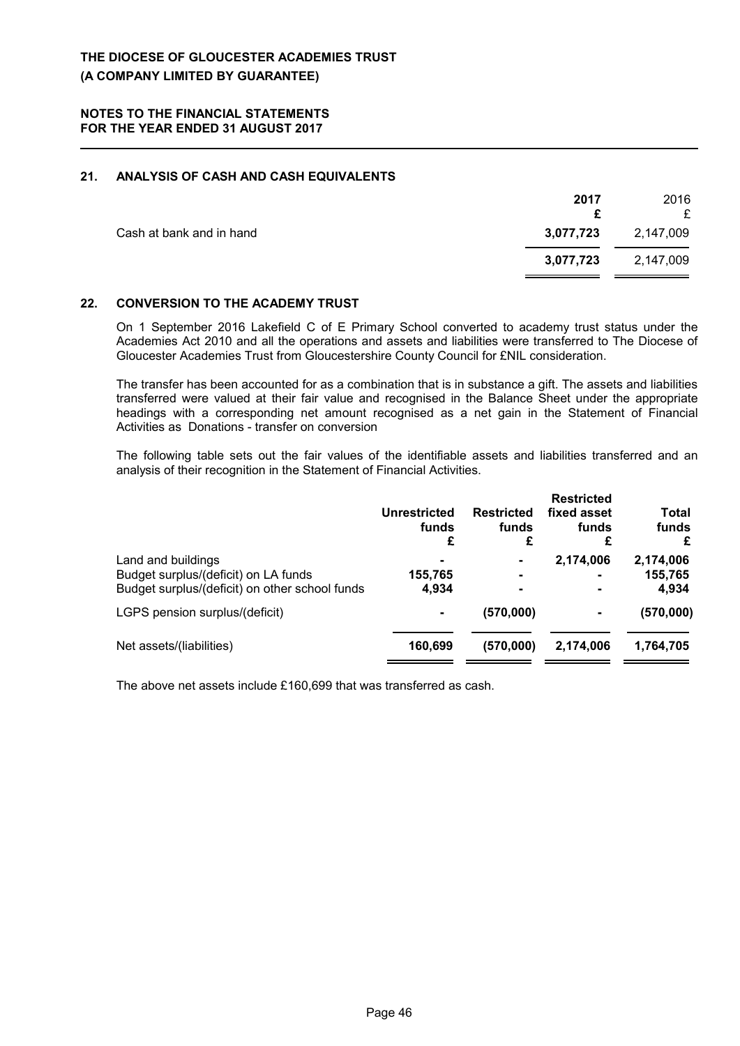## 21. ANALYSIS OF CASH AND CASH EQUIVALENTS

| | 2017 £ | 2016 £ |
|---|---|---|
| Cash at bank and in hand | **3,077,723** | 2,147,009 |
| | **3,077,723** | 2,147,009 |

## 22. CONVERSION TO THE ACADEMY TRUST

On 1 September 2016 Lakefield C of E Primary School converted to academy trust status under the Academies Act 2010 and all the operations and assets and liabilities were transferred to The Diocese of Gloucester Academies Trust from Gloucestershire County Council for £NIL consideration.

The transfer has been accounted for as a combination that is in substance a gift. The assets and liabilities transferred were valued at their fair value and recognised in the Balance Sheet under the appropriate headings with a corresponding net amount recognised as a net gain in the Statement of Financial Activities as Donations - transfer on conversion

The following table sets out the fair values of the identifiable assets and liabilities transferred and an analysis of their recognition in the Statement of Financial Activities.

| | Unrestricted funds £ | Restricted funds £ | Restricted fixed asset funds £ | Total funds £ |
|---|---|---|---|---|
| Land and buildings | - | - | 2,174,006 | 2,174,006 |
| Budget surplus/(deficit) on LA funds | 155,765 | - | - | 155,765 |
| Budget surplus/(deficit) on other school funds | 4,934 | - | - | 4,934 |
| LGPS pension surplus/(deficit) | - | (570,000) | - | (570,000) |
| Net assets/(liabilities) | 160,699 | (570,000) | 2,174,006 | 1,764,705 |

The above net assets include £160,699 that was transferred as cash.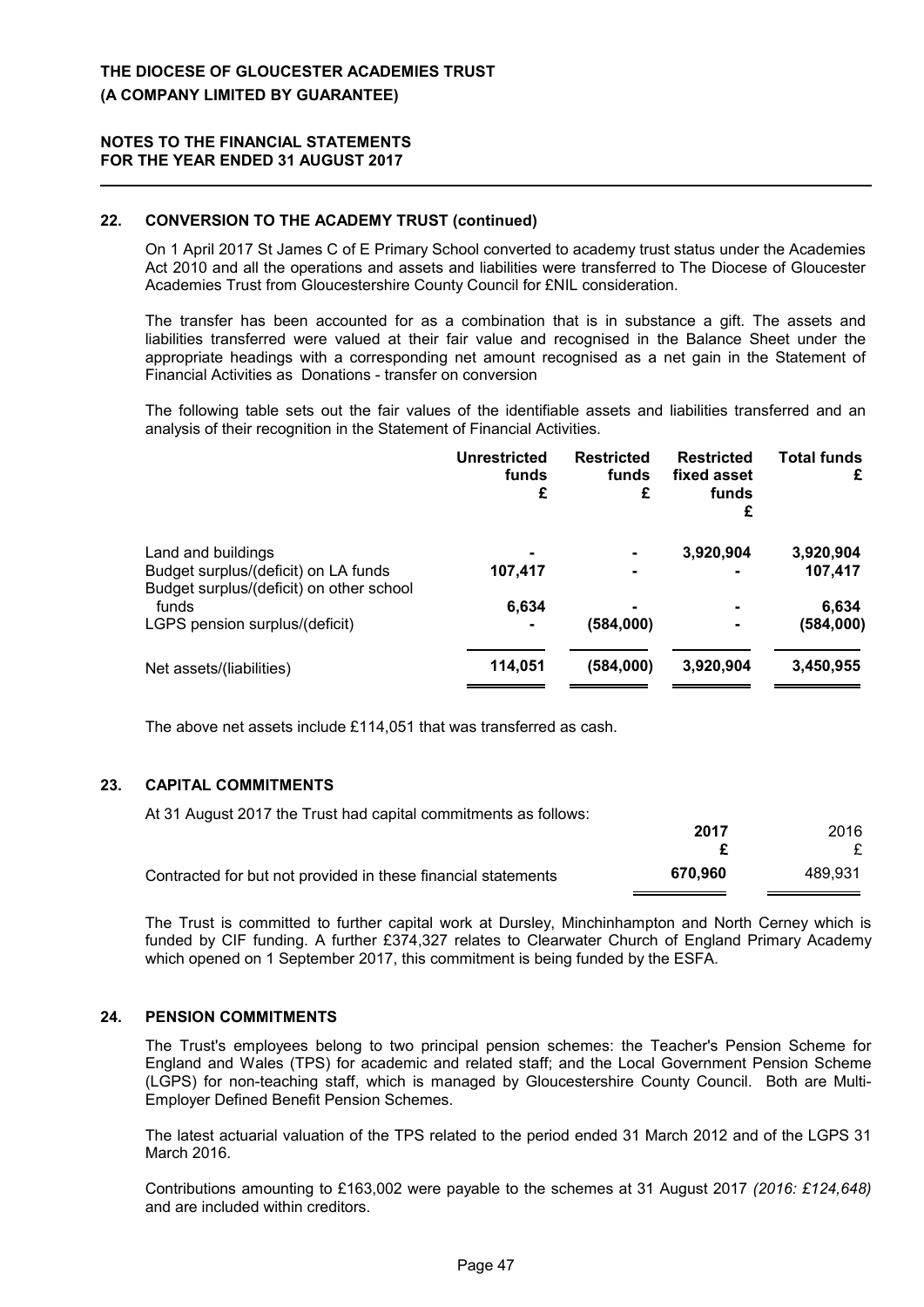## 22. CONVERSION TO THE ACADEMY TRUST (continued)

On 1 April 2017 St James C of E Primary School converted to academy trust status under the Academies Act 2010 and all the operations and assets and liabilities were transferred to The Diocese of Gloucester Academies Trust from Gloucestershire County Council for £NIL consideration.

The transfer has been accounted for as a combination that is in substance a gift. The assets and liabilities transferred were valued at their fair value and recognised in the Balance Sheet under the appropriate headings with a corresponding net amount recognised as a net gain in the Statement of Financial Activities as Donations - transfer on conversion

The following table sets out the fair values of the identifiable assets and liabilities transferred and an analysis of their recognition in the Statement of Financial Activities.

| | Unrestricted funds £ | Restricted funds £ | Restricted fixed asset funds £ | Total funds £ |
|---|---|---|---|---|
| Land and buildings | - | - | 3,920,904 | 3,920,904 |
| Budget surplus/(deficit) on LA funds | 107,417 | - | - | 107,417 |
| Budget surplus/(deficit) on other school funds | 6,634 | - | - | 6,634 |
| LGPS pension surplus/(deficit) | - | (584,000) | - | (584,000) |
| Net assets/(liabilities) | 114,051 | (584,000) | 3,920,904 | 3,450,955 |

The above net assets include £114,051 that was transferred as cash.

## 23. CAPITAL COMMITMENTS

At 31 August 2017 the Trust had capital commitments as follows:

| | 2017 £ | 2016 £ |
|---|---|---|
| Contracted for but not provided in these financial statements | 670,960 | 489,931 |

The Trust is committed to further capital work at Dursley, Minchinhampton and North Cerney which is funded by CIF funding. A further £374,327 relates to Clearwater Church of England Primary Academy which opened on 1 September 2017, this commitment is being funded by the ESFA.

## 24. PENSION COMMITMENTS

The Trust's employees belong to two principal pension schemes: the Teacher's Pension Scheme for England and Wales (TPS) for academic and related staff; and the Local Government Pension Scheme (LGPS) for non-teaching staff, which is managed by Gloucestershire County Council. Both are Multi-Employer Defined Benefit Pension Schemes.

The latest actuarial valuation of the TPS related to the period ended 31 March 2012 and of the LGPS 31 March 2016.

Contributions amounting to £163,002 were payable to the schemes at 31 August 2017 *(2016: £124,648)* and are included within creditors.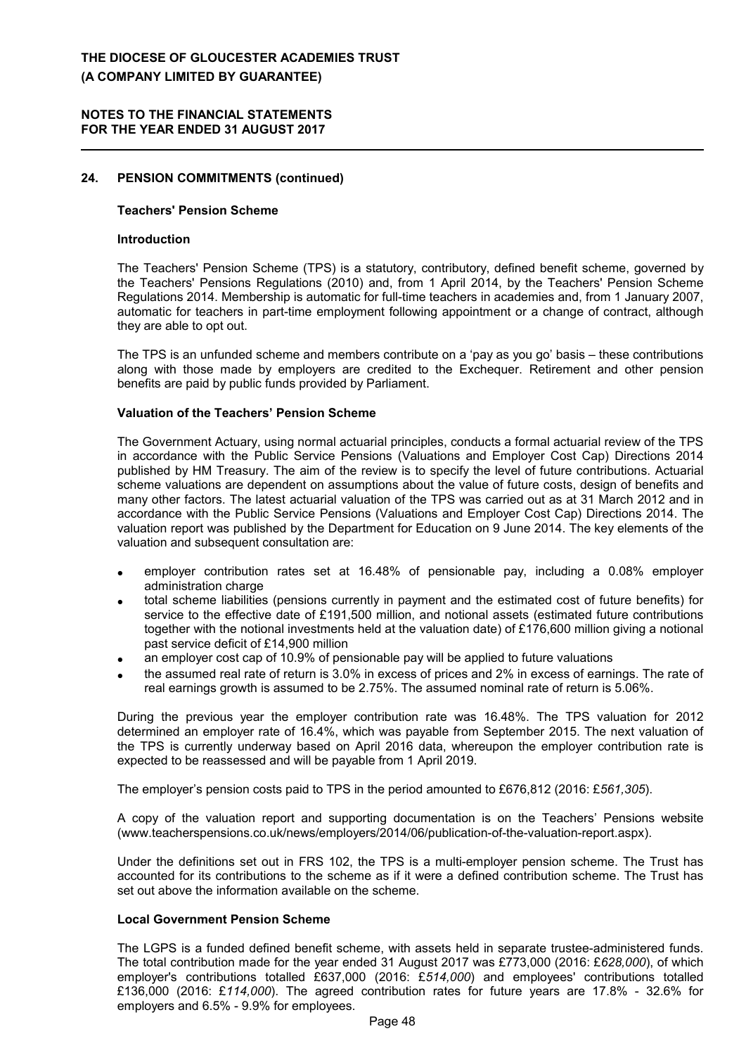## 24. PENSION COMMITMENTS (continued)

### Teachers' Pension Scheme

#### Introduction

The Teachers' Pension Scheme (TPS) is a statutory, contributory, defined benefit scheme, governed by the Teachers' Pensions Regulations (2010) and, from 1 April 2014, by the Teachers' Pension Scheme Regulations 2014. Membership is automatic for full-time teachers in academies and, from 1 January 2007, automatic for teachers in part-time employment following appointment or a change of contract, although they are able to opt out.

The TPS is an unfunded scheme and members contribute on a 'pay as you go' basis – these contributions along with those made by employers are credited to the Exchequer. Retirement and other pension benefits are paid by public funds provided by Parliament.

#### Valuation of the Teachers' Pension Scheme

The Government Actuary, using normal actuarial principles, conducts a formal actuarial review of the TPS in accordance with the Public Service Pensions (Valuations and Employer Cost Cap) Directions 2014 published by HM Treasury. The aim of the review is to specify the level of future contributions. Actuarial scheme valuations are dependent on assumptions about the value of future costs, design of benefits and many other factors. The latest actuarial valuation of the TPS was carried out as at 31 March 2012 and in accordance with the Public Service Pensions (Valuations and Employer Cost Cap) Directions 2014. The valuation report was published by the Department for Education on 9 June 2014. The key elements of the valuation and subsequent consultation are:

- employer contribution rates set at 16.48% of pensionable pay, including a 0.08% employer administration charge
- total scheme liabilities (pensions currently in payment and the estimated cost of future benefits) for service to the effective date of £191,500 million, and notional assets (estimated future contributions together with the notional investments held at the valuation date) of £176,600 million giving a notional past service deficit of £14,900 million
- an employer cost cap of 10.9% of pensionable pay will be applied to future valuations
- the assumed real rate of return is 3.0% in excess of prices and 2% in excess of earnings. The rate of real earnings growth is assumed to be 2.75%. The assumed nominal rate of return is 5.06%.

During the previous year the employer contribution rate was 16.48%. The TPS valuation for 2012 determined an employer rate of 16.4%, which was payable from September 2015. The next valuation of the TPS is currently underway based on April 2016 data, whereupon the employer contribution rate is expected to be reassessed and will be payable from 1 April 2019.

The employer's pension costs paid to TPS in the period amounted to £676,812 (2016: £*561,305*).

A copy of the valuation report and supporting documentation is on the Teachers' Pensions website (www.teacherspensions.co.uk/news/employers/2014/06/publication-of-the-valuation-report.aspx).

Under the definitions set out in FRS 102, the TPS is a multi-employer pension scheme. The Trust has accounted for its contributions to the scheme as if it were a defined contribution scheme. The Trust has set out above the information available on the scheme.

### Local Government Pension Scheme

The LGPS is a funded defined benefit scheme, with assets held in separate trustee-administered funds. The total contribution made for the year ended 31 August 2017 was £773,000 (2016: £*628,000*), of which employer's contributions totalled £637,000 (2016: £*514,000*) and employees' contributions totalled £136,000 (2016: £*114,000*). The agreed contribution rates for future years are 17.8% - 32.6% for employers and 6.5% - 9.9% for employees.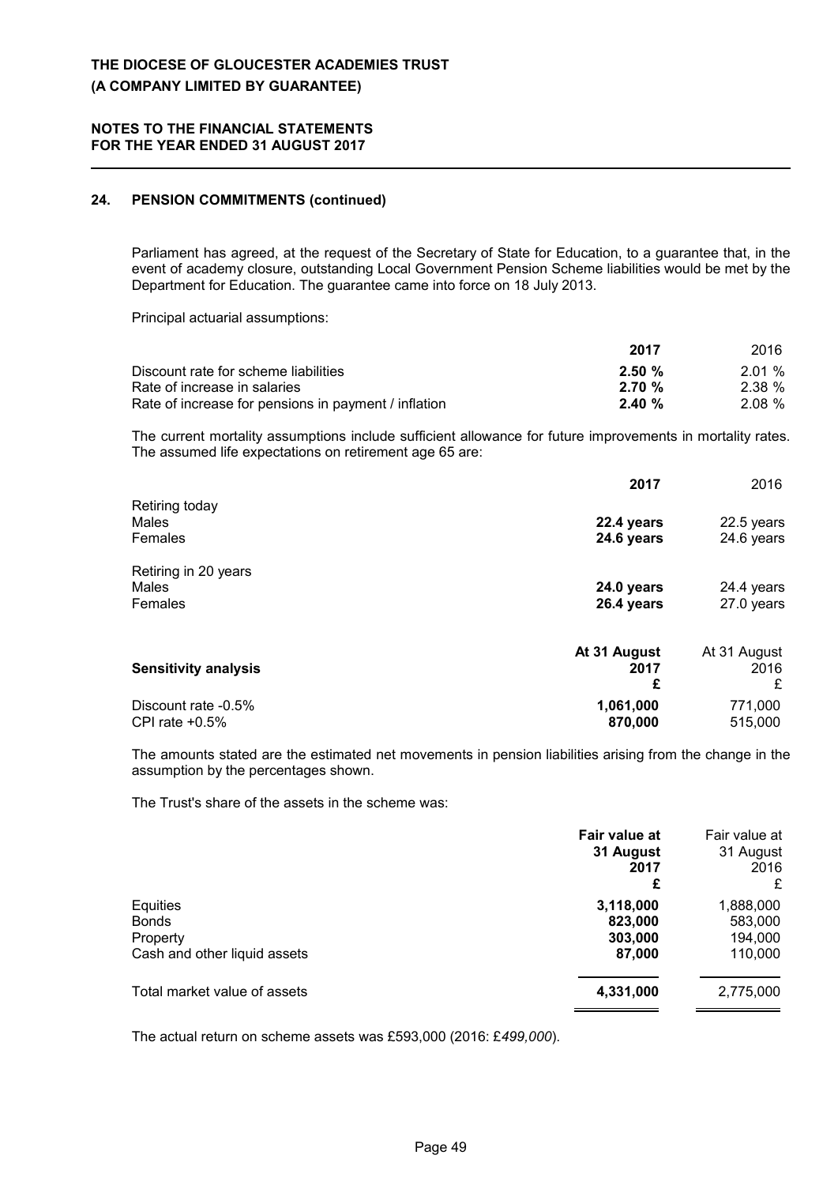## 24. PENSION COMMITMENTS (continued)

Parliament has agreed, at the request of the Secretary of State for Education, to a guarantee that, in the event of academy closure, outstanding Local Government Pension Scheme liabilities would be met by the Department for Education. The guarantee came into force on 18 July 2013.

Principal actuarial assumptions:

| | 2017 | 2016 |
|---|---|---|
| Discount rate for scheme liabilities | **2.50 %** | 2.01 % |
| Rate of increase in salaries | **2.70 %** | 2.38 % |
| Rate of increase for pensions in payment / inflation | **2.40 %** | 2.08 % |

The current mortality assumptions include sufficient allowance for future improvements in mortality rates. The assumed life expectations on retirement age 65 are:

| | 2017 | 2016 |
|---|---|---|
| Retiring today | | |
| Males | **22.4 years** | 22.5 years |
| Females | **24.6 years** | 24.6 years |
| Retiring in 20 years | | |
| Males | **24.0 years** | 24.4 years |
| Females | **26.4 years** | 27.0 years |

| **Sensitivity analysis** | At 31 August 2017 £ | At 31 August 2016 £ |
|---|---|---|
| Discount rate -0.5% | **1,061,000** | 771,000 |
| CPI rate +0.5% | **870,000** | 515,000 |

The amounts stated are the estimated net movements in pension liabilities arising from the change in the assumption by the percentages shown.

The Trust's share of the assets in the scheme was:

| | Fair value at 31 August 2017 £ | Fair value at 31 August 2016 £ |
|---|---|---|
| Equities | **3,118,000** | 1,888,000 |
| Bonds | **823,000** | 583,000 |
| Property | **303,000** | 194,000 |
| Cash and other liquid assets | **87,000** | 110,000 |
| Total market value of assets | **4,331,000** | 2,775,000 |

The actual return on scheme assets was £593,000 (2016: £*499,000*).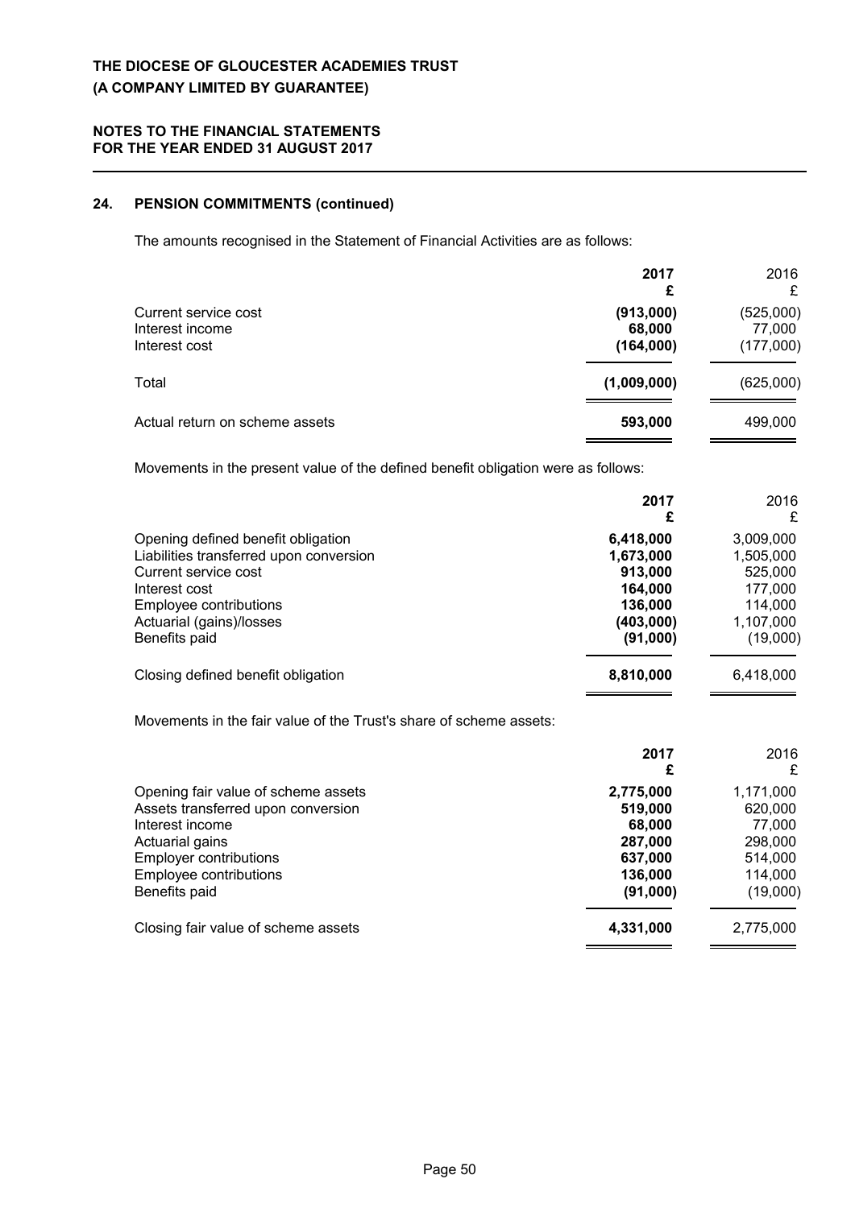## 24. PENSION COMMITMENTS (continued)

The amounts recognised in the Statement of Financial Activities are as follows:

| | 2017<br>£ | 2016<br>£ |
|---|---|---|
| Current service cost | (913,000) | (525,000) |
| Interest income | 68,000 | 77,000 |
| Interest cost | (164,000) | (177,000) |
| Total | (1,009,000) | (625,000) |
| Actual return on scheme assets | 593,000 | 499,000 |

Movements in the present value of the defined benefit obligation were as follows:

| | 2017<br>£ | 2016<br>£ |
|---|---|---|
| Opening defined benefit obligation | 6,418,000 | 3,009,000 |
| Liabilities transferred upon conversion | 1,673,000 | 1,505,000 |
| Current service cost | 913,000 | 525,000 |
| Interest cost | 164,000 | 177,000 |
| Employee contributions | 136,000 | 114,000 |
| Actuarial (gains)/losses | (403,000) | 1,107,000 |
| Benefits paid | (91,000) | (19,000) |
| Closing defined benefit obligation | 8,810,000 | 6,418,000 |

Movements in the fair value of the Trust's share of scheme assets:

| | 2017<br>£ | 2016<br>£ |
|---|---|---|
| Opening fair value of scheme assets | 2,775,000 | 1,171,000 |
| Assets transferred upon conversion | 519,000 | 620,000 |
| Interest income | 68,000 | 77,000 |
| Actuarial gains | 287,000 | 298,000 |
| Employer contributions | 637,000 | 514,000 |
| Employee contributions | 136,000 | 114,000 |
| Benefits paid | (91,000) | (19,000) |
| Closing fair value of scheme assets | 4,331,000 | 2,775,000 |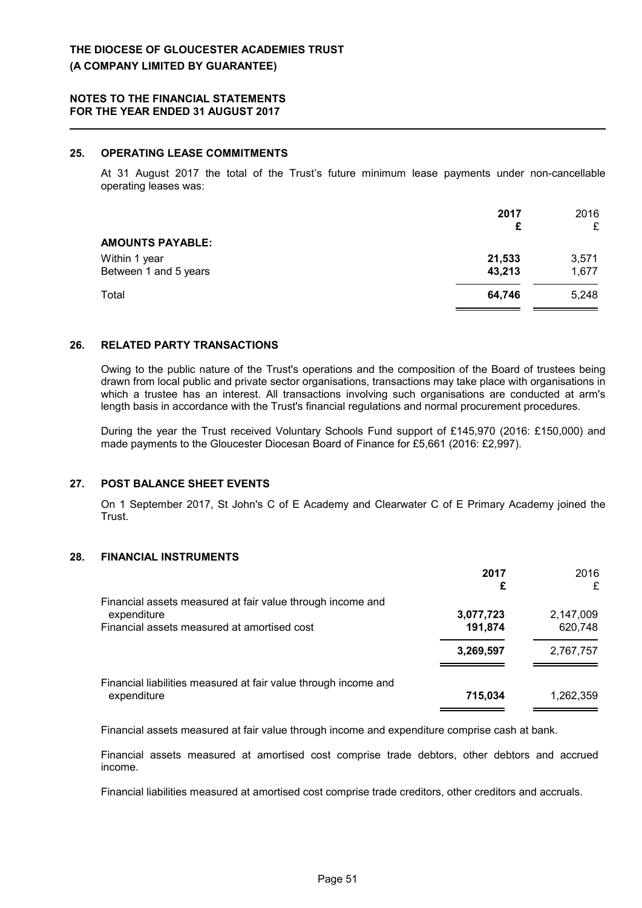## 25. OPERATING LEASE COMMITMENTS

At 31 August 2017 the total of the Trust's future minimum lease payments under non-cancellable operating leases was:

| | **2017** **£** | 2016 £ |
|---|---|---|
| **AMOUNTS PAYABLE:** | | |
| Within 1 year | **21,533** | 3,571 |
| Between 1 and 5 years | **43,213** | 1,677 |
| Total | **64,746** | 5,248 |

## 26. RELATED PARTY TRANSACTIONS

Owing to the public nature of the Trust's operations and the composition of the Board of trustees being drawn from local public and private sector organisations, transactions may take place with organisations in which a trustee has an interest. All transactions involving such organisations are conducted at arm's length basis in accordance with the Trust's financial regulations and normal procurement procedures.

During the year the Trust received Voluntary Schools Fund support of £145,970 (2016: £150,000) and made payments to the Gloucester Diocesan Board of Finance for £5,661 (2016: £2,997).

## 27. POST BALANCE SHEET EVENTS

On 1 September 2017, St John's C of E Academy and Clearwater C of E Primary Academy joined the Trust.

## 28. FINANCIAL INSTRUMENTS

| | **2017** **£** | 2016 £ |
|---|---|---|
| Financial assets measured at fair value through income and expenditure | **3,077,723** | 2,147,009 |
| Financial assets measured at amortised cost | **191,874** | 620,748 |
| | **3,269,597** | 2,767,757 |
| Financial liabilities measured at fair value through income and expenditure | **715,034** | 1,262,359 |

Financial assets measured at fair value through income and expenditure comprise cash at bank.

Financial assets measured at amortised cost comprise trade debtors, other debtors and accrued income.

Financial liabilities measured at amortised cost comprise trade creditors, other creditors and accruals.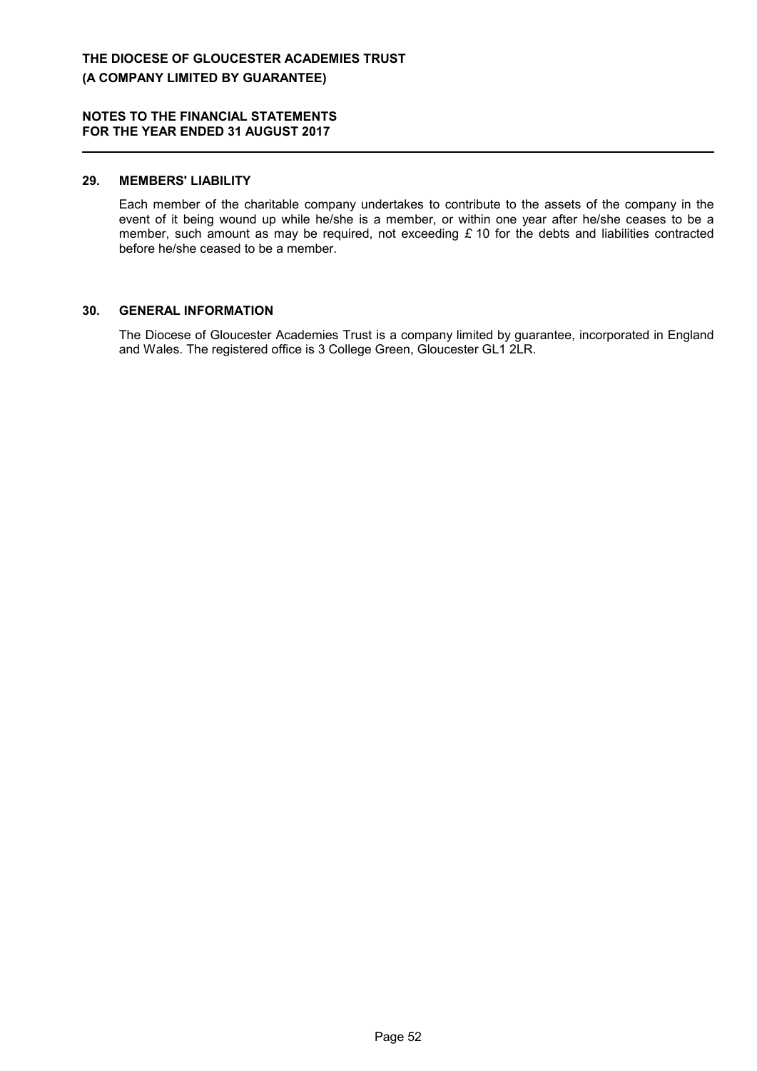## 29. MEMBERS' LIABILITY

Each member of the charitable company undertakes to contribute to the assets of the company in the event of it being wound up while he/she is a member, or within one year after he/she ceases to be a member, such amount as may be required, not exceeding £ 10 for the debts and liabilities contracted before he/she ceased to be a member.

## 30. GENERAL INFORMATION

The Diocese of Gloucester Academies Trust is a company limited by guarantee, incorporated in England and Wales. The registered office is 3 College Green, Gloucester GL1 2LR.